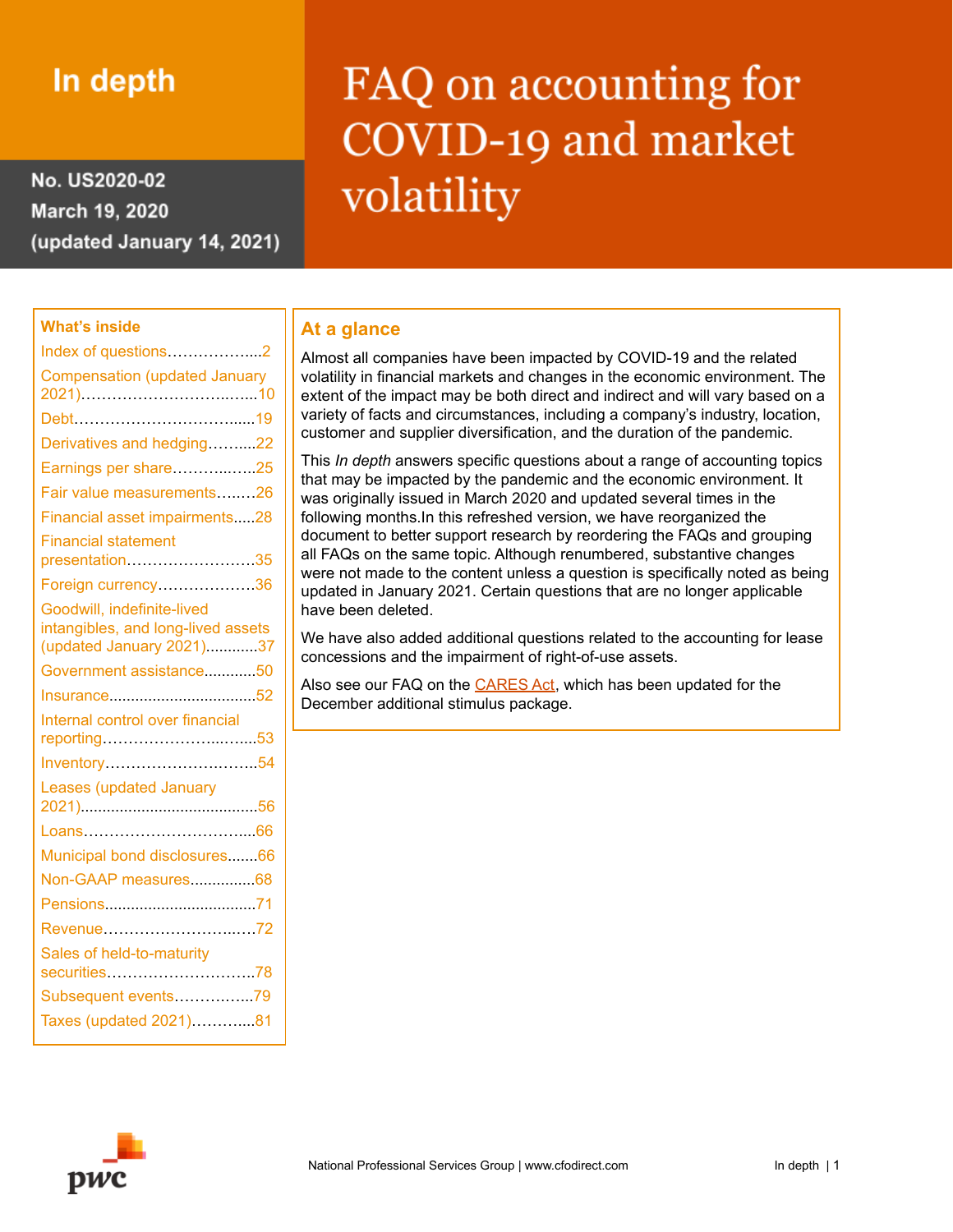# In depth

**No. US2020-02**
**March 19, 2020**
**(updated January 14, 2021)**

# FAQ on accounting for COVID-19 and market volatility

## At a glance

Almost all companies have been impacted by COVID-19 and the related volatility in financial markets and changes in the economic environment. The extent of the impact may be both direct and indirect and will vary based on a variety of facts and circumstances, including a company's industry, location, customer and supplier diversification, and the duration of the pandemic.

This *In depth* answers specific questions about a range of accounting topics that may be impacted by the pandemic and the economic environment. It was originally issued in March 2020 and updated several times in the following months.In this refreshed version, we have reorganized the document to better support research by reordering the FAQs and grouping all FAQs on the same topic. Although renumbered, substantive changes were not made to the content unless a question is specifically noted as being updated in January 2021. Certain questions that are no longer applicable have been deleted.

We have also added additional questions related to the accounting for lease concessions and the impairment of right-of-use assets.

Also see our FAQ on the CARES Act, which has been updated for the December additional stimulus package.

## What's inside

- Index of questions……………....2
- Compensation (updated January 2021)……………………….…....10
- Debt…………………………......19
- Derivatives and hedging……....22
- Earnings per share…………..…..25
- Fair value measurements…...…26
- Financial asset impairments.....28
- Financial statement presentation……………………35
- Foreign currency……………….36
- Goodwill, indefinite-lived intangibles, and long-lived assets (updated January 2021)............37
- Government assistance............50
- Insurance..................................52
- Internal control over financial reporting……………………..…....53
- Inventory………………………..54
- Leases (updated January 2021).........................................56
- Loans……………………….…...66
- Municipal bond disclosures.......66
- Non-GAAP measures...............68
- Pensions...................................71
- Revenue……………………..…72
- Sales of held-to-maturity securities……………………….78
- Subsequent events……………..79
- Taxes (updated 2021)……….....81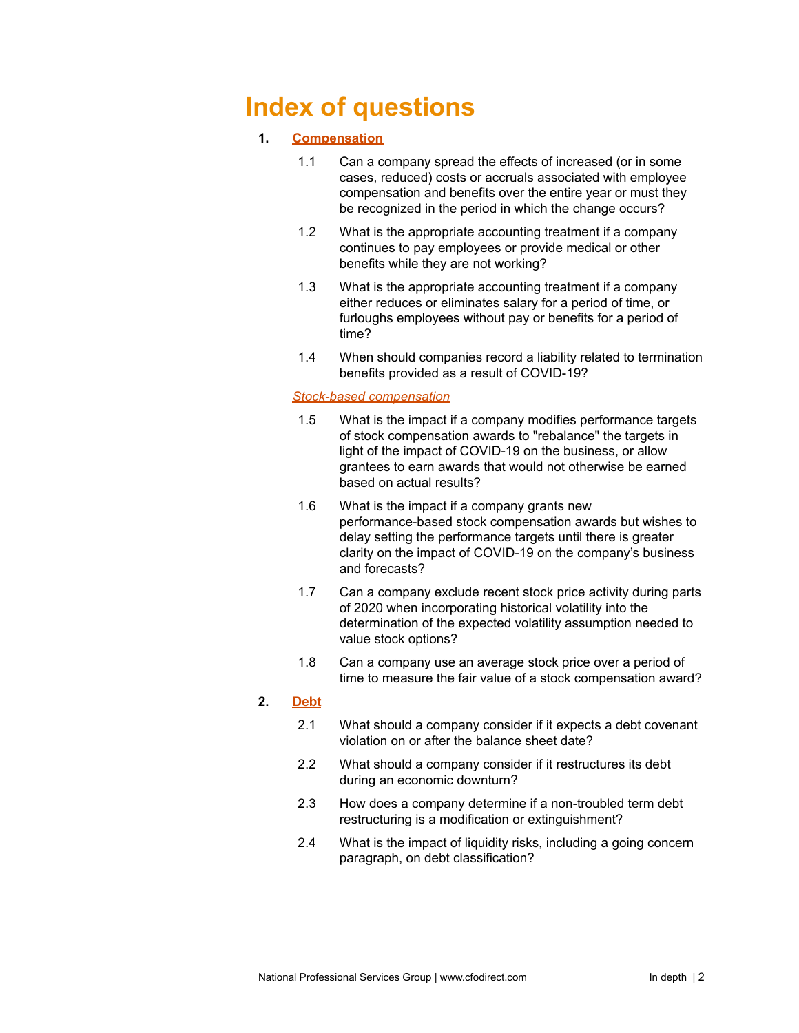# Index of questions

1. **Compensation**

   1.1 Can a company spread the effects of increased (or in some cases, reduced) costs or accruals associated with employee compensation and benefits over the entire year or must they be recognized in the period in which the change occurs?

   1.2 What is the appropriate accounting treatment if a company continues to pay employees or provide medical or other benefits while they are not working?

   1.3 What is the appropriate accounting treatment if a company either reduces or eliminates salary for a period of time, or furloughs employees without pay or benefits for a period of time?

   1.4 When should companies record a liability related to termination benefits provided as a result of COVID-19?

   *Stock-based compensation*

   1.5 What is the impact if a company modifies performance targets of stock compensation awards to "rebalance" the targets in light of the impact of COVID-19 on the business, or allow grantees to earn awards that would not otherwise be earned based on actual results?

   1.6 What is the impact if a company grants new performance-based stock compensation awards but wishes to delay setting the performance targets until there is greater clarity on the impact of COVID-19 on the company's business and forecasts?

   1.7 Can a company exclude recent stock price activity during parts of 2020 when incorporating historical volatility into the determination of the expected volatility assumption needed to value stock options?

   1.8 Can a company use an average stock price over a period of time to measure the fair value of a stock compensation award?

2. **Debt**

   2.1 What should a company consider if it expects a debt covenant violation on or after the balance sheet date?

   2.2 What should a company consider if it restructures its debt during an economic downturn?

   2.3 How does a company determine if a non-troubled term debt restructuring is a modification or extinguishment?

   2.4 What is the impact of liquidity risks, including a going concern paragraph, on debt classification?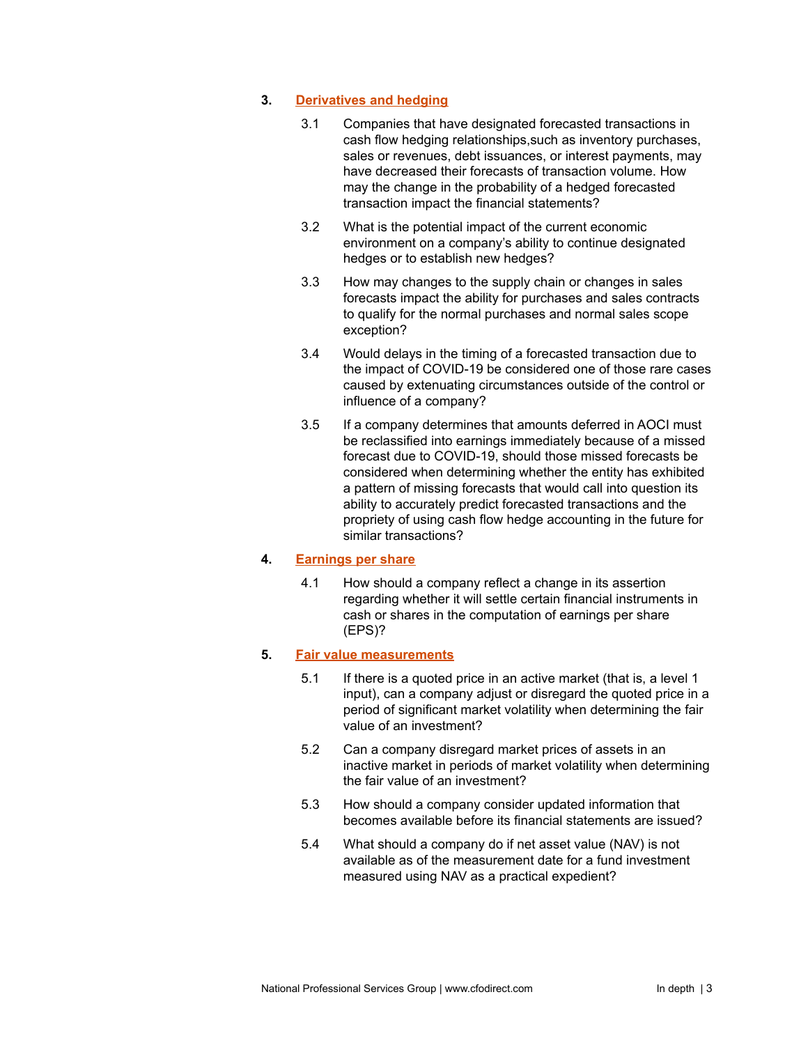3. **Derivatives and hedging**

    3.1 Companies that have designated forecasted transactions in cash flow hedging relationships,such as inventory purchases, sales or revenues, debt issuances, or interest payments, may have decreased their forecasts of transaction volume. How may the change in the probability of a hedged forecasted transaction impact the financial statements?

    3.2 What is the potential impact of the current economic environment on a company's ability to continue designated hedges or to establish new hedges?

    3.3 How may changes to the supply chain or changes in sales forecasts impact the ability for purchases and sales contracts to qualify for the normal purchases and normal sales scope exception?

    3.4 Would delays in the timing of a forecasted transaction due to the impact of COVID-19 be considered one of those rare cases caused by extenuating circumstances outside of the control or influence of a company?

    3.5 If a company determines that amounts deferred in AOCI must be reclassified into earnings immediately because of a missed forecast due to COVID-19, should those missed forecasts be considered when determining whether the entity has exhibited a pattern of missing forecasts that would call into question its ability to accurately predict forecasted transactions and the propriety of using cash flow hedge accounting in the future for similar transactions?

4. **Earnings per share**

    4.1 How should a company reflect a change in its assertion regarding whether it will settle certain financial instruments in cash or shares in the computation of earnings per share (EPS)?

5. **Fair value measurements**

    5.1 If there is a quoted price in an active market (that is, a level 1 input), can a company adjust or disregard the quoted price in a period of significant market volatility when determining the fair value of an investment?

    5.2 Can a company disregard market prices of assets in an inactive market in periods of market volatility when determining the fair value of an investment?

    5.3 How should a company consider updated information that becomes available before its financial statements are issued?

    5.4 What should a company do if net asset value (NAV) is not available as of the measurement date for a fund investment measured using NAV as a practical expedient?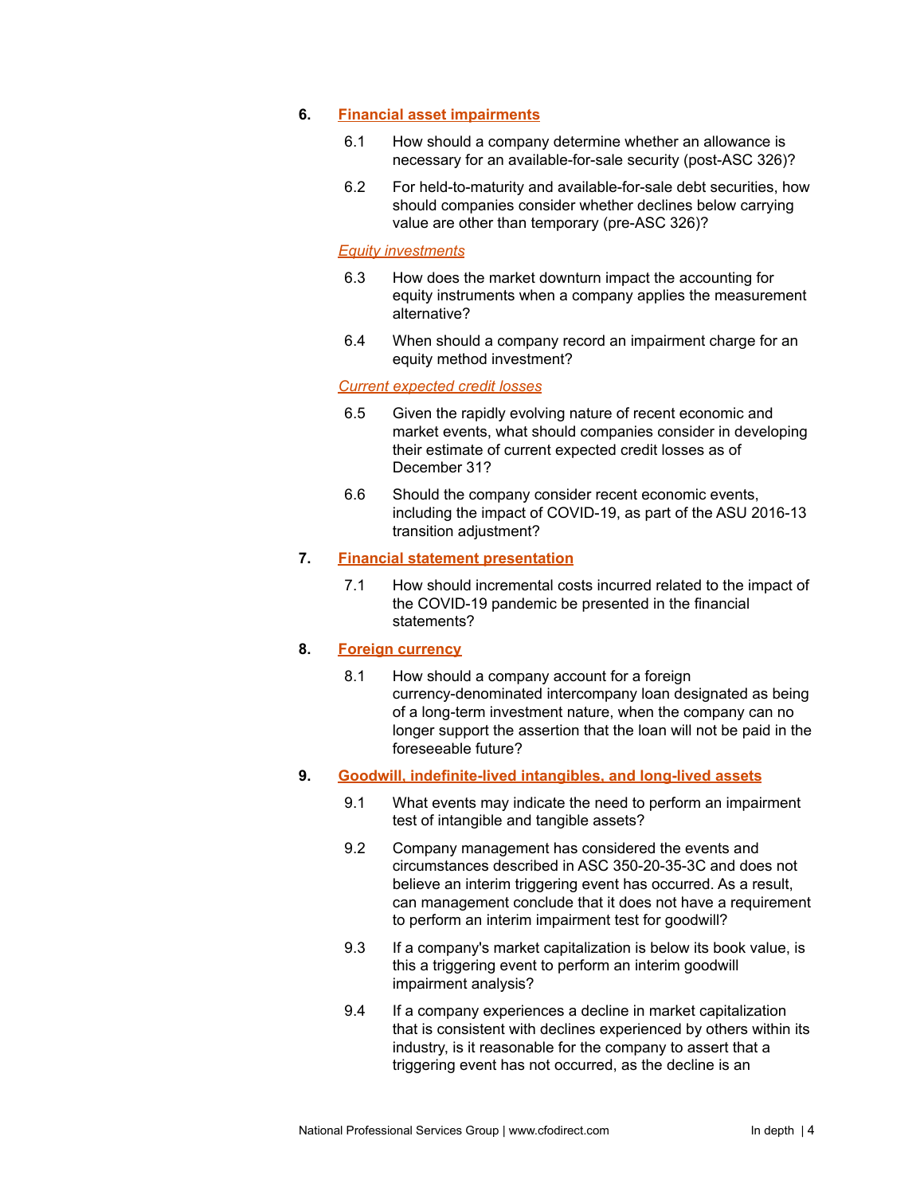6. **Financial asset impairments**

   6.1 How should a company determine whether an allowance is necessary for an available-for-sale security (post-ASC 326)?

   6.2 For held-to-maturity and available-for-sale debt securities, how should companies consider whether declines below carrying value are other than temporary (pre-ASC 326)?

   *Equity investments*

   6.3 How does the market downturn impact the accounting for equity instruments when a company applies the measurement alternative?

   6.4 When should a company record an impairment charge for an equity method investment?

   *Current expected credit losses*

   6.5 Given the rapidly evolving nature of recent economic and market events, what should companies consider in developing their estimate of current expected credit losses as of December 31?

   6.6 Should the company consider recent economic events, including the impact of COVID-19, as part of the ASU 2016-13 transition adjustment?

7. **Financial statement presentation**

   7.1 How should incremental costs incurred related to the impact of the COVID-19 pandemic be presented in the financial statements?

8. **Foreign currency**

   8.1 How should a company account for a foreign currency-denominated intercompany loan designated as being of a long-term investment nature, when the company can no longer support the assertion that the loan will not be paid in the foreseeable future?

9. **Goodwill, indefinite-lived intangibles, and long-lived assets**

   9.1 What events may indicate the need to perform an impairment test of intangible and tangible assets?

   9.2 Company management has considered the events and circumstances described in ASC 350-20-35-3C and does not believe an interim triggering event has occurred. As a result, can management conclude that it does not have a requirement to perform an interim impairment test for goodwill?

   9.3 If a company's market capitalization is below its book value, is this a triggering event to perform an interim goodwill impairment analysis?

   9.4 If a company experiences a decline in market capitalization that is consistent with declines experienced by others within its industry, is it reasonable for the company to assert that a triggering event has not occurred, as the decline is an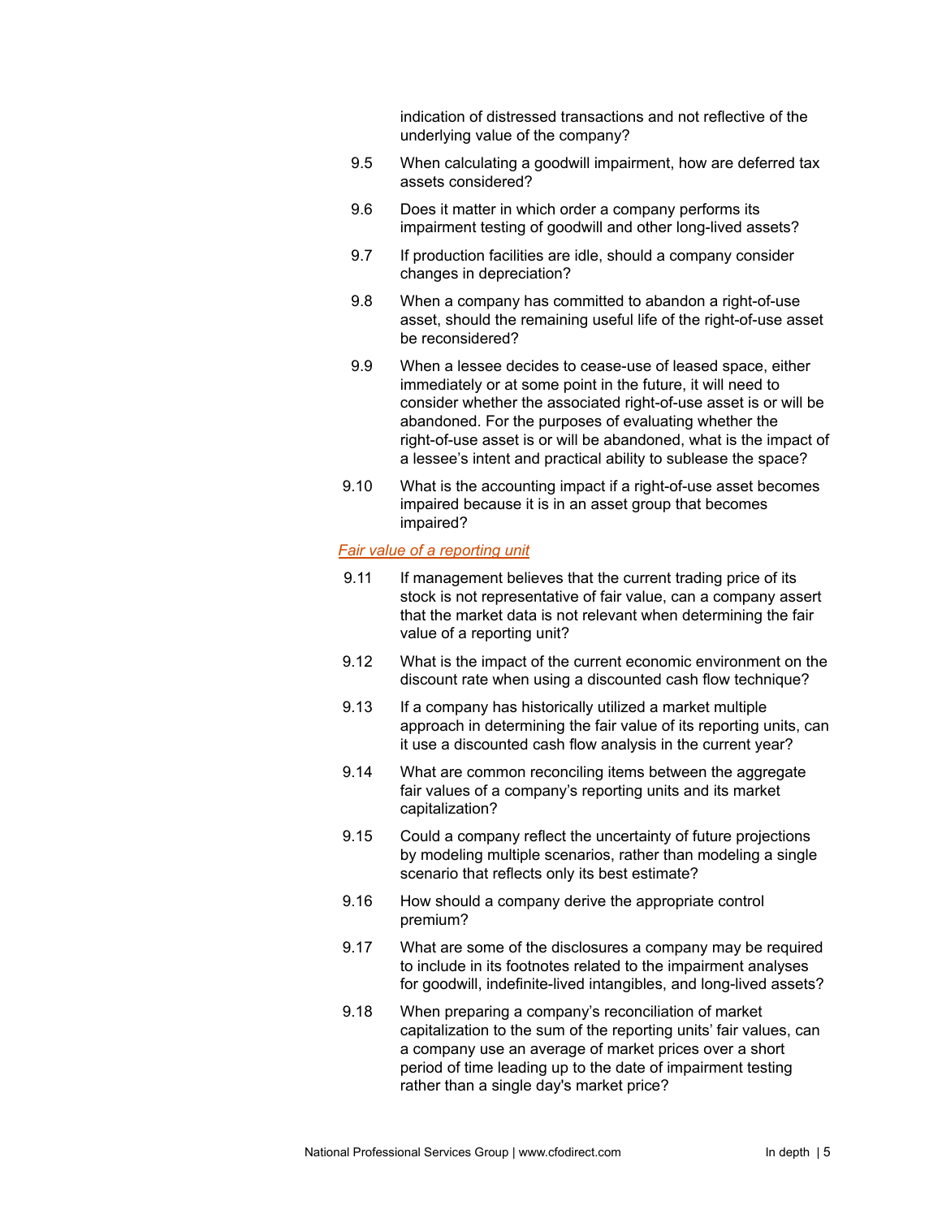indication of distressed transactions and not reflective of the underlying value of the company?

9.5 When calculating a goodwill impairment, how are deferred tax assets considered?

9.6 Does it matter in which order a company performs its impairment testing of goodwill and other long-lived assets?

9.7 If production facilities are idle, should a company consider changes in depreciation?

9.8 When a company has committed to abandon a right-of-use asset, should the remaining useful life of the right-of-use asset be reconsidered?

9.9 When a lessee decides to cease-use of leased space, either immediately or at some point in the future, it will need to consider whether the associated right-of-use asset is or will be abandoned. For the purposes of evaluating whether the right-of-use asset is or will be abandoned, what is the impact of a lessee's intent and practical ability to sublease the space?

9.10 What is the accounting impact if a right-of-use asset becomes impaired because it is in an asset group that becomes impaired?

*Fair value of a reporting unit*

9.11 If management believes that the current trading price of its stock is not representative of fair value, can a company assert that the market data is not relevant when determining the fair value of a reporting unit?

9.12 What is the impact of the current economic environment on the discount rate when using a discounted cash flow technique?

9.13 If a company has historically utilized a market multiple approach in determining the fair value of its reporting units, can it use a discounted cash flow analysis in the current year?

9.14 What are common reconciling items between the aggregate fair values of a company's reporting units and its market capitalization?

9.15 Could a company reflect the uncertainty of future projections by modeling multiple scenarios, rather than modeling a single scenario that reflects only its best estimate?

9.16 How should a company derive the appropriate control premium?

9.17 What are some of the disclosures a company may be required to include in its footnotes related to the impairment analyses for goodwill, indefinite-lived intangibles, and long-lived assets?

9.18 When preparing a company's reconciliation of market capitalization to the sum of the reporting units' fair values, can a company use an average of market prices over a short period of time leading up to the date of impairment testing rather than a single day's market price?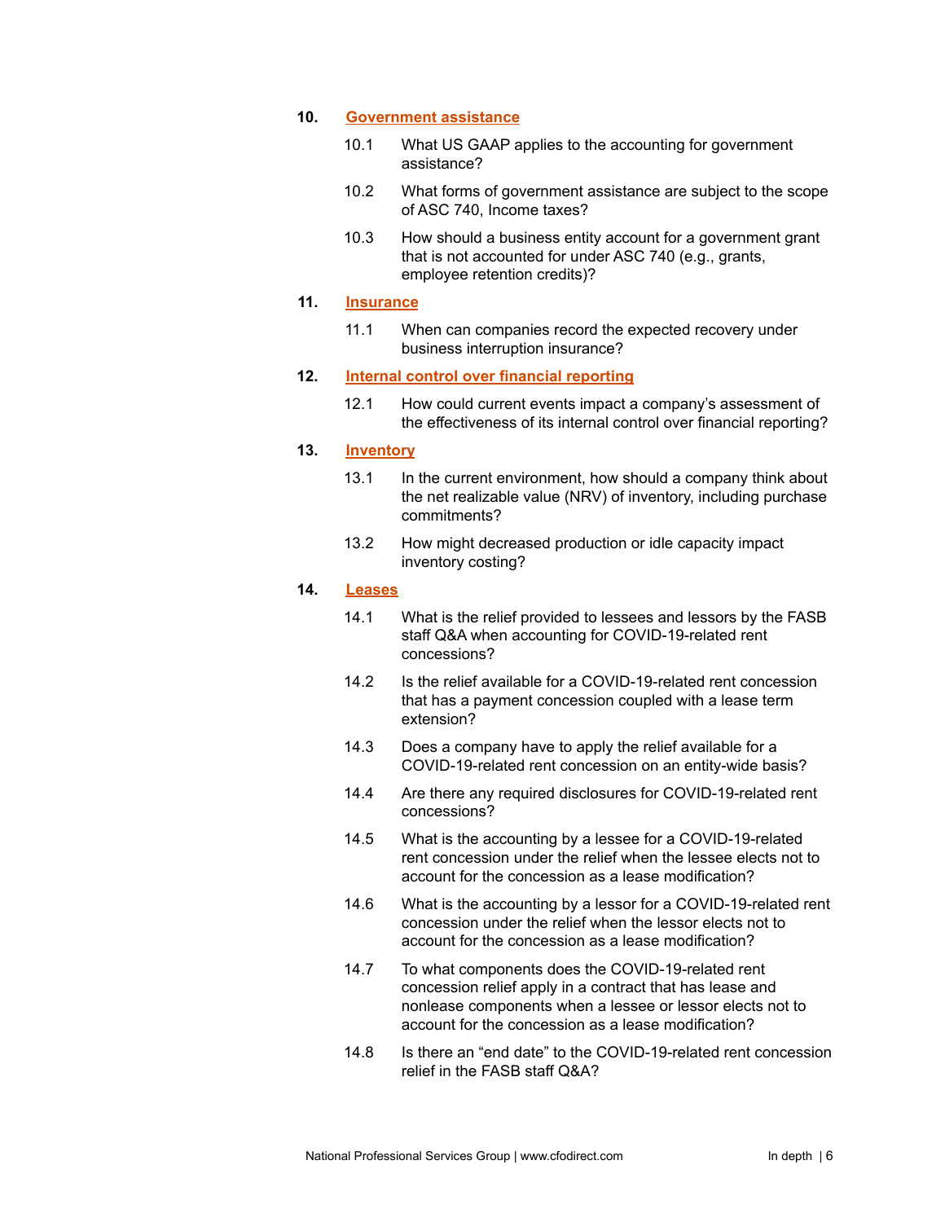10. **Government assistance**

    10.1 What US GAAP applies to the accounting for government assistance?

    10.2 What forms of government assistance are subject to the scope of ASC 740, Income taxes?

    10.3 How should a business entity account for a government grant that is not accounted for under ASC 740 (e.g., grants, employee retention credits)?

11. **Insurance**

    11.1 When can companies record the expected recovery under business interruption insurance?

12. **Internal control over financial reporting**

    12.1 How could current events impact a company's assessment of the effectiveness of its internal control over financial reporting?

13. **Inventory**

    13.1 In the current environment, how should a company think about the net realizable value (NRV) of inventory, including purchase commitments?

    13.2 How might decreased production or idle capacity impact inventory costing?

14. **Leases**

    14.1 What is the relief provided to lessees and lessors by the FASB staff Q&A when accounting for COVID-19-related rent concessions?

    14.2 Is the relief available for a COVID-19-related rent concession that has a payment concession coupled with a lease term extension?

    14.3 Does a company have to apply the relief available for a COVID-19-related rent concession on an entity-wide basis?

    14.4 Are there any required disclosures for COVID-19-related rent concessions?

    14.5 What is the accounting by a lessee for a COVID-19-related rent concession under the relief when the lessee elects not to account for the concession as a lease modification?

    14.6 What is the accounting by a lessor for a COVID-19-related rent concession under the relief when the lessor elects not to account for the concession as a lease modification?

    14.7 To what components does the COVID-19-related rent concession relief apply in a contract that has lease and nonlease components when a lessee or lessor elects not to account for the concession as a lease modification?

    14.8 Is there an "end date" to the COVID-19-related rent concession relief in the FASB staff Q&A?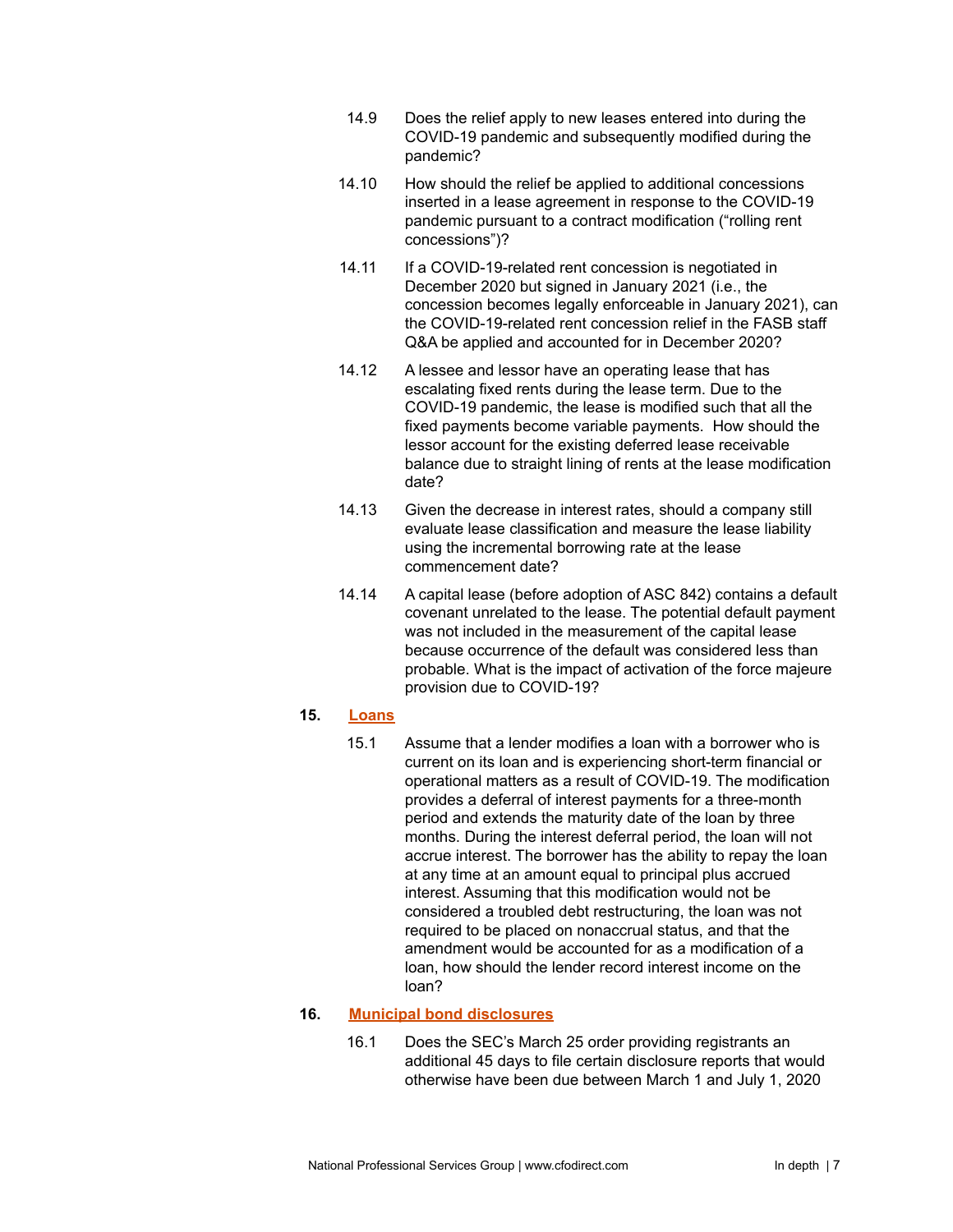14.9 Does the relief apply to new leases entered into during the COVID-19 pandemic and subsequently modified during the pandemic?

14.10 How should the relief be applied to additional concessions inserted in a lease agreement in response to the COVID-19 pandemic pursuant to a contract modification ("rolling rent concessions")?

14.11 If a COVID-19-related rent concession is negotiated in December 2020 but signed in January 2021 (i.e., the concession becomes legally enforceable in January 2021), can the COVID-19-related rent concession relief in the FASB staff Q&A be applied and accounted for in December 2020?

14.12 A lessee and lessor have an operating lease that has escalating fixed rents during the lease term. Due to the COVID-19 pandemic, the lease is modified such that all the fixed payments become variable payments. How should the lessor account for the existing deferred lease receivable balance due to straight lining of rents at the lease modification date?

14.13 Given the decrease in interest rates, should a company still evaluate lease classification and measure the lease liability using the incremental borrowing rate at the lease commencement date?

14.14 A capital lease (before adoption of ASC 842) contains a default covenant unrelated to the lease. The potential default payment was not included in the measurement of the capital lease because occurrence of the default was considered less than probable. What is the impact of activation of the force majeure provision due to COVID-19?

## 15. Loans

15.1 Assume that a lender modifies a loan with a borrower who is current on its loan and is experiencing short-term financial or operational matters as a result of COVID-19. The modification provides a deferral of interest payments for a three-month period and extends the maturity date of the loan by three months. During the interest deferral period, the loan will not accrue interest. The borrower has the ability to repay the loan at any time at an amount equal to principal plus accrued interest. Assuming that this modification would not be considered a troubled debt restructuring, the loan was not required to be placed on nonaccrual status, and that the amendment would be accounted for as a modification of a loan, how should the lender record interest income on the loan?

## 16. Municipal bond disclosures

16.1 Does the SEC's March 25 order providing registrants an additional 45 days to file certain disclosure reports that would otherwise have been due between March 1 and July 1, 2020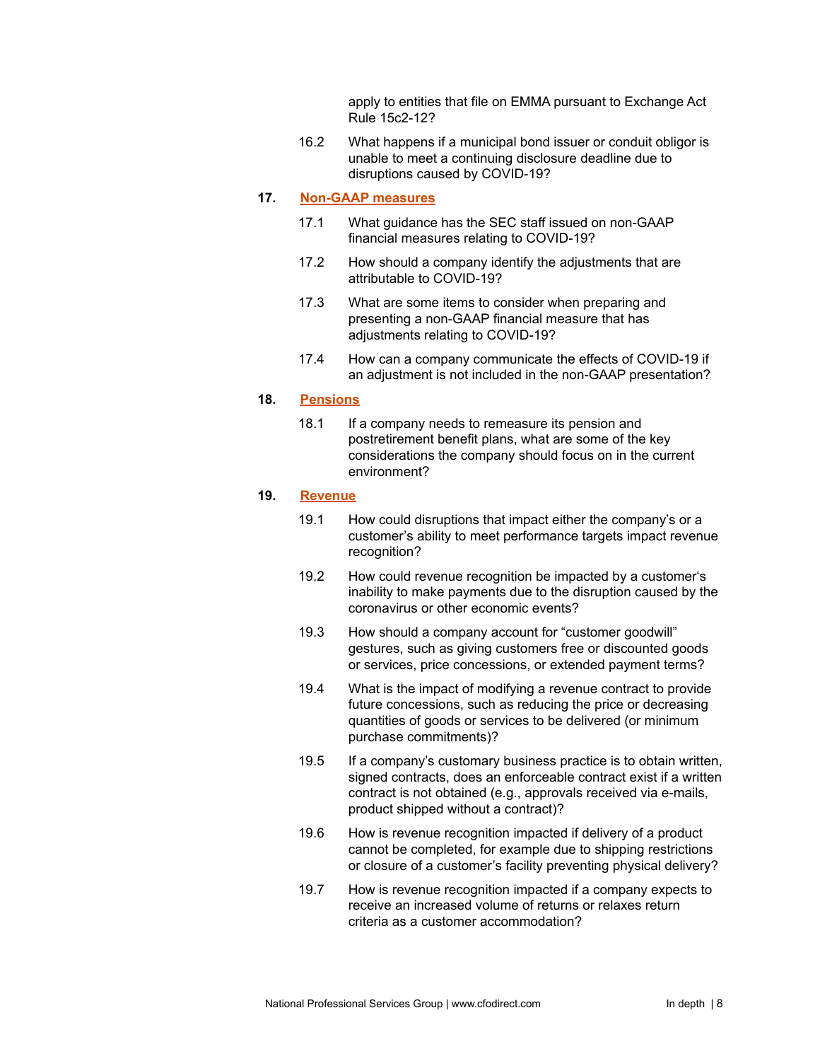apply to entities that file on EMMA pursuant to Exchange Act Rule 15c2-12?

16.2 What happens if a municipal bond issuer or conduit obligor is unable to meet a continuing disclosure deadline due to disruptions caused by COVID-19?

**17. Non-GAAP measures**

17.1 What guidance has the SEC staff issued on non-GAAP financial measures relating to COVID-19?

17.2 How should a company identify the adjustments that are attributable to COVID-19?

17.3 What are some items to consider when preparing and presenting a non-GAAP financial measure that has adjustments relating to COVID-19?

17.4 How can a company communicate the effects of COVID-19 if an adjustment is not included in the non-GAAP presentation?

**18. Pensions**

18.1 If a company needs to remeasure its pension and postretirement benefit plans, what are some of the key considerations the company should focus on in the current environment?

**19. Revenue**

19.1 How could disruptions that impact either the company's or a customer's ability to meet performance targets impact revenue recognition?

19.2 How could revenue recognition be impacted by a customer's inability to make payments due to the disruption caused by the coronavirus or other economic events?

19.3 How should a company account for "customer goodwill" gestures, such as giving customers free or discounted goods or services, price concessions, or extended payment terms?

19.4 What is the impact of modifying a revenue contract to provide future concessions, such as reducing the price or decreasing quantities of goods or services to be delivered (or minimum purchase commitments)?

19.5 If a company's customary business practice is to obtain written, signed contracts, does an enforceable contract exist if a written contract is not obtained (e.g., approvals received via e-mails, product shipped without a contract)?

19.6 How is revenue recognition impacted if delivery of a product cannot be completed, for example due to shipping restrictions or closure of a customer's facility preventing physical delivery?

19.7 How is revenue recognition impacted if a company expects to receive an increased volume of returns or relaxes return criteria as a customer accommodation?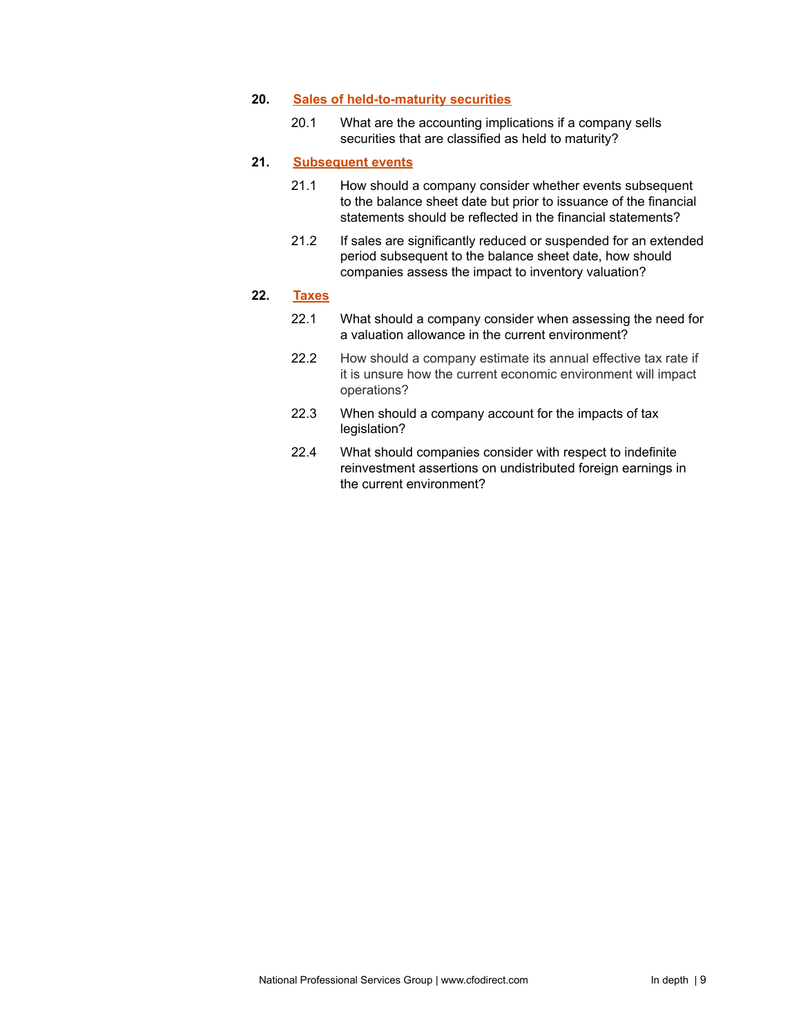**20. Sales of held-to-maturity securities**

20.1 What are the accounting implications if a company sells securities that are classified as held to maturity?

**21. Subsequent events**

21.1 How should a company consider whether events subsequent to the balance sheet date but prior to issuance of the financial statements should be reflected in the financial statements?

21.2 If sales are significantly reduced or suspended for an extended period subsequent to the balance sheet date, how should companies assess the impact to inventory valuation?

**22. Taxes**

22.1 What should a company consider when assessing the need for a valuation allowance in the current environment?

22.2 How should a company estimate its annual effective tax rate if it is unsure how the current economic environment will impact operations?

22.3 When should a company account for the impacts of tax legislation?

22.4 What should companies consider with respect to indefinite reinvestment assertions on undistributed foreign earnings in the current environment?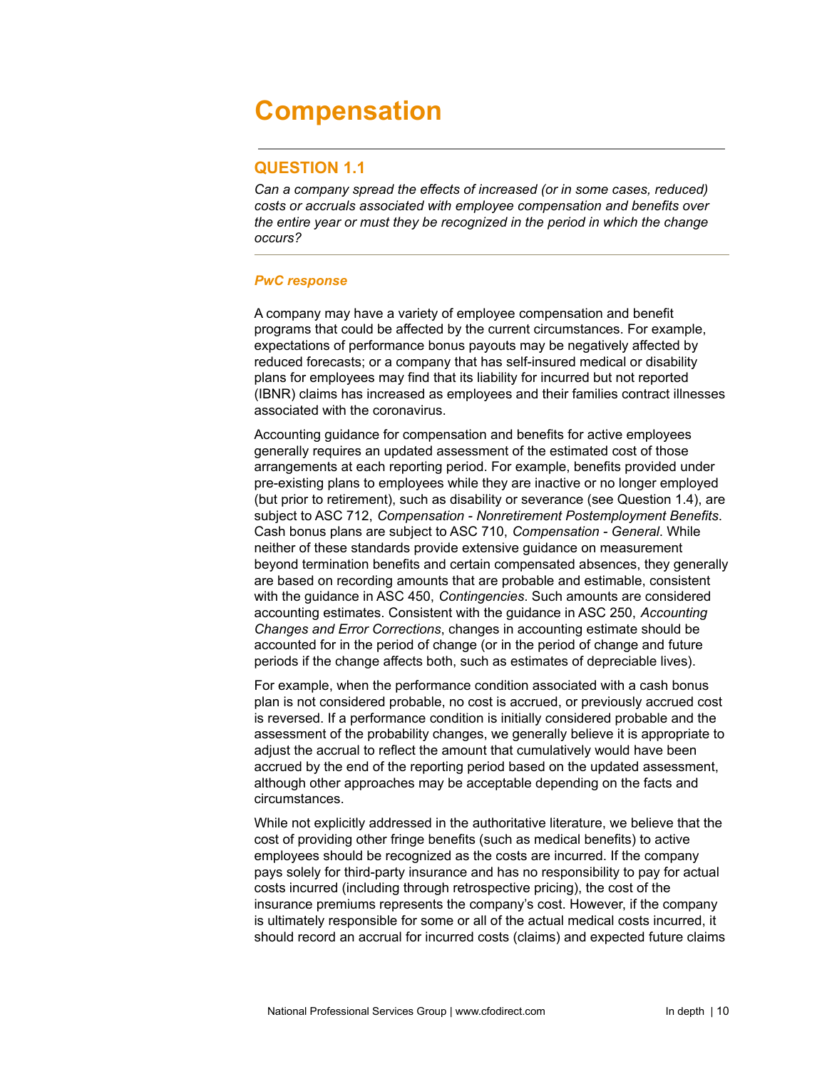# Compensation

## QUESTION 1.1

*Can a company spread the effects of increased (or in some cases, reduced) costs or accruals associated with employee compensation and benefits over the entire year or must they be recognized in the period in which the change occurs?*

### *PwC response*

A company may have a variety of employee compensation and benefit programs that could be affected by the current circumstances. For example, expectations of performance bonus payouts may be negatively affected by reduced forecasts; or a company that has self-insured medical or disability plans for employees may find that its liability for incurred but not reported (IBNR) claims has increased as employees and their families contract illnesses associated with the coronavirus.

Accounting guidance for compensation and benefits for active employees generally requires an updated assessment of the estimated cost of those arrangements at each reporting period. For example, benefits provided under pre-existing plans to employees while they are inactive or no longer employed (but prior to retirement), such as disability or severance (see Question 1.4), are subject to ASC 712, *Compensation - Nonretirement Postemployment Benefits*. Cash bonus plans are subject to ASC 710, *Compensation - General*. While neither of these standards provide extensive guidance on measurement beyond termination benefits and certain compensated absences, they generally are based on recording amounts that are probable and estimable, consistent with the guidance in ASC 450, *Contingencies*. Such amounts are considered accounting estimates. Consistent with the guidance in ASC 250, *Accounting Changes and Error Corrections*, changes in accounting estimate should be accounted for in the period of change (or in the period of change and future periods if the change affects both, such as estimates of depreciable lives).

For example, when the performance condition associated with a cash bonus plan is not considered probable, no cost is accrued, or previously accrued cost is reversed. If a performance condition is initially considered probable and the assessment of the probability changes, we generally believe it is appropriate to adjust the accrual to reflect the amount that cumulatively would have been accrued by the end of the reporting period based on the updated assessment, although other approaches may be acceptable depending on the facts and circumstances.

While not explicitly addressed in the authoritative literature, we believe that the cost of providing other fringe benefits (such as medical benefits) to active employees should be recognized as the costs are incurred. If the company pays solely for third-party insurance and has no responsibility to pay for actual costs incurred (including through retrospective pricing), the cost of the insurance premiums represents the company's cost. However, if the company is ultimately responsible for some or all of the actual medical costs incurred, it should record an accrual for incurred costs (claims) and expected future claims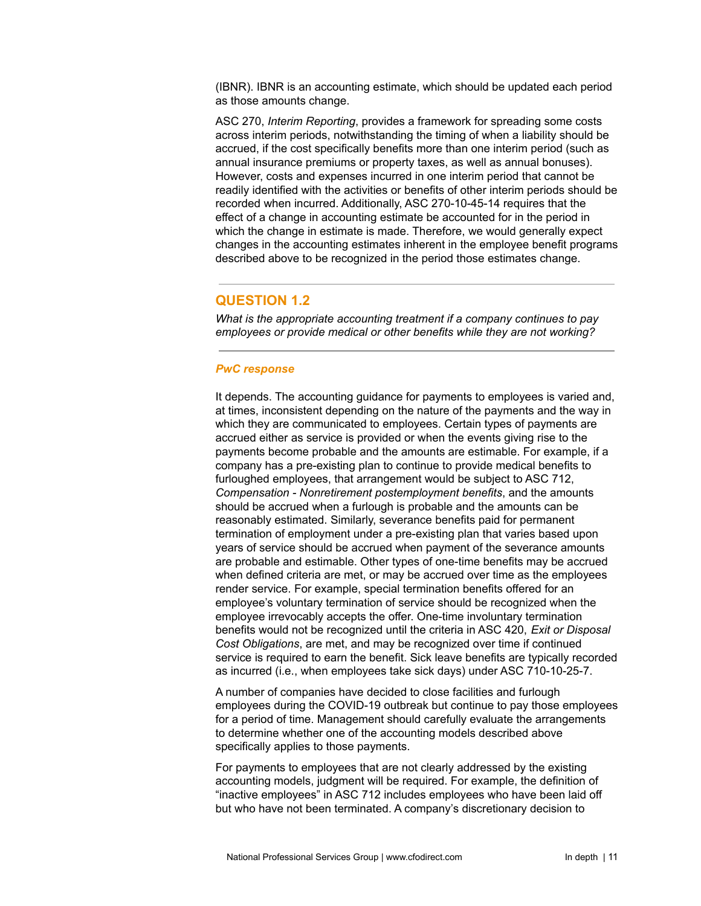(IBNR). IBNR is an accounting estimate, which should be updated each period as those amounts change.

ASC 270, *Interim Reporting*, provides a framework for spreading some costs across interim periods, notwithstanding the timing of when a liability should be accrued, if the cost specifically benefits more than one interim period (such as annual insurance premiums or property taxes, as well as annual bonuses). However, costs and expenses incurred in one interim period that cannot be readily identified with the activities or benefits of other interim periods should be recorded when incurred. Additionally, ASC 270-10-45-14 requires that the effect of a change in accounting estimate be accounted for in the period in which the change in estimate is made. Therefore, we would generally expect changes in the accounting estimates inherent in the employee benefit programs described above to be recognized in the period those estimates change.

## QUESTION 1.2

*What is the appropriate accounting treatment if a company continues to pay employees or provide medical or other benefits while they are not working?*

### *PwC response*

It depends. The accounting guidance for payments to employees is varied and, at times, inconsistent depending on the nature of the payments and the way in which they are communicated to employees. Certain types of payments are accrued either as service is provided or when the events giving rise to the payments become probable and the amounts are estimable. For example, if a company has a pre-existing plan to continue to provide medical benefits to furloughed employees, that arrangement would be subject to ASC 712, *Compensation - Nonretirement postemployment benefits*, and the amounts should be accrued when a furlough is probable and the amounts can be reasonably estimated. Similarly, severance benefits paid for permanent termination of employment under a pre-existing plan that varies based upon years of service should be accrued when payment of the severance amounts are probable and estimable. Other types of one-time benefits may be accrued when defined criteria are met, or may be accrued over time as the employees render service. For example, special termination benefits offered for an employee's voluntary termination of service should be recognized when the employee irrevocably accepts the offer. One-time involuntary termination benefits would not be recognized until the criteria in ASC 420, *Exit or Disposal Cost Obligations*, are met, and may be recognized over time if continued service is required to earn the benefit. Sick leave benefits are typically recorded as incurred (i.e., when employees take sick days) under ASC 710-10-25-7.

A number of companies have decided to close facilities and furlough employees during the COVID-19 outbreak but continue to pay those employees for a period of time. Management should carefully evaluate the arrangements to determine whether one of the accounting models described above specifically applies to those payments.

For payments to employees that are not clearly addressed by the existing accounting models, judgment will be required. For example, the definition of "inactive employees" in ASC 712 includes employees who have been laid off but who have not been terminated. A company's discretionary decision to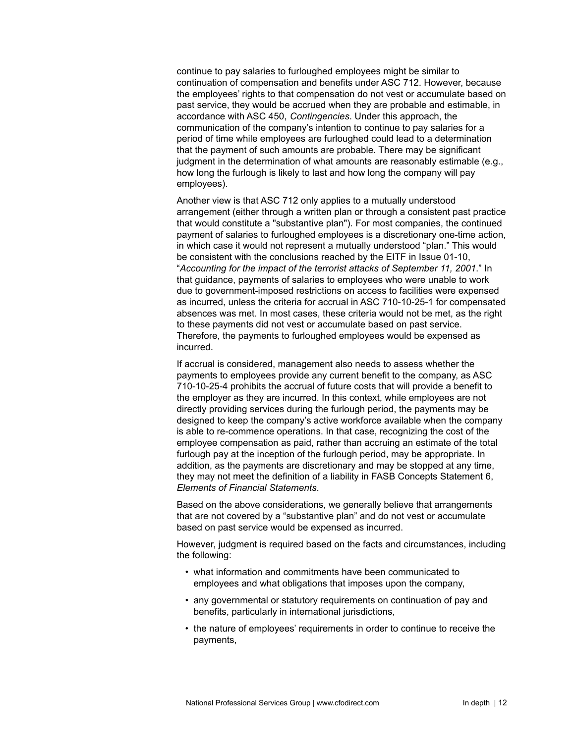continue to pay salaries to furloughed employees might be similar to continuation of compensation and benefits under ASC 712. However, because the employees' rights to that compensation do not vest or accumulate based on past service, they would be accrued when they are probable and estimable, in accordance with ASC 450, *Contingencies*. Under this approach, the communication of the company's intention to continue to pay salaries for a period of time while employees are furloughed could lead to a determination that the payment of such amounts are probable. There may be significant judgment in the determination of what amounts are reasonably estimable (e.g., how long the furlough is likely to last and how long the company will pay employees).

Another view is that ASC 712 only applies to a mutually understood arrangement (either through a written plan or through a consistent past practice that would constitute a "substantive plan"). For most companies, the continued payment of salaries to furloughed employees is a discretionary one-time action, in which case it would not represent a mutually understood "plan." This would be consistent with the conclusions reached by the EITF in Issue 01-10, "*Accounting for the impact of the terrorist attacks of September 11, 2001*." In that guidance, payments of salaries to employees who were unable to work due to government-imposed restrictions on access to facilities were expensed as incurred, unless the criteria for accrual in ASC 710-10-25-1 for compensated absences was met. In most cases, these criteria would not be met, as the right to these payments did not vest or accumulate based on past service. Therefore, the payments to furloughed employees would be expensed as incurred.

If accrual is considered, management also needs to assess whether the payments to employees provide any current benefit to the company, as ASC 710-10-25-4 prohibits the accrual of future costs that will provide a benefit to the employer as they are incurred. In this context, while employees are not directly providing services during the furlough period, the payments may be designed to keep the company's active workforce available when the company is able to re-commence operations. In that case, recognizing the cost of the employee compensation as paid, rather than accruing an estimate of the total furlough pay at the inception of the furlough period, may be appropriate. In addition, as the payments are discretionary and may be stopped at any time, they may not meet the definition of a liability in FASB Concepts Statement 6, *Elements of Financial Statements*.

Based on the above considerations, we generally believe that arrangements that are not covered by a "substantive plan" and do not vest or accumulate based on past service would be expensed as incurred.

However, judgment is required based on the facts and circumstances, including the following:

- what information and commitments have been communicated to employees and what obligations that imposes upon the company,
- any governmental or statutory requirements on continuation of pay and benefits, particularly in international jurisdictions,
- the nature of employees' requirements in order to continue to receive the payments,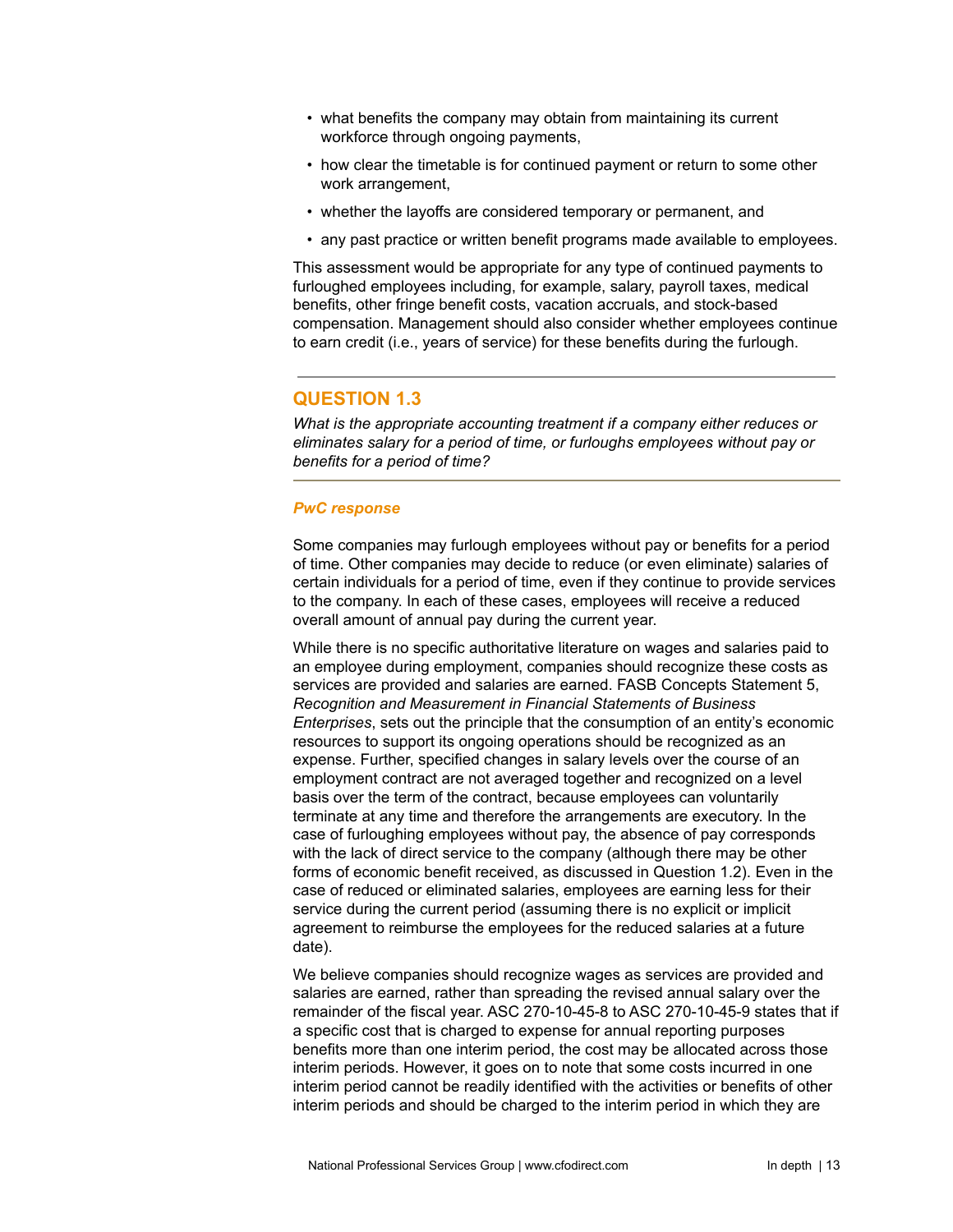- what benefits the company may obtain from maintaining its current workforce through ongoing payments,
- how clear the timetable is for continued payment or return to some other work arrangement,
- whether the layoffs are considered temporary or permanent, and
- any past practice or written benefit programs made available to employees.

This assessment would be appropriate for any type of continued payments to furloughed employees including, for example, salary, payroll taxes, medical benefits, other fringe benefit costs, vacation accruals, and stock-based compensation. Management should also consider whether employees continue to earn credit (i.e., years of service) for these benefits during the furlough.

---

## QUESTION 1.3

*What is the appropriate accounting treatment if a company either reduces or eliminates salary for a period of time, or furloughs employees without pay or benefits for a period of time?*

---

### *PwC response*

Some companies may furlough employees without pay or benefits for a period of time. Other companies may decide to reduce (or even eliminate) salaries of certain individuals for a period of time, even if they continue to provide services to the company. In each of these cases, employees will receive a reduced overall amount of annual pay during the current year.

While there is no specific authoritative literature on wages and salaries paid to an employee during employment, companies should recognize these costs as services are provided and salaries are earned. FASB Concepts Statement 5, *Recognition and Measurement in Financial Statements of Business Enterprises*, sets out the principle that the consumption of an entity's economic resources to support its ongoing operations should be recognized as an expense. Further, specified changes in salary levels over the course of an employment contract are not averaged together and recognized on a level basis over the term of the contract, because employees can voluntarily terminate at any time and therefore the arrangements are executory. In the case of furloughing employees without pay, the absence of pay corresponds with the lack of direct service to the company (although there may be other forms of economic benefit received, as discussed in Question 1.2). Even in the case of reduced or eliminated salaries, employees are earning less for their service during the current period (assuming there is no explicit or implicit agreement to reimburse the employees for the reduced salaries at a future date).

We believe companies should recognize wages as services are provided and salaries are earned, rather than spreading the revised annual salary over the remainder of the fiscal year. ASC 270-10-45-8 to ASC 270-10-45-9 states that if a specific cost that is charged to expense for annual reporting purposes benefits more than one interim period, the cost may be allocated across those interim periods. However, it goes on to note that some costs incurred in one interim period cannot be readily identified with the activities or benefits of other interim periods and should be charged to the interim period in which they are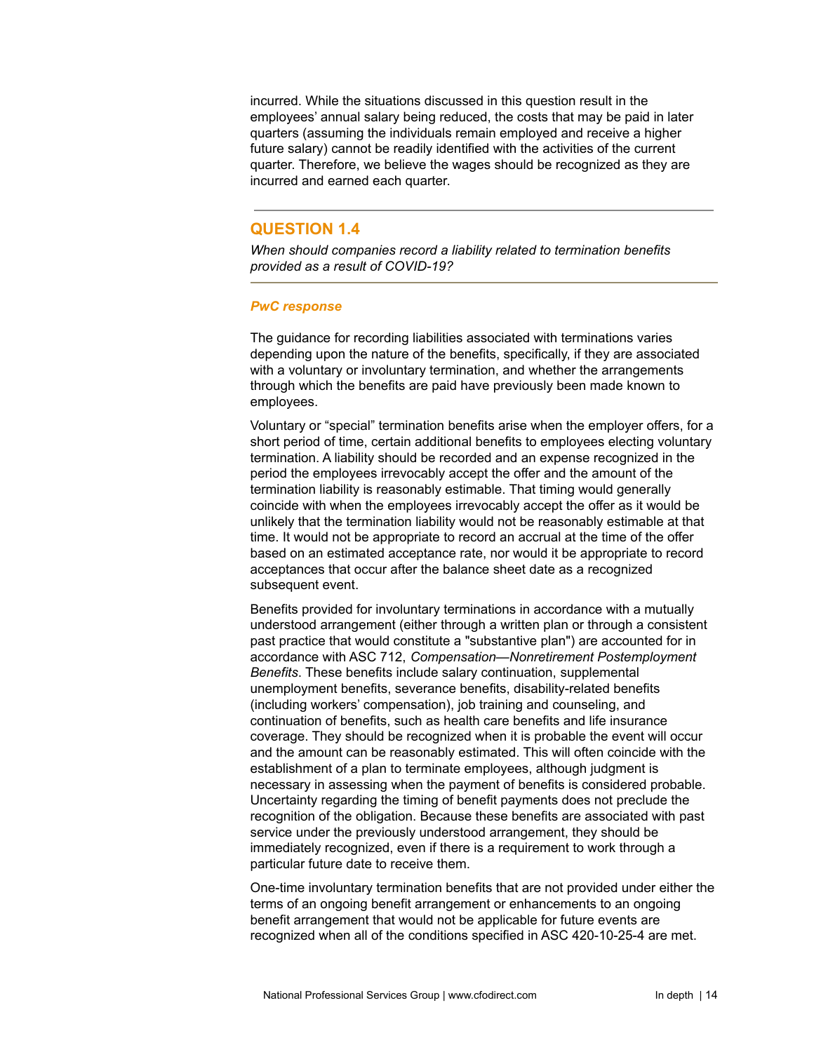incurred. While the situations discussed in this question result in the employees' annual salary being reduced, the costs that may be paid in later quarters (assuming the individuals remain employed and receive a higher future salary) cannot be readily identified with the activities of the current quarter. Therefore, we believe the wages should be recognized as they are incurred and earned each quarter.

## QUESTION 1.4

*When should companies record a liability related to termination benefits provided as a result of COVID-19?*

***PwC response***

The guidance for recording liabilities associated with terminations varies depending upon the nature of the benefits, specifically, if they are associated with a voluntary or involuntary termination, and whether the arrangements through which the benefits are paid have previously been made known to employees.

Voluntary or "special" termination benefits arise when the employer offers, for a short period of time, certain additional benefits to employees electing voluntary termination. A liability should be recorded and an expense recognized in the period the employees irrevocably accept the offer and the amount of the termination liability is reasonably estimable. That timing would generally coincide with when the employees irrevocably accept the offer as it would be unlikely that the termination liability would not be reasonably estimable at that time. It would not be appropriate to record an accrual at the time of the offer based on an estimated acceptance rate, nor would it be appropriate to record acceptances that occur after the balance sheet date as a recognized subsequent event.

Benefits provided for involuntary terminations in accordance with a mutually understood arrangement (either through a written plan or through a consistent past practice that would constitute a "substantive plan") are accounted for in accordance with ASC 712, *Compensation—Nonretirement Postemployment Benefits*. These benefits include salary continuation, supplemental unemployment benefits, severance benefits, disability-related benefits (including workers' compensation), job training and counseling, and continuation of benefits, such as health care benefits and life insurance coverage. They should be recognized when it is probable the event will occur and the amount can be reasonably estimated. This will often coincide with the establishment of a plan to terminate employees, although judgment is necessary in assessing when the payment of benefits is considered probable. Uncertainty regarding the timing of benefit payments does not preclude the recognition of the obligation. Because these benefits are associated with past service under the previously understood arrangement, they should be immediately recognized, even if there is a requirement to work through a particular future date to receive them.

One-time involuntary termination benefits that are not provided under either the terms of an ongoing benefit arrangement or enhancements to an ongoing benefit arrangement that would not be applicable for future events are recognized when all of the conditions specified in ASC 420-10-25-4 are met.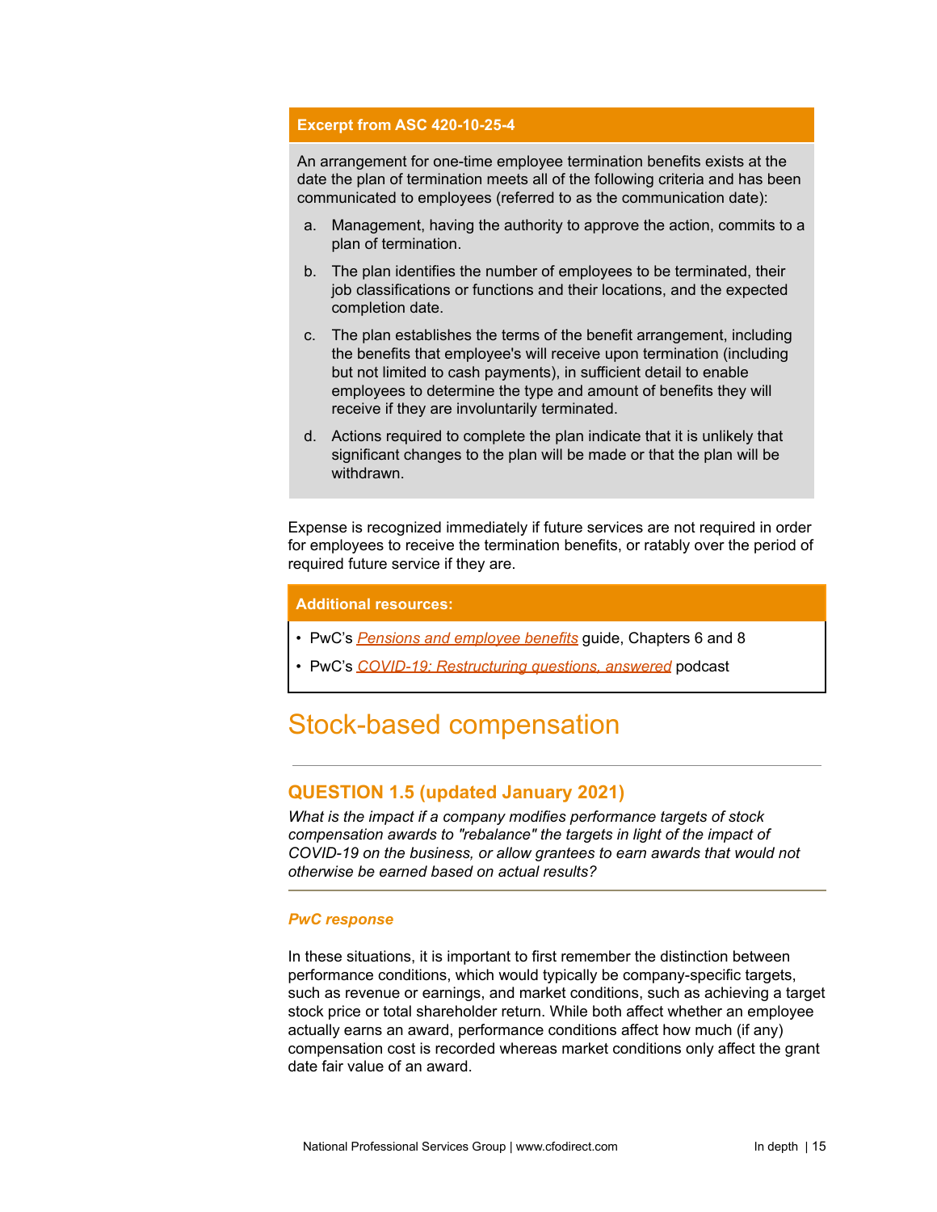**Excerpt from ASC 420-10-25-4**

An arrangement for one-time employee termination benefits exists at the date the plan of termination meets all of the following criteria and has been communicated to employees (referred to as the communication date):

a. Management, having the authority to approve the action, commits to a plan of termination.

b. The plan identifies the number of employees to be terminated, their job classifications or functions and their locations, and the expected completion date.

c. The plan establishes the terms of the benefit arrangement, including the benefits that employee's will receive upon termination (including but not limited to cash payments), in sufficient detail to enable employees to determine the type and amount of benefits they will receive if they are involuntarily terminated.

d. Actions required to complete the plan indicate that it is unlikely that significant changes to the plan will be made or that the plan will be withdrawn.

Expense is recognized immediately if future services are not required in order for employees to receive the termination benefits, or ratably over the period of required future service if they are.

**Additional resources:**

- PwC's *Pensions and employee benefits* guide, Chapters 6 and 8
- PwC's *COVID-19: Restructuring questions, answered* podcast

# Stock-based compensation

## QUESTION 1.5 (updated January 2021)

*What is the impact if a company modifies performance targets of stock compensation awards to "rebalance" the targets in light of the impact of COVID-19 on the business, or allow grantees to earn awards that would not otherwise be earned based on actual results?*

***PwC response***

In these situations, it is important to first remember the distinction between performance conditions, which would typically be company-specific targets, such as revenue or earnings, and market conditions, such as achieving a target stock price or total shareholder return. While both affect whether an employee actually earns an award, performance conditions affect how much (if any) compensation cost is recorded whereas market conditions only affect the grant date fair value of an award.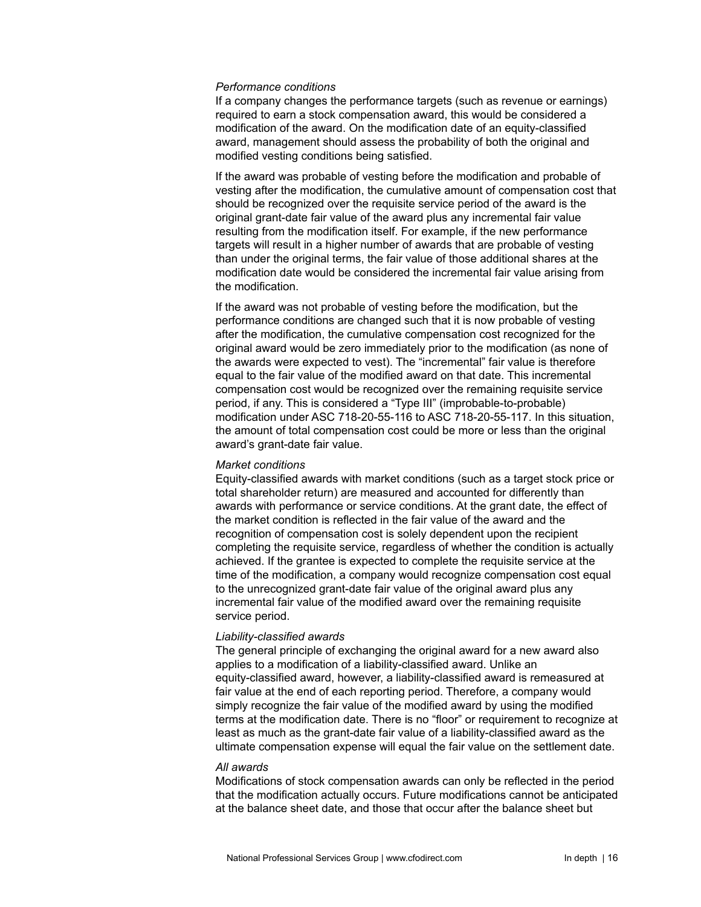*Performance conditions*

If a company changes the performance targets (such as revenue or earnings) required to earn a stock compensation award, this would be considered a modification of the award. On the modification date of an equity-classified award, management should assess the probability of both the original and modified vesting conditions being satisfied.

If the award was probable of vesting before the modification and probable of vesting after the modification, the cumulative amount of compensation cost that should be recognized over the requisite service period of the award is the original grant-date fair value of the award plus any incremental fair value resulting from the modification itself. For example, if the new performance targets will result in a higher number of awards that are probable of vesting than under the original terms, the fair value of those additional shares at the modification date would be considered the incremental fair value arising from the modification.

If the award was not probable of vesting before the modification, but the performance conditions are changed such that it is now probable of vesting after the modification, the cumulative compensation cost recognized for the original award would be zero immediately prior to the modification (as none of the awards were expected to vest). The "incremental" fair value is therefore equal to the fair value of the modified award on that date. This incremental compensation cost would be recognized over the remaining requisite service period, if any. This is considered a "Type III" (improbable-to-probable) modification under ASC 718-20-55-116 to ASC 718-20-55-117. In this situation, the amount of total compensation cost could be more or less than the original award's grant-date fair value.

*Market conditions*

Equity-classified awards with market conditions (such as a target stock price or total shareholder return) are measured and accounted for differently than awards with performance or service conditions. At the grant date, the effect of the market condition is reflected in the fair value of the award and the recognition of compensation cost is solely dependent upon the recipient completing the requisite service, regardless of whether the condition is actually achieved. If the grantee is expected to complete the requisite service at the time of the modification, a company would recognize compensation cost equal to the unrecognized grant-date fair value of the original award plus any incremental fair value of the modified award over the remaining requisite service period.

*Liability-classified awards*

The general principle of exchanging the original award for a new award also applies to a modification of a liability-classified award. Unlike an equity-classified award, however, a liability-classified award is remeasured at fair value at the end of each reporting period. Therefore, a company would simply recognize the fair value of the modified award by using the modified terms at the modification date. There is no "floor" or requirement to recognize at least as much as the grant-date fair value of a liability-classified award as the ultimate compensation expense will equal the fair value on the settlement date.

*All awards*

Modifications of stock compensation awards can only be reflected in the period that the modification actually occurs. Future modifications cannot be anticipated at the balance sheet date, and those that occur after the balance sheet but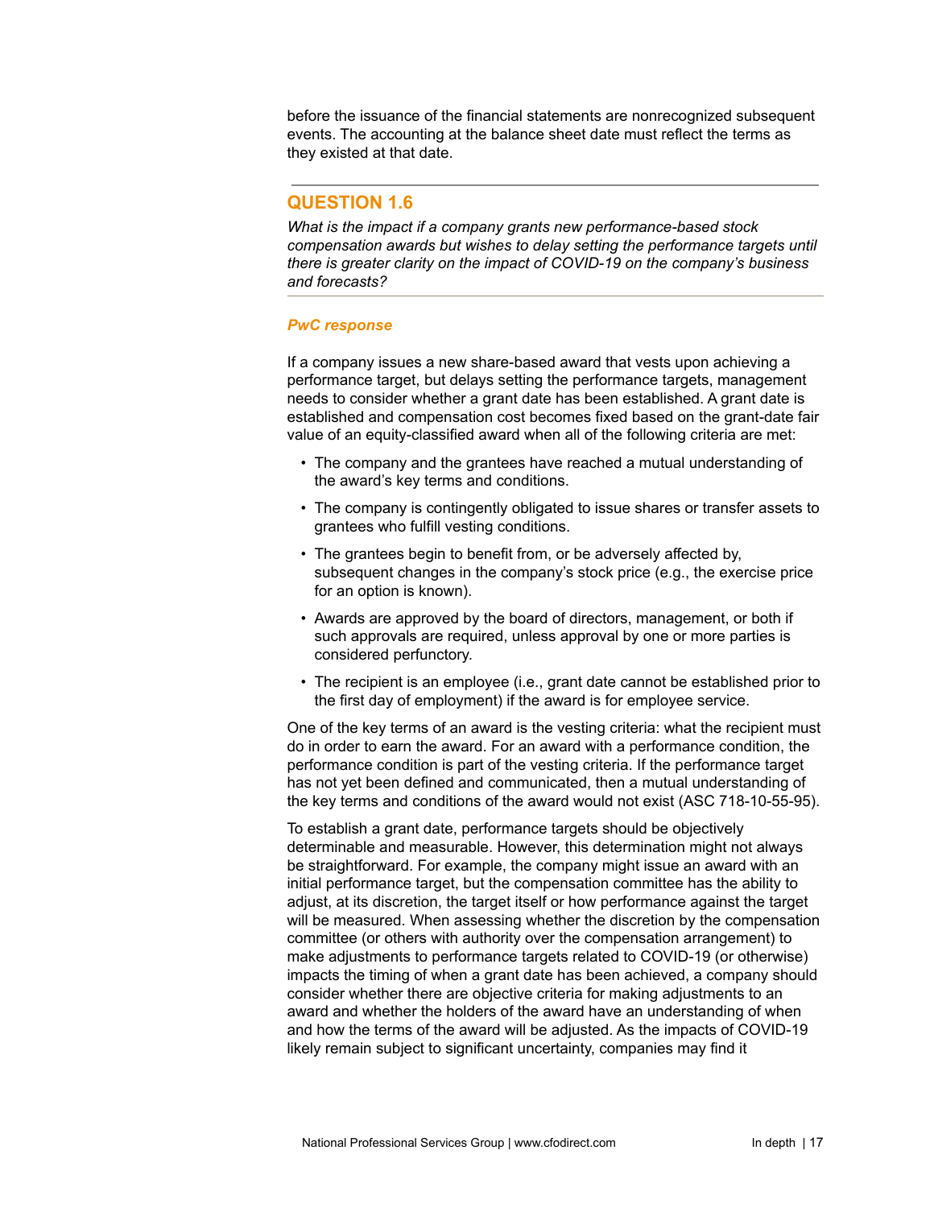before the issuance of the financial statements are nonrecognized subsequent events. The accounting at the balance sheet date must reflect the terms as they existed at that date.

## QUESTION 1.6

*What is the impact if a company grants new performance-based stock compensation awards but wishes to delay setting the performance targets until there is greater clarity on the impact of COVID-19 on the company's business and forecasts?*

### *PwC response*

If a company issues a new share-based award that vests upon achieving a performance target, but delays setting the performance targets, management needs to consider whether a grant date has been established. A grant date is established and compensation cost becomes fixed based on the grant-date fair value of an equity-classified award when all of the following criteria are met:

- The company and the grantees have reached a mutual understanding of the award's key terms and conditions.
- The company is contingently obligated to issue shares or transfer assets to grantees who fulfill vesting conditions.
- The grantees begin to benefit from, or be adversely affected by, subsequent changes in the company's stock price (e.g., the exercise price for an option is known).
- Awards are approved by the board of directors, management, or both if such approvals are required, unless approval by one or more parties is considered perfunctory.
- The recipient is an employee (i.e., grant date cannot be established prior to the first day of employment) if the award is for employee service.

One of the key terms of an award is the vesting criteria: what the recipient must do in order to earn the award. For an award with a performance condition, the performance condition is part of the vesting criteria. If the performance target has not yet been defined and communicated, then a mutual understanding of the key terms and conditions of the award would not exist (ASC 718-10-55-95).

To establish a grant date, performance targets should be objectively determinable and measurable. However, this determination might not always be straightforward. For example, the company might issue an award with an initial performance target, but the compensation committee has the ability to adjust, at its discretion, the target itself or how performance against the target will be measured. When assessing whether the discretion by the compensation committee (or others with authority over the compensation arrangement) to make adjustments to performance targets related to COVID-19 (or otherwise) impacts the timing of when a grant date has been achieved, a company should consider whether there are objective criteria for making adjustments to an award and whether the holders of the award have an understanding of when and how the terms of the award will be adjusted. As the impacts of COVID-19 likely remain subject to significant uncertainty, companies may find it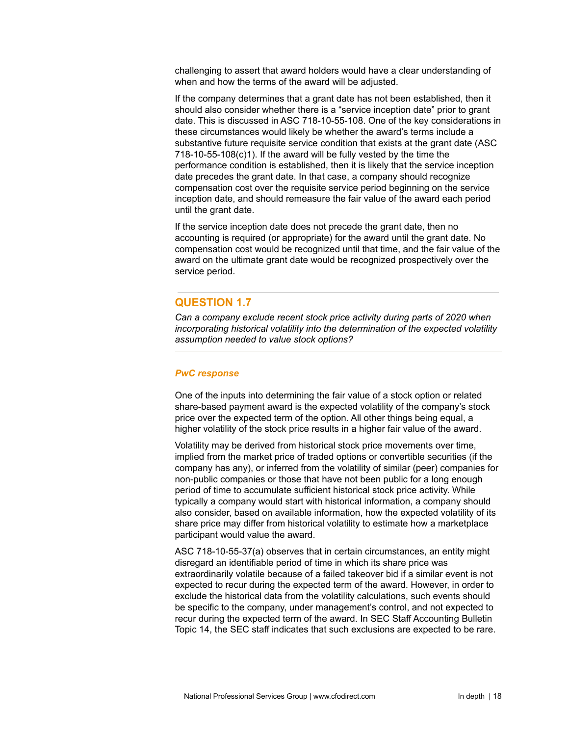challenging to assert that award holders would have a clear understanding of when and how the terms of the award will be adjusted.

If the company determines that a grant date has not been established, then it should also consider whether there is a "service inception date" prior to grant date. This is discussed in ASC 718-10-55-108. One of the key considerations in these circumstances would likely be whether the award's terms include a substantive future requisite service condition that exists at the grant date (ASC 718-10-55-108(c)1). If the award will be fully vested by the time the performance condition is established, then it is likely that the service inception date precedes the grant date. In that case, a company should recognize compensation cost over the requisite service period beginning on the service inception date, and should remeasure the fair value of the award each period until the grant date.

If the service inception date does not precede the grant date, then no accounting is required (or appropriate) for the award until the grant date. No compensation cost would be recognized until that time, and the fair value of the award on the ultimate grant date would be recognized prospectively over the service period.

---

## QUESTION 1.7

*Can a company exclude recent stock price activity during parts of 2020 when incorporating historical volatility into the determination of the expected volatility assumption needed to value stock options?*

---

### *PwC response*

One of the inputs into determining the fair value of a stock option or related share-based payment award is the expected volatility of the company's stock price over the expected term of the option. All other things being equal, a higher volatility of the stock price results in a higher fair value of the award.

Volatility may be derived from historical stock price movements over time, implied from the market price of traded options or convertible securities (if the company has any), or inferred from the volatility of similar (peer) companies for non-public companies or those that have not been public for a long enough period of time to accumulate sufficient historical stock price activity. While typically a company would start with historical information, a company should also consider, based on available information, how the expected volatility of its share price may differ from historical volatility to estimate how a marketplace participant would value the award.

ASC 718-10-55-37(a) observes that in certain circumstances, an entity might disregard an identifiable period of time in which its share price was extraordinarily volatile because of a failed takeover bid if a similar event is not expected to recur during the expected term of the award. However, in order to exclude the historical data from the volatility calculations, such events should be specific to the company, under management's control, and not expected to recur during the expected term of the award. In SEC Staff Accounting Bulletin Topic 14, the SEC staff indicates that such exclusions are expected to be rare.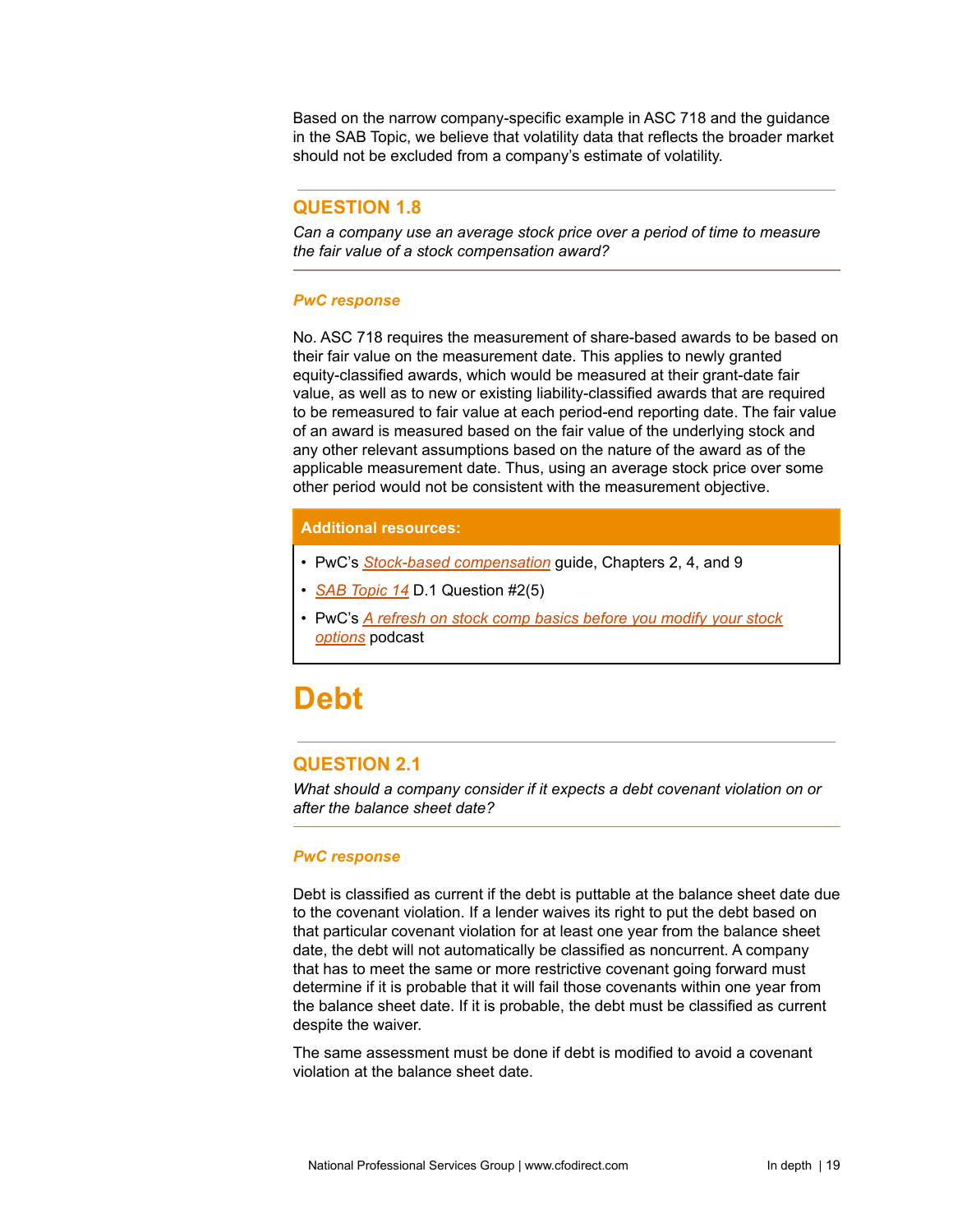Based on the narrow company-specific example in ASC 718 and the guidance in the SAB Topic, we believe that volatility data that reflects the broader market should not be excluded from a company's estimate of volatility.

### QUESTION 1.8

*Can a company use an average stock price over a period of time to measure the fair value of a stock compensation award?*

#### *PwC response*

No. ASC 718 requires the measurement of share-based awards to be based on their fair value on the measurement date. This applies to newly granted equity-classified awards, which would be measured at their grant-date fair value, as well as to new or existing liability-classified awards that are required to be remeasured to fair value at each period-end reporting date. The fair value of an award is measured based on the fair value of the underlying stock and any other relevant assumptions based on the nature of the award as of the applicable measurement date. Thus, using an average stock price over some other period would not be consistent with the measurement objective.

**Additional resources:**

- PwC's *Stock-based compensation* guide, Chapters 2, 4, and 9
- *SAB Topic 14* D.1 Question #2(5)
- PwC's *A refresh on stock comp basics before you modify your stock options* podcast

# Debt

### QUESTION 2.1

*What should a company consider if it expects a debt covenant violation on or after the balance sheet date?*

#### *PwC response*

Debt is classified as current if the debt is puttable at the balance sheet date due to the covenant violation. If a lender waives its right to put the debt based on that particular covenant violation for at least one year from the balance sheet date, the debt will not automatically be classified as noncurrent. A company that has to meet the same or more restrictive covenant going forward must determine if it is probable that it will fail those covenants within one year from the balance sheet date. If it is probable, the debt must be classified as current despite the waiver.

The same assessment must be done if debt is modified to avoid a covenant violation at the balance sheet date.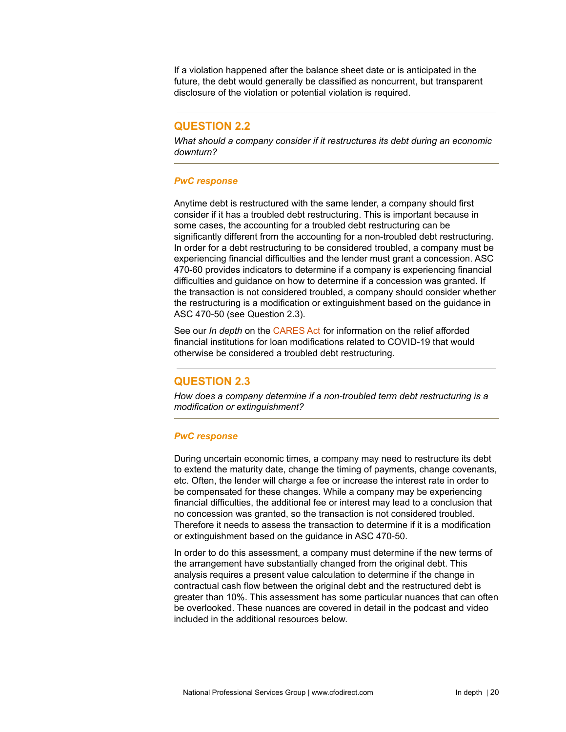If a violation happened after the balance sheet date or is anticipated in the future, the debt would generally be classified as noncurrent, but transparent disclosure of the violation or potential violation is required.

## QUESTION 2.2

*What should a company consider if it restructures its debt during an economic downturn?*

### *PwC response*

Anytime debt is restructured with the same lender, a company should first consider if it has a troubled debt restructuring. This is important because in some cases, the accounting for a troubled debt restructuring can be significantly different from the accounting for a non-troubled debt restructuring. In order for a debt restructuring to be considered troubled, a company must be experiencing financial difficulties and the lender must grant a concession. ASC 470-60 provides indicators to determine if a company is experiencing financial difficulties and guidance on how to determine if a concession was granted. If the transaction is not considered troubled, a company should consider whether the restructuring is a modification or extinguishment based on the guidance in ASC 470-50 (see Question 2.3).

See our *In depth* on the CARES Act for information on the relief afforded financial institutions for loan modifications related to COVID-19 that would otherwise be considered a troubled debt restructuring.

## QUESTION 2.3

*How does a company determine if a non-troubled term debt restructuring is a modification or extinguishment?*

### *PwC response*

During uncertain economic times, a company may need to restructure its debt to extend the maturity date, change the timing of payments, change covenants, etc. Often, the lender will charge a fee or increase the interest rate in order to be compensated for these changes. While a company may be experiencing financial difficulties, the additional fee or interest may lead to a conclusion that no concession was granted, so the transaction is not considered troubled. Therefore it needs to assess the transaction to determine if it is a modification or extinguishment based on the guidance in ASC 470-50.

In order to do this assessment, a company must determine if the new terms of the arrangement have substantially changed from the original debt. This analysis requires a present value calculation to determine if the change in contractual cash flow between the original debt and the restructured debt is greater than 10%. This assessment has some particular nuances that can often be overlooked. These nuances are covered in detail in the podcast and video included in the additional resources below.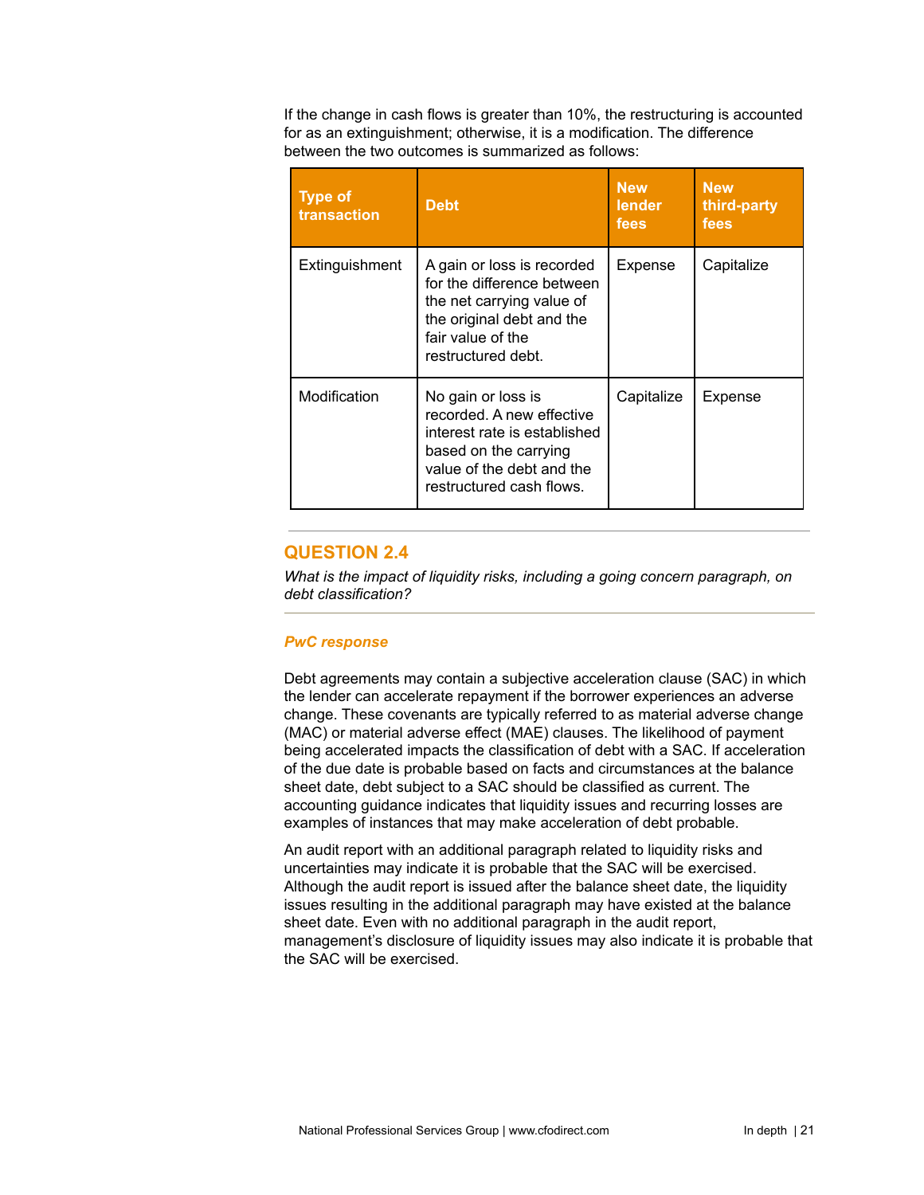If the change in cash flows is greater than 10%, the restructuring is accounted for as an extinguishment; otherwise, it is a modification. The difference between the two outcomes is summarized as follows:

| Type of transaction | Debt | New lender fees | New third-party fees |
|---|---|---|---|
| Extinguishment | A gain or loss is recorded for the difference between the net carrying value of the original debt and the fair value of the restructured debt. | Expense | Capitalize |
| Modification | No gain or loss is recorded. A new effective interest rate is established based on the carrying value of the debt and the restructured cash flows. | Capitalize | Expense |

## QUESTION 2.4

*What is the impact of liquidity risks, including a going concern paragraph, on debt classification?*

### *PwC response*

Debt agreements may contain a subjective acceleration clause (SAC) in which the lender can accelerate repayment if the borrower experiences an adverse change. These covenants are typically referred to as material adverse change (MAC) or material adverse effect (MAE) clauses. The likelihood of payment being accelerated impacts the classification of debt with a SAC. If acceleration of the due date is probable based on facts and circumstances at the balance sheet date, debt subject to a SAC should be classified as current. The accounting guidance indicates that liquidity issues and recurring losses are examples of instances that may make acceleration of debt probable.

An audit report with an additional paragraph related to liquidity risks and uncertainties may indicate it is probable that the SAC will be exercised. Although the audit report is issued after the balance sheet date, the liquidity issues resulting in the additional paragraph may have existed at the balance sheet date. Even with no additional paragraph in the audit report, management's disclosure of liquidity issues may also indicate it is probable that the SAC will be exercised.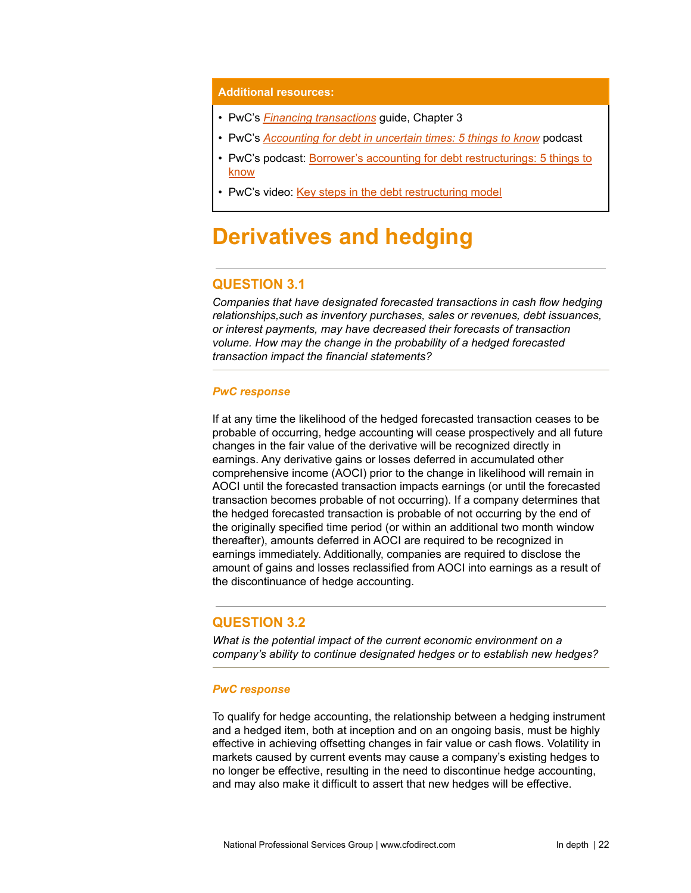**Additional resources:**

- PwC's *Financing transactions* guide, Chapter 3
- PwC's *Accounting for debt in uncertain times: 5 things to know* podcast
- PwC's podcast: Borrower's accounting for debt restructurings: 5 things to know
- PwC's video: Key steps in the debt restructuring model

# Derivatives and hedging

## QUESTION 3.1

*Companies that have designated forecasted transactions in cash flow hedging relationships,such as inventory purchases, sales or revenues, debt issuances, or interest payments, may have decreased their forecasts of transaction volume. How may the change in the probability of a hedged forecasted transaction impact the financial statements?*

### *PwC response*

If at any time the likelihood of the hedged forecasted transaction ceases to be probable of occurring, hedge accounting will cease prospectively and all future changes in the fair value of the derivative will be recognized directly in earnings. Any derivative gains or losses deferred in accumulated other comprehensive income (AOCI) prior to the change in likelihood will remain in AOCI until the forecasted transaction impacts earnings (or until the forecasted transaction becomes probable of not occurring). If a company determines that the hedged forecasted transaction is probable of not occurring by the end of the originally specified time period (or within an additional two month window thereafter), amounts deferred in AOCI are required to be recognized in earnings immediately. Additionally, companies are required to disclose the amount of gains and losses reclassified from AOCI into earnings as a result of the discontinuance of hedge accounting.

## QUESTION 3.2

*What is the potential impact of the current economic environment on a company's ability to continue designated hedges or to establish new hedges?*

### *PwC response*

To qualify for hedge accounting, the relationship between a hedging instrument and a hedged item, both at inception and on an ongoing basis, must be highly effective in achieving offsetting changes in fair value or cash flows. Volatility in markets caused by current events may cause a company's existing hedges to no longer be effective, resulting in the need to discontinue hedge accounting, and may also make it difficult to assert that new hedges will be effective.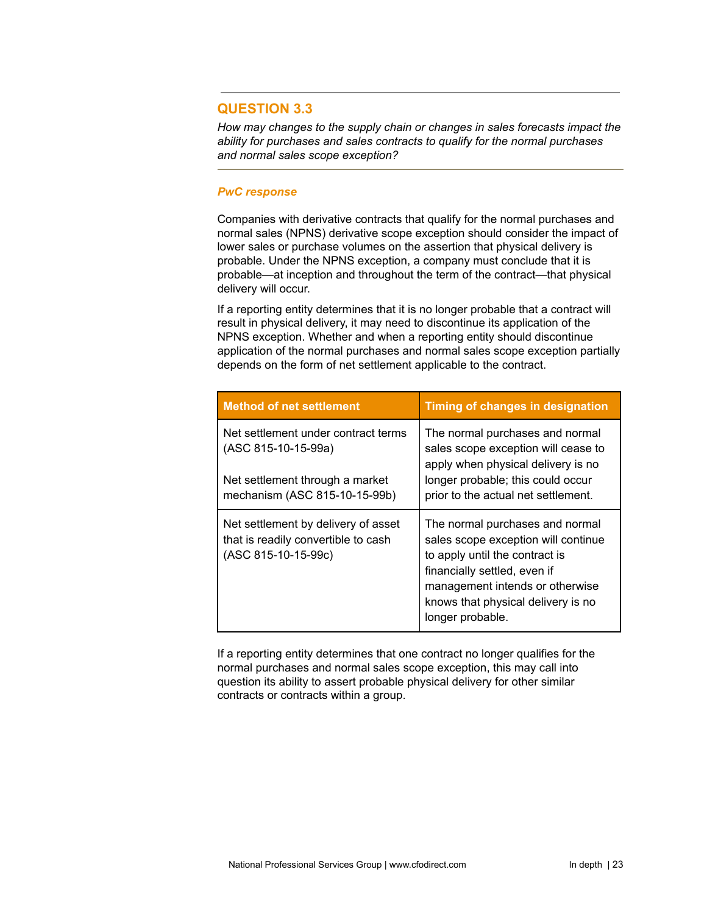## QUESTION 3.3

*How may changes to the supply chain or changes in sales forecasts impact the ability for purchases and sales contracts to qualify for the normal purchases and normal sales scope exception?*

### *PwC response*

Companies with derivative contracts that qualify for the normal purchases and normal sales (NPNS) derivative scope exception should consider the impact of lower sales or purchase volumes on the assertion that physical delivery is probable. Under the NPNS exception, a company must conclude that it is probable—at inception and throughout the term of the contract—that physical delivery will occur.

If a reporting entity determines that it is no longer probable that a contract will result in physical delivery, it may need to discontinue its application of the NPNS exception. Whether and when a reporting entity should discontinue application of the normal purchases and normal sales scope exception partially depends on the form of net settlement applicable to the contract.

| Method of net settlement | Timing of changes in designation |
|---|---|
| Net settlement under contract terms (ASC 815-10-15-99a)<br><br>Net settlement through a market mechanism (ASC 815-10-15-99b) | The normal purchases and normal sales scope exception will cease to apply when physical delivery is no longer probable; this could occur prior to the actual net settlement. |
| Net settlement by delivery of asset that is readily convertible to cash (ASC 815-10-15-99c) | The normal purchases and normal sales scope exception will continue to apply until the contract is financially settled, even if management intends or otherwise knows that physical delivery is no longer probable. |

If a reporting entity determines that one contract no longer qualifies for the normal purchases and normal sales scope exception, this may call into question its ability to assert probable physical delivery for other similar contracts or contracts within a group.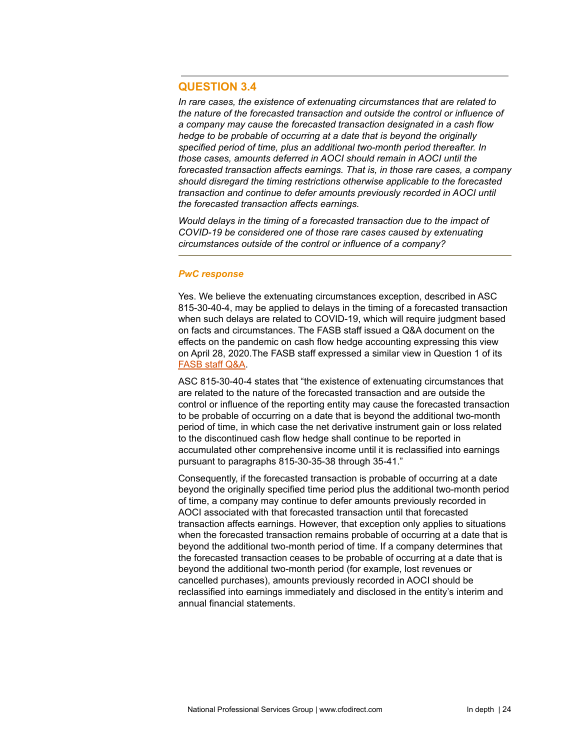## QUESTION 3.4

*In rare cases, the existence of extenuating circumstances that are related to the nature of the forecasted transaction and outside the control or influence of a company may cause the forecasted transaction designated in a cash flow hedge to be probable of occurring at a date that is beyond the originally specified period of time, plus an additional two-month period thereafter. In those cases, amounts deferred in AOCI should remain in AOCI until the forecasted transaction affects earnings. That is, in those rare cases, a company should disregard the timing restrictions otherwise applicable to the forecasted transaction and continue to defer amounts previously recorded in AOCI until the forecasted transaction affects earnings.*

*Would delays in the timing of a forecasted transaction due to the impact of COVID-19 be considered one of those rare cases caused by extenuating circumstances outside of the control or influence of a company?*

***PwC response***

Yes. We believe the extenuating circumstances exception, described in ASC 815-30-40-4, may be applied to delays in the timing of a forecasted transaction when such delays are related to COVID-19, which will require judgment based on facts and circumstances. The FASB staff issued a Q&A document on the effects on the pandemic on cash flow hedge accounting expressing this view on April 28, 2020.The FASB staff expressed a similar view in Question 1 of its FASB staff Q&A.

ASC 815-30-40-4 states that "the existence of extenuating circumstances that are related to the nature of the forecasted transaction and are outside the control or influence of the reporting entity may cause the forecasted transaction to be probable of occurring on a date that is beyond the additional two-month period of time, in which case the net derivative instrument gain or loss related to the discontinued cash flow hedge shall continue to be reported in accumulated other comprehensive income until it is reclassified into earnings pursuant to paragraphs 815-30-35-38 through 35-41."

Consequently, if the forecasted transaction is probable of occurring at a date beyond the originally specified time period plus the additional two-month period of time, a company may continue to defer amounts previously recorded in AOCI associated with that forecasted transaction until that forecasted transaction affects earnings. However, that exception only applies to situations when the forecasted transaction remains probable of occurring at a date that is beyond the additional two-month period of time. If a company determines that the forecasted transaction ceases to be probable of occurring at a date that is beyond the additional two-month period (for example, lost revenues or cancelled purchases), amounts previously recorded in AOCI should be reclassified into earnings immediately and disclosed in the entity's interim and annual financial statements.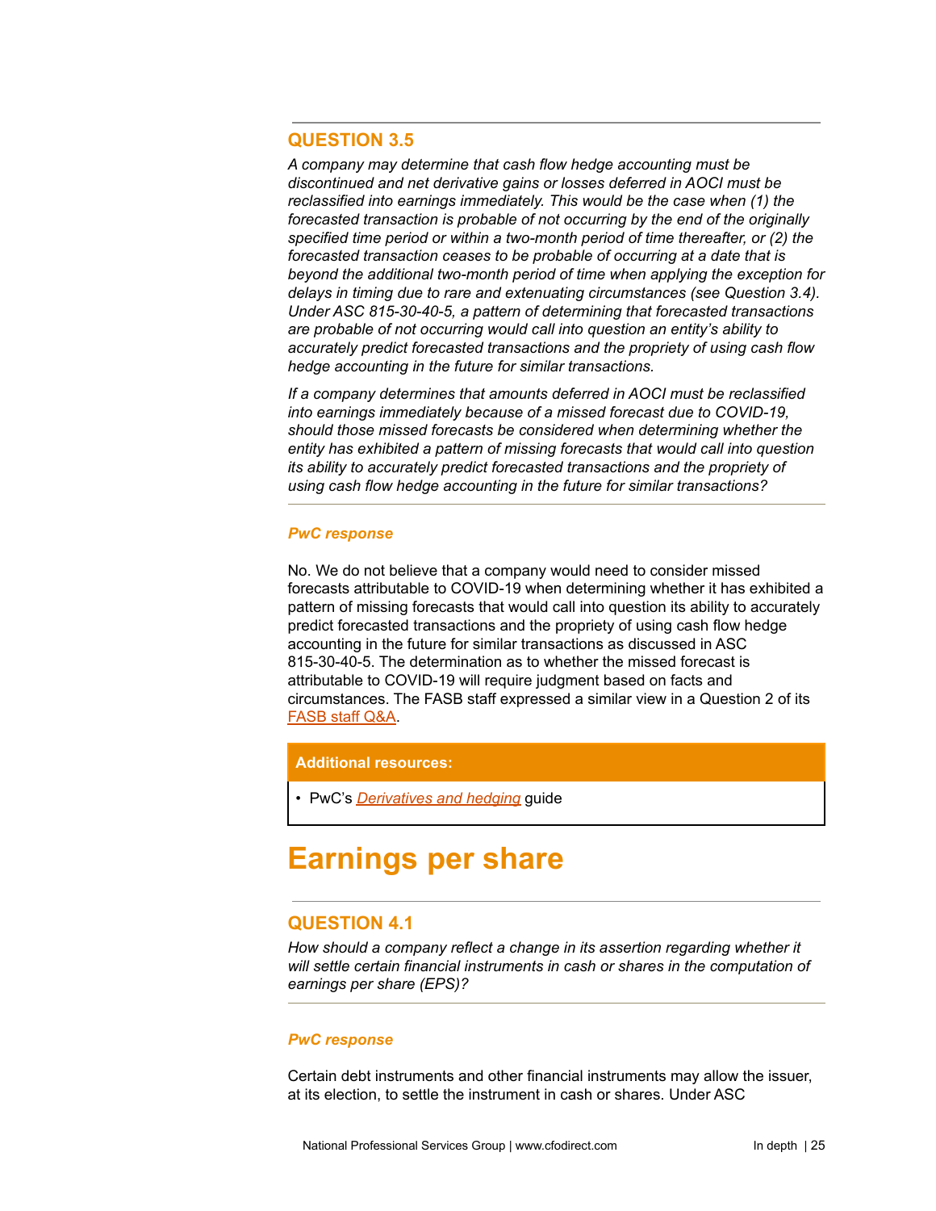### QUESTION 3.5

*A company may determine that cash flow hedge accounting must be discontinued and net derivative gains or losses deferred in AOCI must be reclassified into earnings immediately. This would be the case when (1) the forecasted transaction is probable of not occurring by the end of the originally specified time period or within a two-month period of time thereafter, or (2) the forecasted transaction ceases to be probable of occurring at a date that is beyond the additional two-month period of time when applying the exception for delays in timing due to rare and extenuating circumstances (see Question 3.4). Under ASC 815-30-40-5, a pattern of determining that forecasted transactions are probable of not occurring would call into question an entity's ability to accurately predict forecasted transactions and the propriety of using cash flow hedge accounting in the future for similar transactions.*

*If a company determines that amounts deferred in AOCI must be reclassified into earnings immediately because of a missed forecast due to COVID-19, should those missed forecasts be considered when determining whether the entity has exhibited a pattern of missing forecasts that would call into question its ability to accurately predict forecasted transactions and the propriety of using cash flow hedge accounting in the future for similar transactions?*

***PwC response***

No. We do not believe that a company would need to consider missed forecasts attributable to COVID-19 when determining whether it has exhibited a pattern of missing forecasts that would call into question its ability to accurately predict forecasted transactions and the propriety of using cash flow hedge accounting in the future for similar transactions as discussed in ASC 815-30-40-5. The determination as to whether the missed forecast is attributable to COVID-19 will require judgment based on facts and circumstances. The FASB staff expressed a similar view in a Question 2 of its FASB staff Q&A.

**Additional resources:**

- PwC's *Derivatives and hedging* guide

# Earnings per share

### QUESTION 4.1

*How should a company reflect a change in its assertion regarding whether it will settle certain financial instruments in cash or shares in the computation of earnings per share (EPS)?*

***PwC response***

Certain debt instruments and other financial instruments may allow the issuer, at its election, to settle the instrument in cash or shares. Under ASC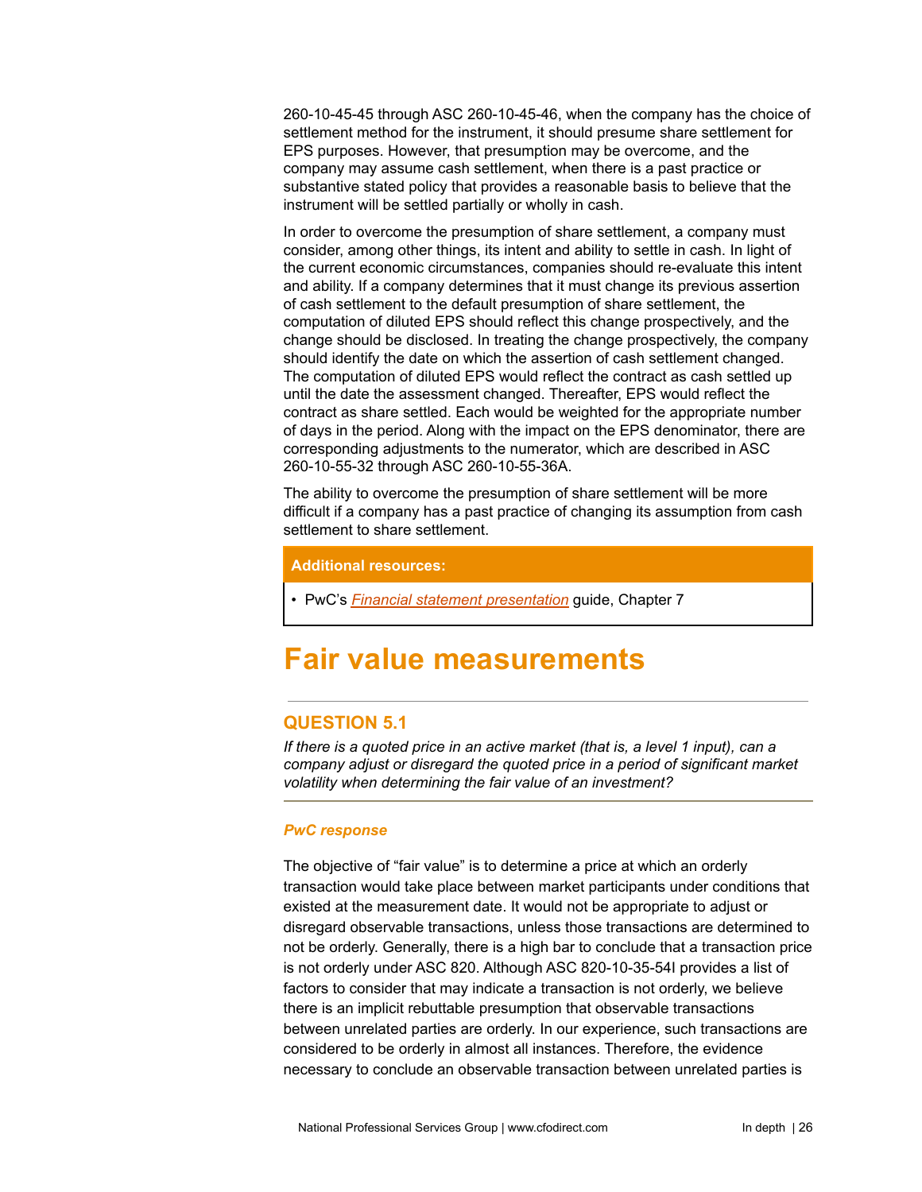260-10-45-45 through ASC 260-10-45-46, when the company has the choice of settlement method for the instrument, it should presume share settlement for EPS purposes. However, that presumption may be overcome, and the company may assume cash settlement, when there is a past practice or substantive stated policy that provides a reasonable basis to believe that the instrument will be settled partially or wholly in cash.

In order to overcome the presumption of share settlement, a company must consider, among other things, its intent and ability to settle in cash. In light of the current economic circumstances, companies should re-evaluate this intent and ability. If a company determines that it must change its previous assertion of cash settlement to the default presumption of share settlement, the computation of diluted EPS should reflect this change prospectively, and the change should be disclosed. In treating the change prospectively, the company should identify the date on which the assertion of cash settlement changed. The computation of diluted EPS would reflect the contract as cash settled up until the date the assessment changed. Thereafter, EPS would reflect the contract as share settled. Each would be weighted for the appropriate number of days in the period. Along with the impact on the EPS denominator, there are corresponding adjustments to the numerator, which are described in ASC 260-10-55-32 through ASC 260-10-55-36A.

The ability to overcome the presumption of share settlement will be more difficult if a company has a past practice of changing its assumption from cash settlement to share settlement.

**Additional resources:**

- PwC's *Financial statement presentation* guide, Chapter 7

# Fair value measurements

## QUESTION 5.1

*If there is a quoted price in an active market (that is, a level 1 input), can a company adjust or disregard the quoted price in a period of significant market volatility when determining the fair value of an investment?*

### *PwC response*

The objective of "fair value" is to determine a price at which an orderly transaction would take place between market participants under conditions that existed at the measurement date. It would not be appropriate to adjust or disregard observable transactions, unless those transactions are determined to not be orderly. Generally, there is a high bar to conclude that a transaction price is not orderly under ASC 820. Although ASC 820-10-35-54I provides a list of factors to consider that may indicate a transaction is not orderly, we believe there is an implicit rebuttable presumption that observable transactions between unrelated parties are orderly. In our experience, such transactions are considered to be orderly in almost all instances. Therefore, the evidence necessary to conclude an observable transaction between unrelated parties is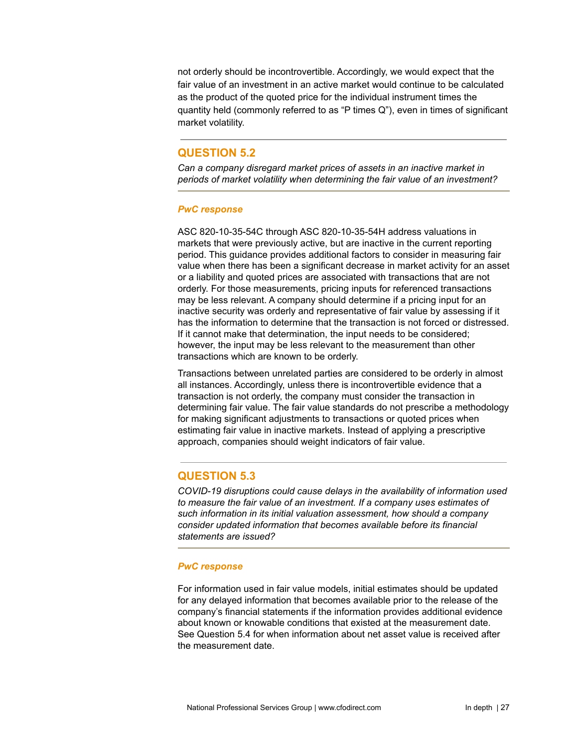not orderly should be incontrovertible. Accordingly, we would expect that the fair value of an investment in an active market would continue to be calculated as the product of the quoted price for the individual instrument times the quantity held (commonly referred to as "P times Q"), even in times of significant market volatility.

## QUESTION 5.2

*Can a company disregard market prices of assets in an inactive market in periods of market volatility when determining the fair value of an investment?*

### *PwC response*

ASC 820-10-35-54C through ASC 820-10-35-54H address valuations in markets that were previously active, but are inactive in the current reporting period. This guidance provides additional factors to consider in measuring fair value when there has been a significant decrease in market activity for an asset or a liability and quoted prices are associated with transactions that are not orderly. For those measurements, pricing inputs for referenced transactions may be less relevant. A company should determine if a pricing input for an inactive security was orderly and representative of fair value by assessing if it has the information to determine that the transaction is not forced or distressed. If it cannot make that determination, the input needs to be considered; however, the input may be less relevant to the measurement than other transactions which are known to be orderly.

Transactions between unrelated parties are considered to be orderly in almost all instances. Accordingly, unless there is incontrovertible evidence that a transaction is not orderly, the company must consider the transaction in determining fair value. The fair value standards do not prescribe a methodology for making significant adjustments to transactions or quoted prices when estimating fair value in inactive markets. Instead of applying a prescriptive approach, companies should weight indicators of fair value.

## QUESTION 5.3

*COVID-19 disruptions could cause delays in the availability of information used to measure the fair value of an investment. If a company uses estimates of such information in its initial valuation assessment, how should a company consider updated information that becomes available before its financial statements are issued?*

### *PwC response*

For information used in fair value models, initial estimates should be updated for any delayed information that becomes available prior to the release of the company's financial statements if the information provides additional evidence about known or knowable conditions that existed at the measurement date. See Question 5.4 for when information about net asset value is received after the measurement date.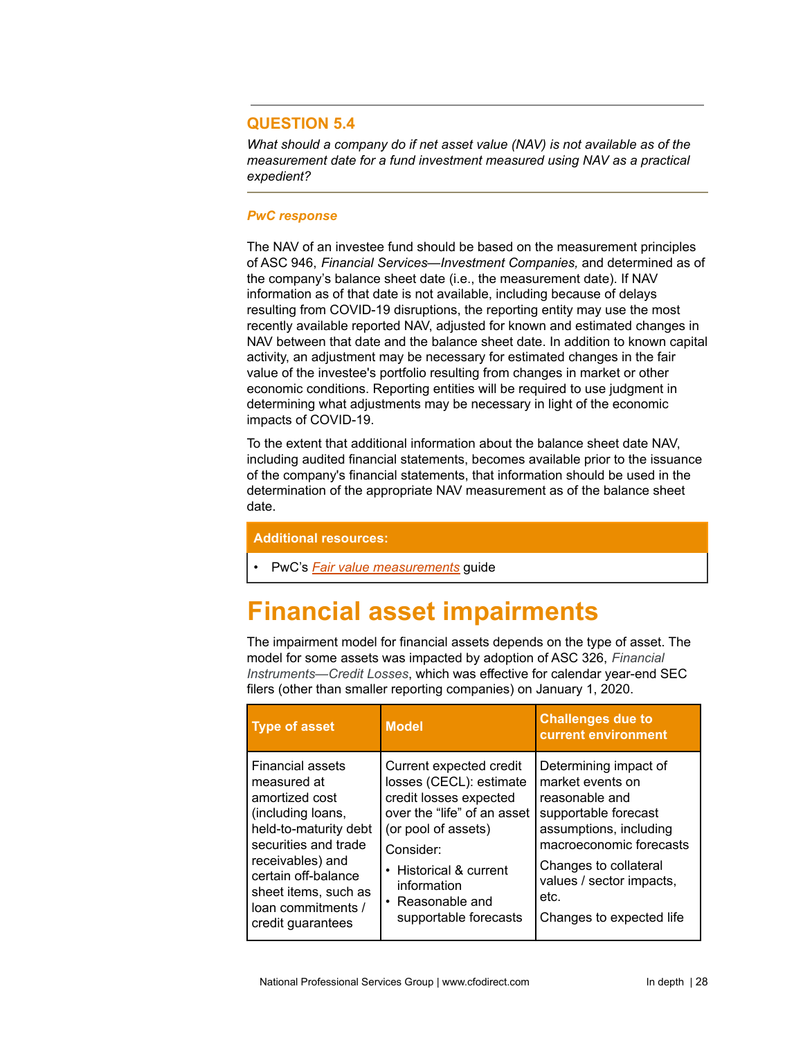### QUESTION 5.4

*What should a company do if net asset value (NAV) is not available as of the measurement date for a fund investment measured using NAV as a practical expedient?*

***PwC response***

The NAV of an investee fund should be based on the measurement principles of ASC 946, *Financial Services—Investment Companies,* and determined as of the company's balance sheet date (i.e., the measurement date). If NAV information as of that date is not available, including because of delays resulting from COVID-19 disruptions, the reporting entity may use the most recently available reported NAV, adjusted for known and estimated changes in NAV between that date and the balance sheet date. In addition to known capital activity, an adjustment may be necessary for estimated changes in the fair value of the investee's portfolio resulting from changes in market or other economic conditions. Reporting entities will be required to use judgment in determining what adjustments may be necessary in light of the economic impacts of COVID-19.

To the extent that additional information about the balance sheet date NAV, including audited financial statements, becomes available prior to the issuance of the company's financial statements, that information should be used in the determination of the appropriate NAV measurement as of the balance sheet date.

| Additional resources: |
|---|
| • PwC's *Fair value measurements* guide |

# Financial asset impairments

The impairment model for financial assets depends on the type of asset. The model for some assets was impacted by adoption of ASC 326, *Financial Instruments—Credit Losses*, which was effective for calendar year-end SEC filers (other than smaller reporting companies) on January 1, 2020.

| Type of asset | Model | Challenges due to current environment |
|---|---|---|
| Financial assets measured at amortized cost (including loans, held-to-maturity debt securities and trade receivables) and certain off-balance sheet items, such as loan commitments / credit guarantees | Current expected credit losses (CECL): estimate credit losses expected over the "life" of an asset (or pool of assets)<br>Consider:<br>• Historical & current information<br>• Reasonable and supportable forecasts | Determining impact of market events on reasonable and supportable forecast assumptions, including macroeconomic forecasts<br>Changes to collateral values / sector impacts, etc.<br>Changes to expected life |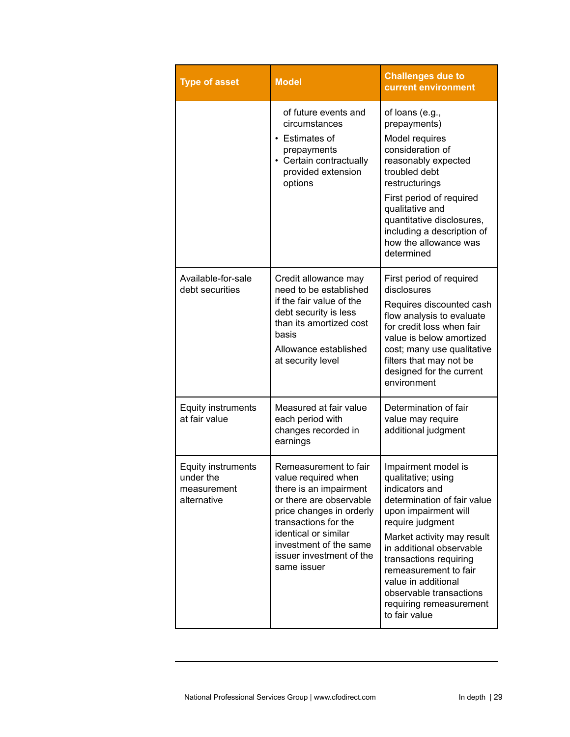| Type of asset | Model | Challenges due to current environment |
|---|---|---|
| | of future events and circumstances<br>• Estimates of prepayments<br>• Certain contractually provided extension options | of loans (e.g., prepayments)<br>Model requires consideration of reasonably expected troubled debt restructurings<br>First period of required qualitative and quantitative disclosures, including a description of how the allowance was determined |
| Available-for-sale debt securities | Credit allowance may need to be established if the fair value of the debt security is less than its amortized cost basis<br>Allowance established at security level | First period of required disclosures<br>Requires discounted cash flow analysis to evaluate for credit loss when fair value is below amortized cost; many use qualitative filters that may not be designed for the current environment |
| Equity instruments at fair value | Measured at fair value each period with changes recorded in earnings | Determination of fair value may require additional judgment |
| Equity instruments under the measurement alternative | Remeasurement to fair value required when there is an impairment or there are observable price changes in orderly transactions for the identical or similar investment of the same issuer investment of the same issuer | Impairment model is qualitative; using indicators and determination of fair value upon impairment will require judgment<br>Market activity may result in additional observable transactions requiring remeasurement to fair value in additional observable transactions requiring remeasurement to fair value |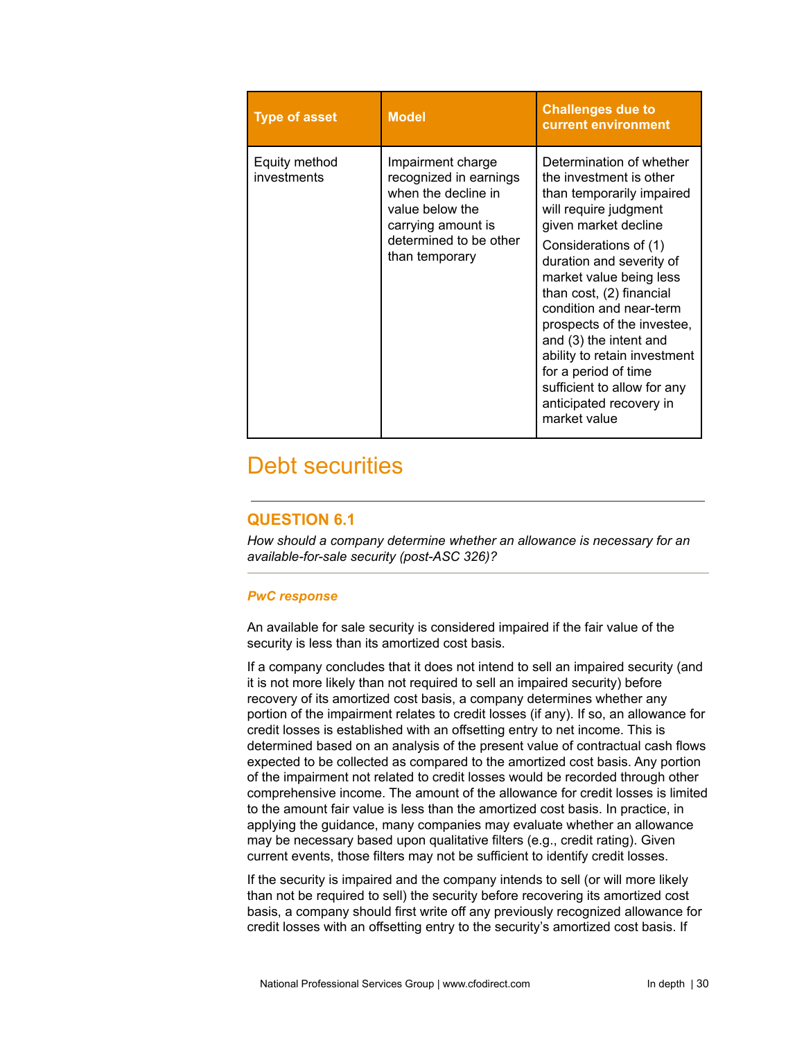| Type of asset | Model | Challenges due to current environment |
|---|---|---|
| Equity method investments | Impairment charge recognized in earnings when the decline in value below the carrying amount is determined to be other than temporary | Determination of whether the investment is other than temporarily impaired will require judgment given market decline<br><br>Considerations of (1) duration and severity of market value being less than cost, (2) financial condition and near-term prospects of the investee, and (3) the intent and ability to retain investment for a period of time sufficient to allow for any anticipated recovery in market value |

## Debt securities

### QUESTION 6.1

*How should a company determine whether an allowance is necessary for an available-for-sale security (post-ASC 326)?*

#### *PwC response*

An available for sale security is considered impaired if the fair value of the security is less than its amortized cost basis.

If a company concludes that it does not intend to sell an impaired security (and it is not more likely than not required to sell an impaired security) before recovery of its amortized cost basis, a company determines whether any portion of the impairment relates to credit losses (if any). If so, an allowance for credit losses is established with an offsetting entry to net income. This is determined based on an analysis of the present value of contractual cash flows expected to be collected as compared to the amortized cost basis. Any portion of the impairment not related to credit losses would be recorded through other comprehensive income. The amount of the allowance for credit losses is limited to the amount fair value is less than the amortized cost basis. In practice, in applying the guidance, many companies may evaluate whether an allowance may be necessary based upon qualitative filters (e.g., credit rating). Given current events, those filters may not be sufficient to identify credit losses.

If the security is impaired and the company intends to sell (or will more likely than not be required to sell) the security before recovering its amortized cost basis, a company should first write off any previously recognized allowance for credit losses with an offsetting entry to the security's amortized cost basis. If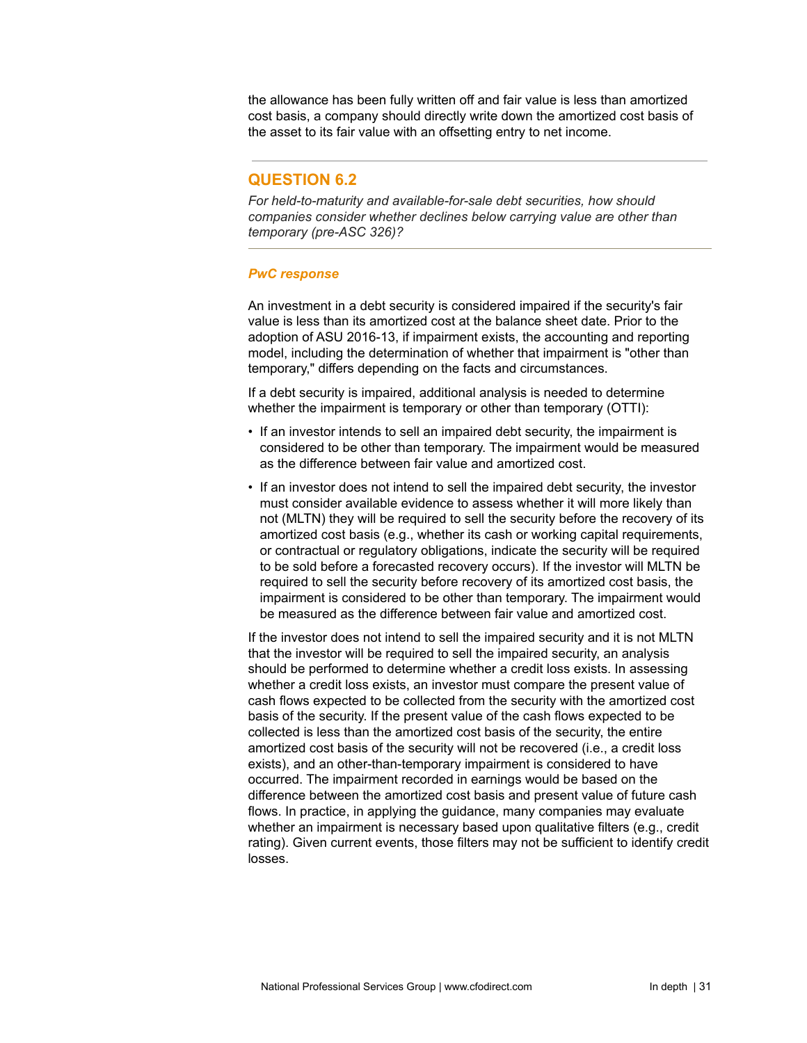the allowance has been fully written off and fair value is less than amortized cost basis, a company should directly write down the amortized cost basis of the asset to its fair value with an offsetting entry to net income.

## QUESTION 6.2

*For held-to-maturity and available-for-sale debt securities, how should companies consider whether declines below carrying value are other than temporary (pre-ASC 326)?*

### *PwC response*

An investment in a debt security is considered impaired if the security's fair value is less than its amortized cost at the balance sheet date. Prior to the adoption of ASU 2016-13, if impairment exists, the accounting and reporting model, including the determination of whether that impairment is "other than temporary," differs depending on the facts and circumstances.

If a debt security is impaired, additional analysis is needed to determine whether the impairment is temporary or other than temporary (OTTI):

- If an investor intends to sell an impaired debt security, the impairment is considered to be other than temporary. The impairment would be measured as the difference between fair value and amortized cost.
- If an investor does not intend to sell the impaired debt security, the investor must consider available evidence to assess whether it will more likely than not (MLTN) they will be required to sell the security before the recovery of its amortized cost basis (e.g., whether its cash or working capital requirements, or contractual or regulatory obligations, indicate the security will be required to be sold before a forecasted recovery occurs). If the investor will MLTN be required to sell the security before recovery of its amortized cost basis, the impairment is considered to be other than temporary. The impairment would be measured as the difference between fair value and amortized cost.

If the investor does not intend to sell the impaired security and it is not MLTN that the investor will be required to sell the impaired security, an analysis should be performed to determine whether a credit loss exists. In assessing whether a credit loss exists, an investor must compare the present value of cash flows expected to be collected from the security with the amortized cost basis of the security. If the present value of the cash flows expected to be collected is less than the amortized cost basis of the security, the entire amortized cost basis of the security will not be recovered (i.e., a credit loss exists), and an other-than-temporary impairment is considered to have occurred. The impairment recorded in earnings would be based on the difference between the amortized cost basis and present value of future cash flows. In practice, in applying the guidance, many companies may evaluate whether an impairment is necessary based upon qualitative filters (e.g., credit rating). Given current events, those filters may not be sufficient to identify credit losses.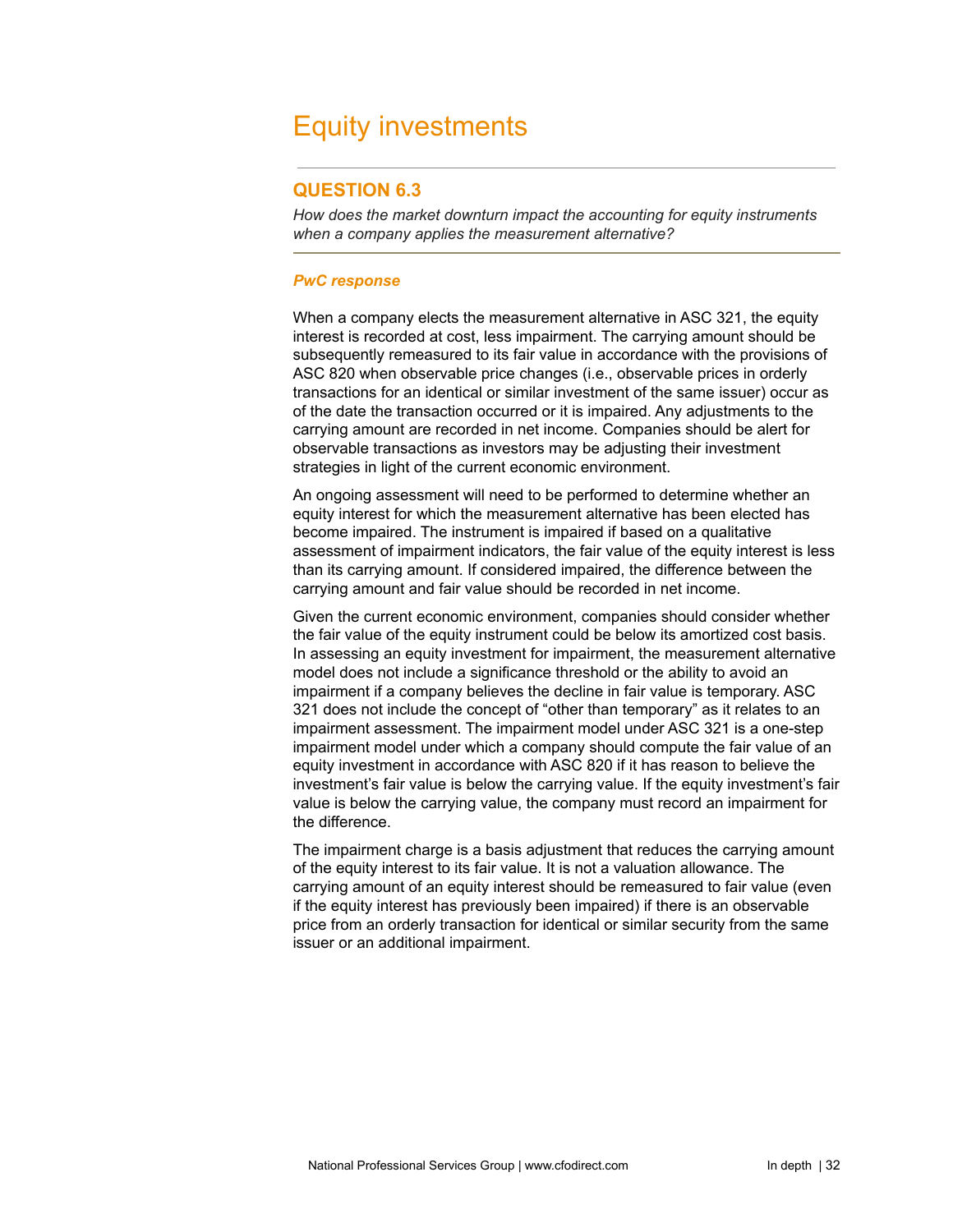# Equity investments

## QUESTION 6.3

*How does the market downturn impact the accounting for equity instruments when a company applies the measurement alternative?*

### *PwC response*

When a company elects the measurement alternative in ASC 321, the equity interest is recorded at cost, less impairment. The carrying amount should be subsequently remeasured to its fair value in accordance with the provisions of ASC 820 when observable price changes (i.e., observable prices in orderly transactions for an identical or similar investment of the same issuer) occur as of the date the transaction occurred or it is impaired. Any adjustments to the carrying amount are recorded in net income. Companies should be alert for observable transactions as investors may be adjusting their investment strategies in light of the current economic environment.

An ongoing assessment will need to be performed to determine whether an equity interest for which the measurement alternative has been elected has become impaired. The instrument is impaired if based on a qualitative assessment of impairment indicators, the fair value of the equity interest is less than its carrying amount. If considered impaired, the difference between the carrying amount and fair value should be recorded in net income.

Given the current economic environment, companies should consider whether the fair value of the equity instrument could be below its amortized cost basis. In assessing an equity investment for impairment, the measurement alternative model does not include a significance threshold or the ability to avoid an impairment if a company believes the decline in fair value is temporary. ASC 321 does not include the concept of "other than temporary" as it relates to an impairment assessment. The impairment model under ASC 321 is a one-step impairment model under which a company should compute the fair value of an equity investment in accordance with ASC 820 if it has reason to believe the investment's fair value is below the carrying value. If the equity investment's fair value is below the carrying value, the company must record an impairment for the difference.

The impairment charge is a basis adjustment that reduces the carrying amount of the equity interest to its fair value. It is not a valuation allowance. The carrying amount of an equity interest should be remeasured to fair value (even if the equity interest has previously been impaired) if there is an observable price from an orderly transaction for identical or similar security from the same issuer or an additional impairment.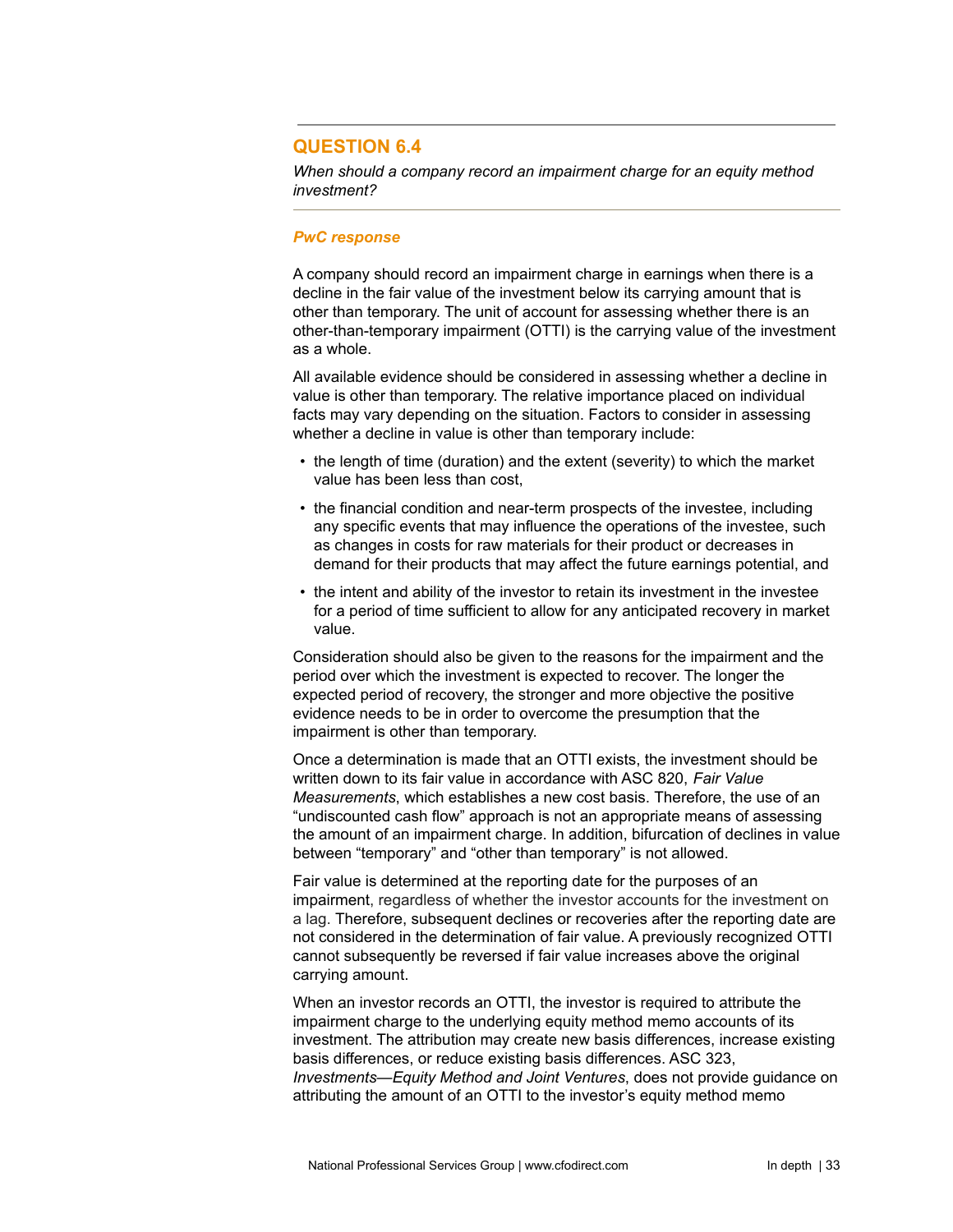## QUESTION 6.4

*When should a company record an impairment charge for an equity method investment?*

### *PwC response*

A company should record an impairment charge in earnings when there is a decline in the fair value of the investment below its carrying amount that is other than temporary. The unit of account for assessing whether there is an other-than-temporary impairment (OTTI) is the carrying value of the investment as a whole.

All available evidence should be considered in assessing whether a decline in value is other than temporary. The relative importance placed on individual facts may vary depending on the situation. Factors to consider in assessing whether a decline in value is other than temporary include:

- the length of time (duration) and the extent (severity) to which the market value has been less than cost,
- the financial condition and near-term prospects of the investee, including any specific events that may influence the operations of the investee, such as changes in costs for raw materials for their product or decreases in demand for their products that may affect the future earnings potential, and
- the intent and ability of the investor to retain its investment in the investee for a period of time sufficient to allow for any anticipated recovery in market value.

Consideration should also be given to the reasons for the impairment and the period over which the investment is expected to recover. The longer the expected period of recovery, the stronger and more objective the positive evidence needs to be in order to overcome the presumption that the impairment is other than temporary.

Once a determination is made that an OTTI exists, the investment should be written down to its fair value in accordance with ASC 820, *Fair Value Measurements*, which establishes a new cost basis. Therefore, the use of an "undiscounted cash flow" approach is not an appropriate means of assessing the amount of an impairment charge. In addition, bifurcation of declines in value between "temporary" and "other than temporary" is not allowed.

Fair value is determined at the reporting date for the purposes of an impairment, regardless of whether the investor accounts for the investment on a lag. Therefore, subsequent declines or recoveries after the reporting date are not considered in the determination of fair value. A previously recognized OTTI cannot subsequently be reversed if fair value increases above the original carrying amount.

When an investor records an OTTI, the investor is required to attribute the impairment charge to the underlying equity method memo accounts of its investment. The attribution may create new basis differences, increase existing basis differences, or reduce existing basis differences. ASC 323, *Investments—Equity Method and Joint Ventures*, does not provide guidance on attributing the amount of an OTTI to the investor's equity method memo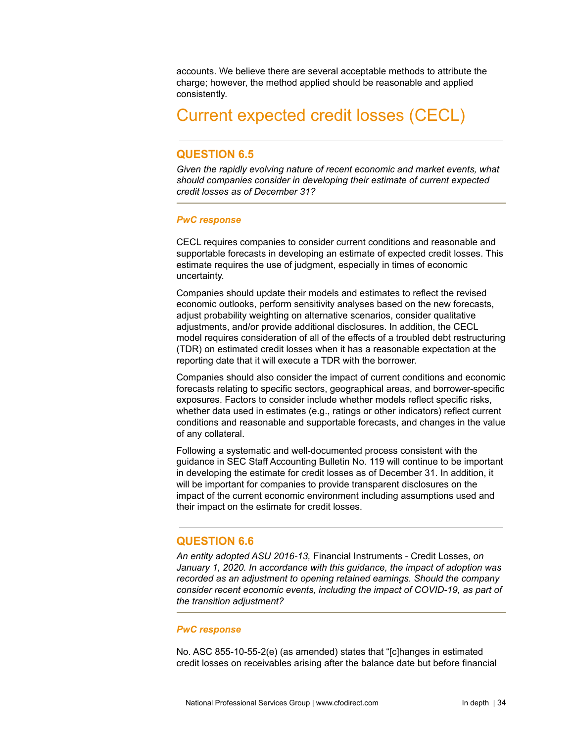accounts. We believe there are several acceptable methods to attribute the charge; however, the method applied should be reasonable and applied consistently.

## Current expected credit losses (CECL)

### QUESTION 6.5

*Given the rapidly evolving nature of recent economic and market events, what should companies consider in developing their estimate of current expected credit losses as of December 31?*

#### *PwC response*

CECL requires companies to consider current conditions and reasonable and supportable forecasts in developing an estimate of expected credit losses. This estimate requires the use of judgment, especially in times of economic uncertainty.

Companies should update their models and estimates to reflect the revised economic outlooks, perform sensitivity analyses based on the new forecasts, adjust probability weighting on alternative scenarios, consider qualitative adjustments, and/or provide additional disclosures. In addition, the CECL model requires consideration of all of the effects of a troubled debt restructuring (TDR) on estimated credit losses when it has a reasonable expectation at the reporting date that it will execute a TDR with the borrower.

Companies should also consider the impact of current conditions and economic forecasts relating to specific sectors, geographical areas, and borrower-specific exposures. Factors to consider include whether models reflect specific risks, whether data used in estimates (e.g., ratings or other indicators) reflect current conditions and reasonable and supportable forecasts, and changes in the value of any collateral.

Following a systematic and well-documented process consistent with the guidance in SEC Staff Accounting Bulletin No. 119 will continue to be important in developing the estimate for credit losses as of December 31. In addition, it will be important for companies to provide transparent disclosures on the impact of the current economic environment including assumptions used and their impact on the estimate for credit losses.

### QUESTION 6.6

*An entity adopted ASU 2016-13,* Financial Instruments - Credit Losses, *on January 1, 2020. In accordance with this guidance, the impact of adoption was recorded as an adjustment to opening retained earnings. Should the company consider recent economic events, including the impact of COVID-19, as part of the transition adjustment?*

#### *PwC response*

No. ASC 855-10-55-2(e) (as amended) states that "[c]hanges in estimated credit losses on receivables arising after the balance date but before financial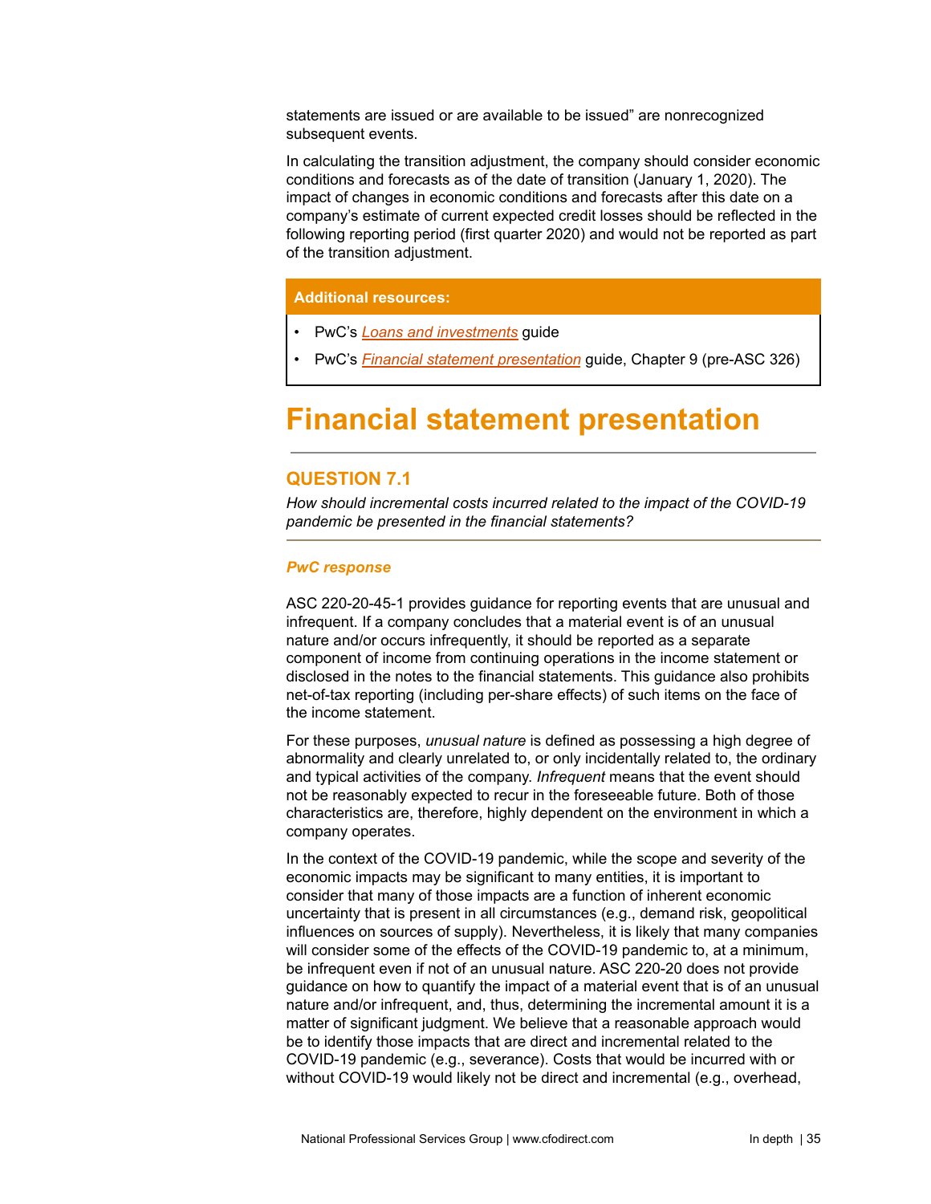statements are issued or are available to be issued" are nonrecognized subsequent events.

In calculating the transition adjustment, the company should consider economic conditions and forecasts as of the date of transition (January 1, 2020). The impact of changes in economic conditions and forecasts after this date on a company's estimate of current expected credit losses should be reflected in the following reporting period (first quarter 2020) and would not be reported as part of the transition adjustment.

**Additional resources:**

- PwC's *Loans and investments* guide
- PwC's *Financial statement presentation* guide, Chapter 9 (pre-ASC 326)

# Financial statement presentation

## QUESTION 7.1

*How should incremental costs incurred related to the impact of the COVID-19 pandemic be presented in the financial statements?*

### *PwC response*

ASC 220-20-45-1 provides guidance for reporting events that are unusual and infrequent. If a company concludes that a material event is of an unusual nature and/or occurs infrequently, it should be reported as a separate component of income from continuing operations in the income statement or disclosed in the notes to the financial statements. This guidance also prohibits net-of-tax reporting (including per-share effects) of such items on the face of the income statement.

For these purposes, *unusual nature* is defined as possessing a high degree of abnormality and clearly unrelated to, or only incidentally related to, the ordinary and typical activities of the company. *Infrequent* means that the event should not be reasonably expected to recur in the foreseeable future. Both of those characteristics are, therefore, highly dependent on the environment in which a company operates.

In the context of the COVID-19 pandemic, while the scope and severity of the economic impacts may be significant to many entities, it is important to consider that many of those impacts are a function of inherent economic uncertainty that is present in all circumstances (e.g., demand risk, geopolitical influences on sources of supply). Nevertheless, it is likely that many companies will consider some of the effects of the COVID-19 pandemic to, at a minimum, be infrequent even if not of an unusual nature. ASC 220-20 does not provide guidance on how to quantify the impact of a material event that is of an unusual nature and/or infrequent, and, thus, determining the incremental amount it is a matter of significant judgment. We believe that a reasonable approach would be to identify those impacts that are direct and incremental related to the COVID-19 pandemic (e.g., severance). Costs that would be incurred with or without COVID-19 would likely not be direct and incremental (e.g., overhead,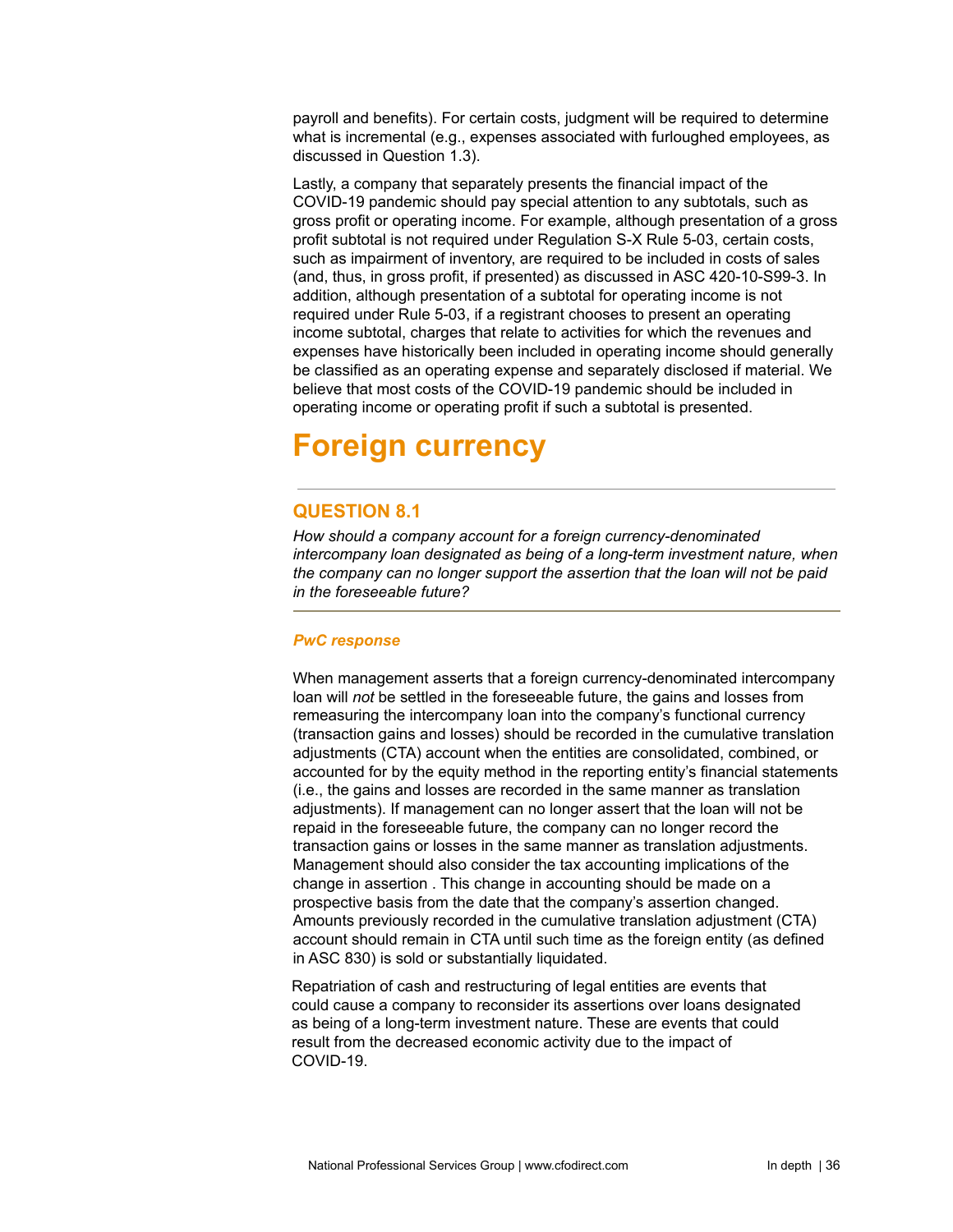payroll and benefits). For certain costs, judgment will be required to determine what is incremental (e.g., expenses associated with furloughed employees, as discussed in Question 1.3).

Lastly, a company that separately presents the financial impact of the COVID-19 pandemic should pay special attention to any subtotals, such as gross profit or operating income. For example, although presentation of a gross profit subtotal is not required under Regulation S-X Rule 5-03, certain costs, such as impairment of inventory, are required to be included in costs of sales (and, thus, in gross profit, if presented) as discussed in ASC 420-10-S99-3. In addition, although presentation of a subtotal for operating income is not required under Rule 5-03, if a registrant chooses to present an operating income subtotal, charges that relate to activities for which the revenues and expenses have historically been included in operating income should generally be classified as an operating expense and separately disclosed if material. We believe that most costs of the COVID-19 pandemic should be included in operating income or operating profit if such a subtotal is presented.

# Foreign currency

## QUESTION 8.1

*How should a company account for a foreign currency-denominated intercompany loan designated as being of a long-term investment nature, when the company can no longer support the assertion that the loan will not be paid in the foreseeable future?*

### *PwC response*

When management asserts that a foreign currency-denominated intercompany loan will *not* be settled in the foreseeable future, the gains and losses from remeasuring the intercompany loan into the company's functional currency (transaction gains and losses) should be recorded in the cumulative translation adjustments (CTA) account when the entities are consolidated, combined, or accounted for by the equity method in the reporting entity's financial statements (i.e., the gains and losses are recorded in the same manner as translation adjustments). If management can no longer assert that the loan will not be repaid in the foreseeable future, the company can no longer record the transaction gains or losses in the same manner as translation adjustments. Management should also consider the tax accounting implications of the change in assertion . This change in accounting should be made on a prospective basis from the date that the company's assertion changed. Amounts previously recorded in the cumulative translation adjustment (CTA) account should remain in CTA until such time as the foreign entity (as defined in ASC 830) is sold or substantially liquidated.

Repatriation of cash and restructuring of legal entities are events that could cause a company to reconsider its assertions over loans designated as being of a long-term investment nature. These are events that could result from the decreased economic activity due to the impact of COVID-19.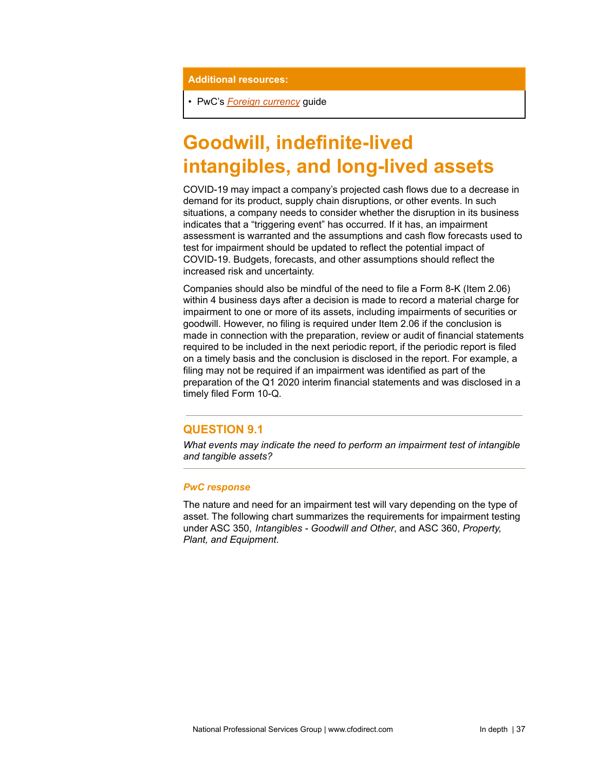**Additional resources:**

- PwC's *Foreign currency* guide

# Goodwill, indefinite-lived intangibles, and long-lived assets

COVID-19 may impact a company's projected cash flows due to a decrease in demand for its product, supply chain disruptions, or other events. In such situations, a company needs to consider whether the disruption in its business indicates that a "triggering event" has occurred. If it has, an impairment assessment is warranted and the assumptions and cash flow forecasts used to test for impairment should be updated to reflect the potential impact of COVID-19. Budgets, forecasts, and other assumptions should reflect the increased risk and uncertainty.

Companies should also be mindful of the need to file a Form 8-K (Item 2.06) within 4 business days after a decision is made to record a material charge for impairment to one or more of its assets, including impairments of securities or goodwill. However, no filing is required under Item 2.06 if the conclusion is made in connection with the preparation, review or audit of financial statements required to be included in the next periodic report, if the periodic report is filed on a timely basis and the conclusion is disclosed in the report. For example, a filing may not be required if an impairment was identified as part of the preparation of the Q1 2020 interim financial statements and was disclosed in a timely filed Form 10-Q.

## QUESTION 9.1

*What events may indicate the need to perform an impairment test of intangible and tangible assets?*

### *PwC response*

The nature and need for an impairment test will vary depending on the type of asset. The following chart summarizes the requirements for impairment testing under ASC 350, *Intangibles - Goodwill and Other*, and ASC 360, *Property, Plant, and Equipment*.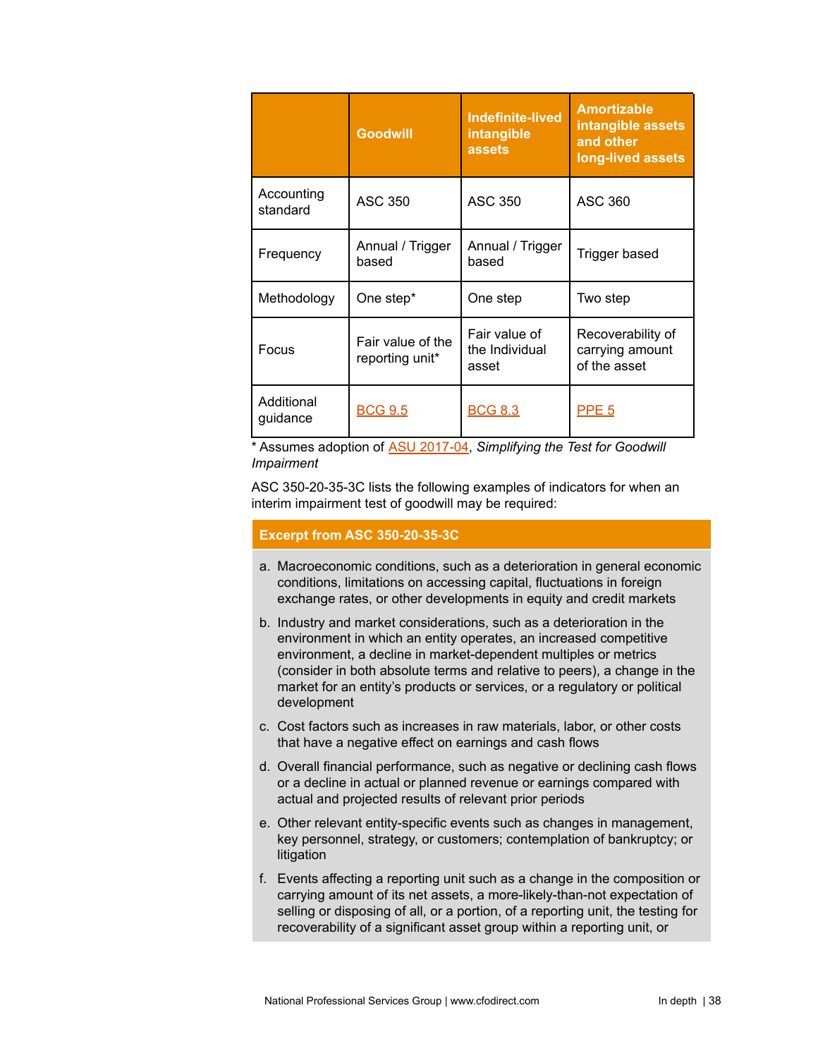| | Goodwill | Indefinite-lived intangible assets | Amortizable intangible assets and other long-lived assets |
|---|---|---|---|
| Accounting standard | ASC 350 | ASC 350 | ASC 360 |
| Frequency | Annual / Trigger based | Annual / Trigger based | Trigger based |
| Methodology | One step* | One step | Two step |
| Focus | Fair value of the reporting unit* | Fair value of the Individual asset | Recoverability of carrying amount of the asset |
| Additional guidance | BCG 9.5 | BCG 8.3 | PPE 5 |

* Assumes adoption of ASU 2017-04, *Simplifying the Test for Goodwill Impairment*

ASC 350-20-35-3C lists the following examples of indicators for when an interim impairment test of goodwill may be required:

**Excerpt from ASC 350-20-35-3C**

a. Macroeconomic conditions, such as a deterioration in general economic conditions, limitations on accessing capital, fluctuations in foreign exchange rates, or other developments in equity and credit markets

b. Industry and market considerations, such as a deterioration in the environment in which an entity operates, an increased competitive environment, a decline in market-dependent multiples or metrics (consider in both absolute terms and relative to peers), a change in the market for an entity's products or services, or a regulatory or political development

c. Cost factors such as increases in raw materials, labor, or other costs that have a negative effect on earnings and cash flows

d. Overall financial performance, such as negative or declining cash flows or a decline in actual or planned revenue or earnings compared with actual and projected results of relevant prior periods

e. Other relevant entity-specific events such as changes in management, key personnel, strategy, or customers; contemplation of bankruptcy; or litigation

f. Events affecting a reporting unit such as a change in the composition or carrying amount of its net assets, a more-likely-than-not expectation of selling or disposing of all, or a portion, of a reporting unit, the testing for recoverability of a significant asset group within a reporting unit, or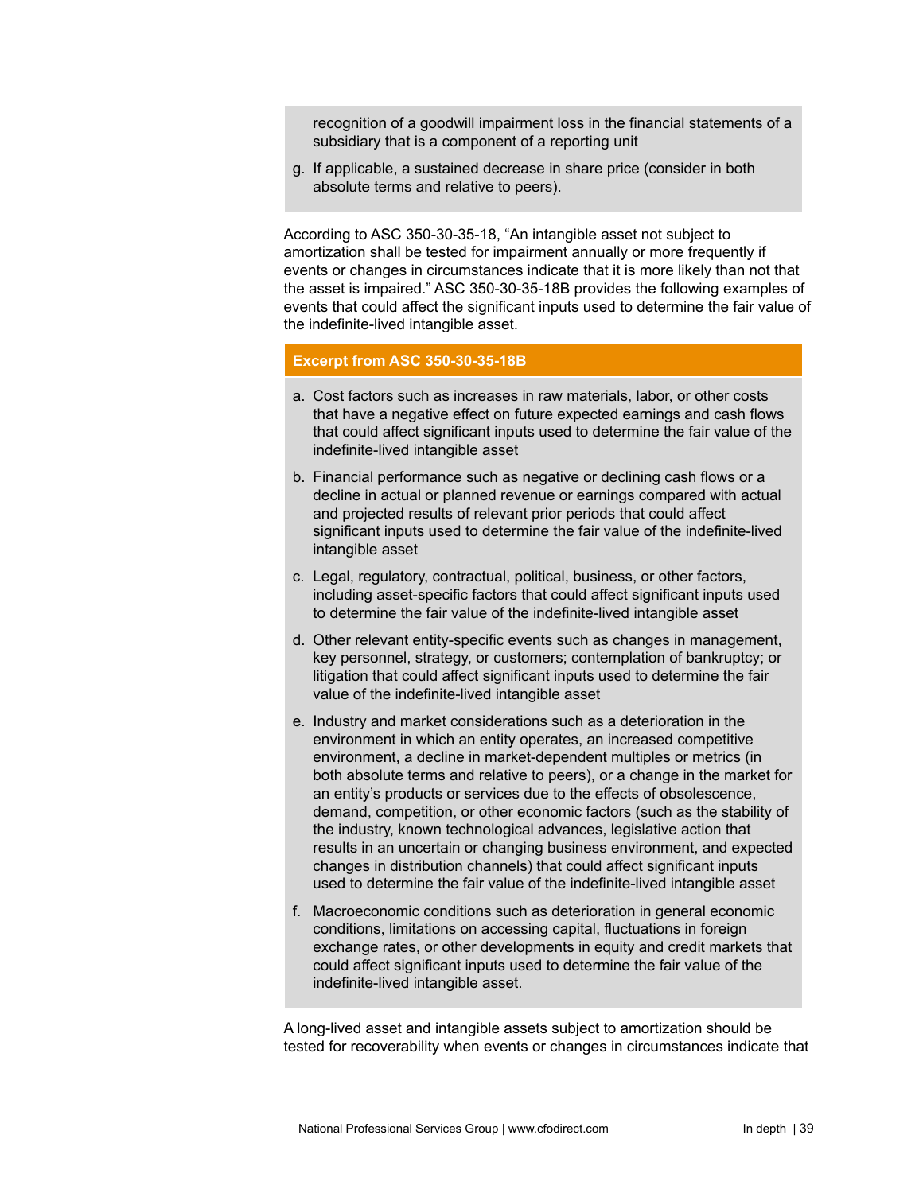recognition of a goodwill impairment loss in the financial statements of a subsidiary that is a component of a reporting unit

g. If applicable, a sustained decrease in share price (consider in both absolute terms and relative to peers).

According to ASC 350-30-35-18, "An intangible asset not subject to amortization shall be tested for impairment annually or more frequently if events or changes in circumstances indicate that it is more likely than not that the asset is impaired." ASC 350-30-35-18B provides the following examples of events that could affect the significant inputs used to determine the fair value of the indefinite-lived intangible asset.

**Excerpt from ASC 350-30-35-18B**

a. Cost factors such as increases in raw materials, labor, or other costs that have a negative effect on future expected earnings and cash flows that could affect significant inputs used to determine the fair value of the indefinite-lived intangible asset

b. Financial performance such as negative or declining cash flows or a decline in actual or planned revenue or earnings compared with actual and projected results of relevant prior periods that could affect significant inputs used to determine the fair value of the indefinite-lived intangible asset

c. Legal, regulatory, contractual, political, business, or other factors, including asset-specific factors that could affect significant inputs used to determine the fair value of the indefinite-lived intangible asset

d. Other relevant entity-specific events such as changes in management, key personnel, strategy, or customers; contemplation of bankruptcy; or litigation that could affect significant inputs used to determine the fair value of the indefinite-lived intangible asset

e. Industry and market considerations such as a deterioration in the environment in which an entity operates, an increased competitive environment, a decline in market-dependent multiples or metrics (in both absolute terms and relative to peers), or a change in the market for an entity's products or services due to the effects of obsolescence, demand, competition, or other economic factors (such as the stability of the industry, known technological advances, legislative action that results in an uncertain or changing business environment, and expected changes in distribution channels) that could affect significant inputs used to determine the fair value of the indefinite-lived intangible asset

f. Macroeconomic conditions such as deterioration in general economic conditions, limitations on accessing capital, fluctuations in foreign exchange rates, or other developments in equity and credit markets that could affect significant inputs used to determine the fair value of the indefinite-lived intangible asset.

A long-lived asset and intangible assets subject to amortization should be tested for recoverability when events or changes in circumstances indicate that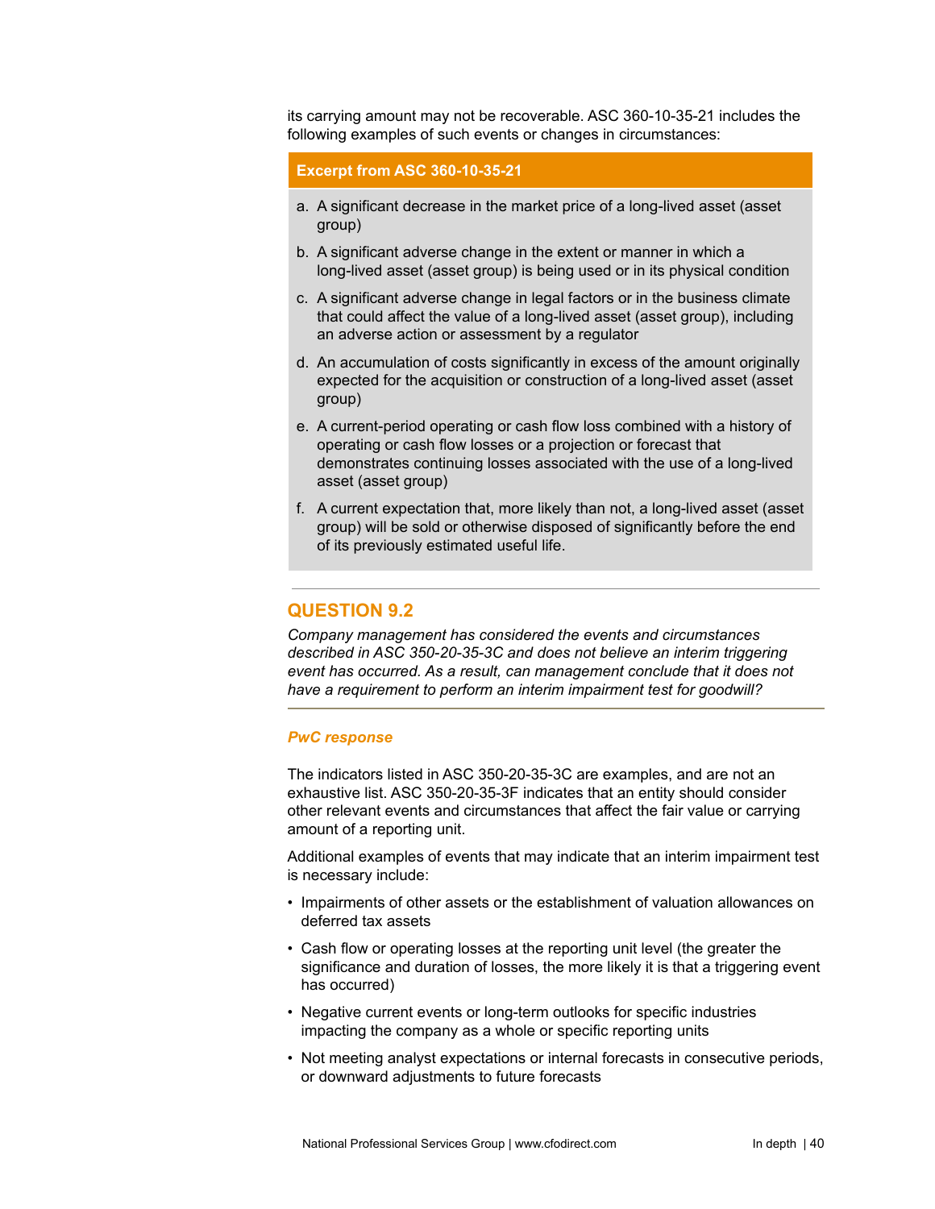its carrying amount may not be recoverable. ASC 360-10-35-21 includes the following examples of such events or changes in circumstances:

**Excerpt from ASC 360-10-35-21**

a. A significant decrease in the market price of a long-lived asset (asset group)

b. A significant adverse change in the extent or manner in which a long-lived asset (asset group) is being used or in its physical condition

c. A significant adverse change in legal factors or in the business climate that could affect the value of a long-lived asset (asset group), including an adverse action or assessment by a regulator

d. An accumulation of costs significantly in excess of the amount originally expected for the acquisition or construction of a long-lived asset (asset group)

e. A current-period operating or cash flow loss combined with a history of operating or cash flow losses or a projection or forecast that demonstrates continuing losses associated with the use of a long-lived asset (asset group)

f. A current expectation that, more likely than not, a long-lived asset (asset group) will be sold or otherwise disposed of significantly before the end of its previously estimated useful life.

## QUESTION 9.2

*Company management has considered the events and circumstances described in ASC 350-20-35-3C and does not believe an interim triggering event has occurred. As a result, can management conclude that it does not have a requirement to perform an interim impairment test for goodwill?*

***PwC response***

The indicators listed in ASC 350-20-35-3C are examples, and are not an exhaustive list. ASC 350-20-35-3F indicates that an entity should consider other relevant events and circumstances that affect the fair value or carrying amount of a reporting unit.

Additional examples of events that may indicate that an interim impairment test is necessary include:

- Impairments of other assets or the establishment of valuation allowances on deferred tax assets
- Cash flow or operating losses at the reporting unit level (the greater the significance and duration of losses, the more likely it is that a triggering event has occurred)
- Negative current events or long-term outlooks for specific industries impacting the company as a whole or specific reporting units
- Not meeting analyst expectations or internal forecasts in consecutive periods, or downward adjustments to future forecasts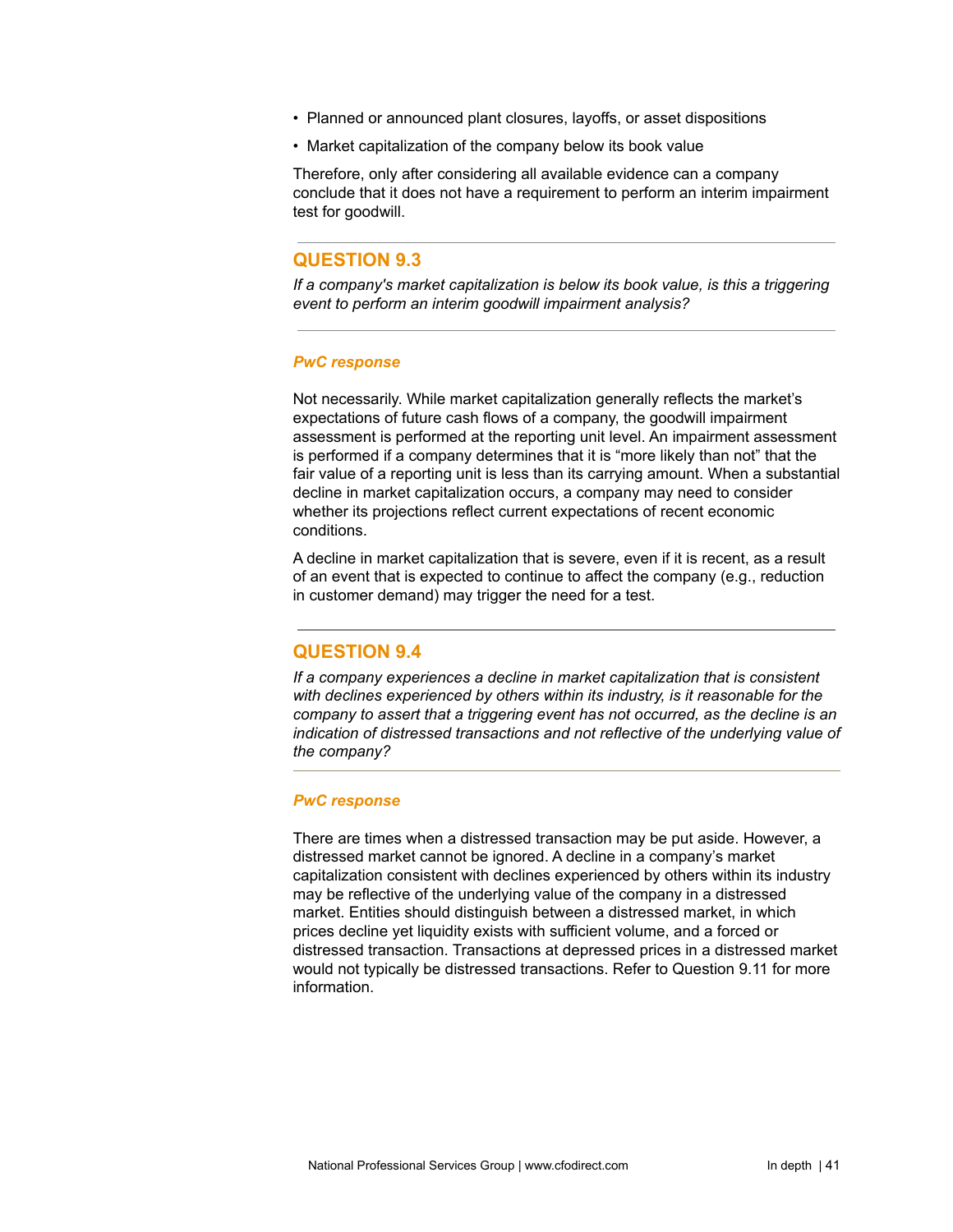- Planned or announced plant closures, layoffs, or asset dispositions
- Market capitalization of the company below its book value

Therefore, only after considering all available evidence can a company conclude that it does not have a requirement to perform an interim impairment test for goodwill.

## QUESTION 9.3

*If a company's market capitalization is below its book value, is this a triggering event to perform an interim goodwill impairment analysis?*

### *PwC response*

Not necessarily. While market capitalization generally reflects the market's expectations of future cash flows of a company, the goodwill impairment assessment is performed at the reporting unit level. An impairment assessment is performed if a company determines that it is "more likely than not" that the fair value of a reporting unit is less than its carrying amount. When a substantial decline in market capitalization occurs, a company may need to consider whether its projections reflect current expectations of recent economic conditions.

A decline in market capitalization that is severe, even if it is recent, as a result of an event that is expected to continue to affect the company (e.g., reduction in customer demand) may trigger the need for a test.

## QUESTION 9.4

*If a company experiences a decline in market capitalization that is consistent with declines experienced by others within its industry, is it reasonable for the company to assert that a triggering event has not occurred, as the decline is an indication of distressed transactions and not reflective of the underlying value of the company?*

### *PwC response*

There are times when a distressed transaction may be put aside. However, a distressed market cannot be ignored. A decline in a company's market capitalization consistent with declines experienced by others within its industry may be reflective of the underlying value of the company in a distressed market. Entities should distinguish between a distressed market, in which prices decline yet liquidity exists with sufficient volume, and a forced or distressed transaction. Transactions at depressed prices in a distressed market would not typically be distressed transactions. Refer to Question 9.11 for more information.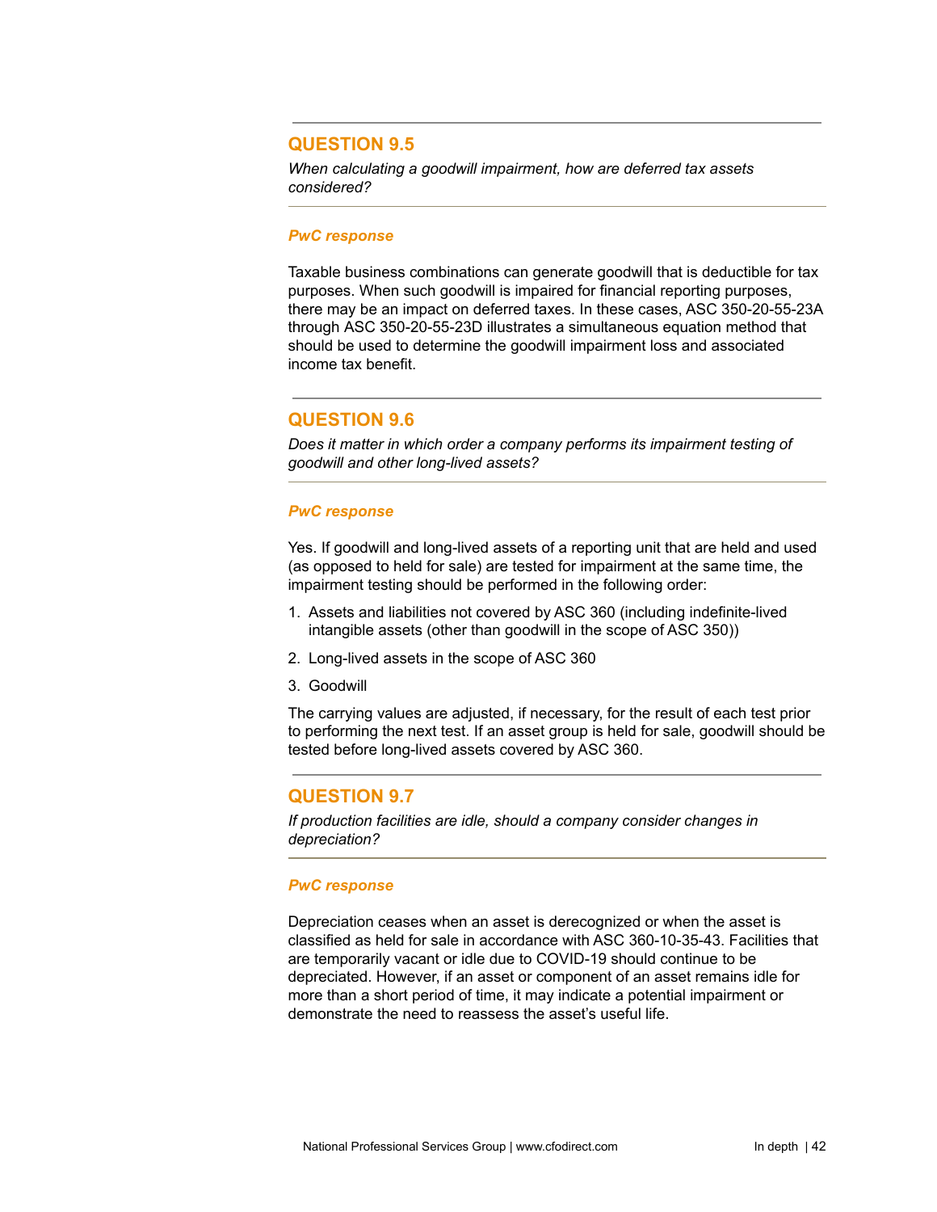## QUESTION 9.5

*When calculating a goodwill impairment, how are deferred tax assets considered?*

***PwC response***

Taxable business combinations can generate goodwill that is deductible for tax purposes. When such goodwill is impaired for financial reporting purposes, there may be an impact on deferred taxes. In these cases, ASC 350-20-55-23A through ASC 350-20-55-23D illustrates a simultaneous equation method that should be used to determine the goodwill impairment loss and associated income tax benefit.

## QUESTION 9.6

*Does it matter in which order a company performs its impairment testing of goodwill and other long-lived assets?*

***PwC response***

Yes. If goodwill and long-lived assets of a reporting unit that are held and used (as opposed to held for sale) are tested for impairment at the same time, the impairment testing should be performed in the following order:

1. Assets and liabilities not covered by ASC 360 (including indefinite-lived intangible assets (other than goodwill in the scope of ASC 350))
2. Long-lived assets in the scope of ASC 360
3. Goodwill

The carrying values are adjusted, if necessary, for the result of each test prior to performing the next test. If an asset group is held for sale, goodwill should be tested before long-lived assets covered by ASC 360.

## QUESTION 9.7

*If production facilities are idle, should a company consider changes in depreciation?*

***PwC response***

Depreciation ceases when an asset is derecognized or when the asset is classified as held for sale in accordance with ASC 360-10-35-43. Facilities that are temporarily vacant or idle due to COVID-19 should continue to be depreciated. However, if an asset or component of an asset remains idle for more than a short period of time, it may indicate a potential impairment or demonstrate the need to reassess the asset's useful life.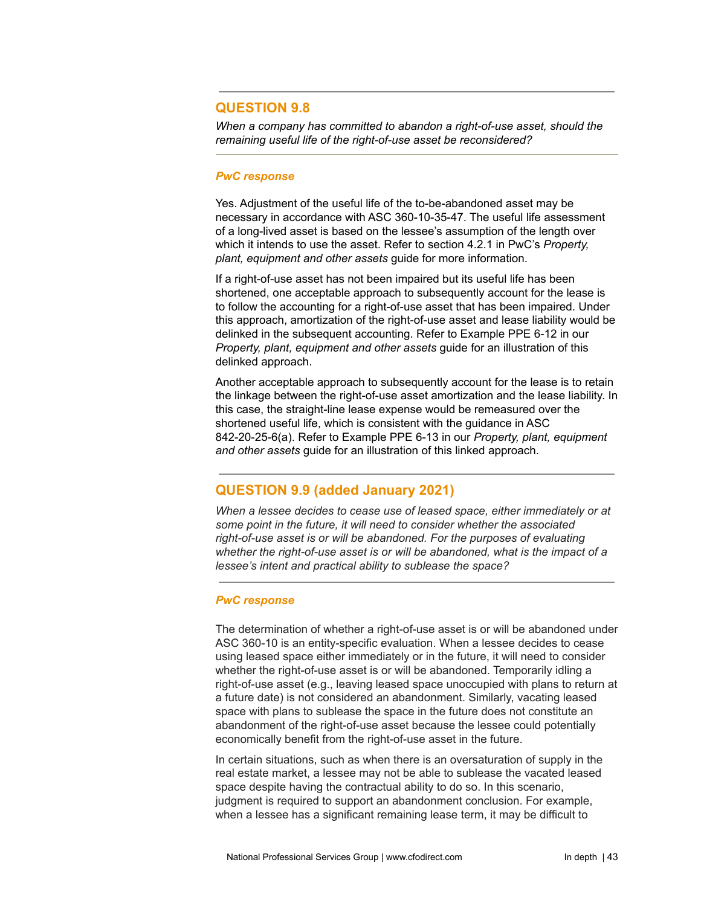## QUESTION 9.8

*When a company has committed to abandon a right-of-use asset, should the remaining useful life of the right-of-use asset be reconsidered?*

### *PwC response*

Yes. Adjustment of the useful life of the to-be-abandoned asset may be necessary in accordance with ASC 360-10-35-47. The useful life assessment of a long-lived asset is based on the lessee's assumption of the length over which it intends to use the asset. Refer to section 4.2.1 in PwC's *Property, plant, equipment and other assets* guide for more information.

If a right-of-use asset has not been impaired but its useful life has been shortened, one acceptable approach to subsequently account for the lease is to follow the accounting for a right-of-use asset that has been impaired. Under this approach, amortization of the right-of-use asset and lease liability would be delinked in the subsequent accounting. Refer to Example PPE 6-12 in our *Property, plant, equipment and other assets* guide for an illustration of this delinked approach.

Another acceptable approach to subsequently account for the lease is to retain the linkage between the right-of-use asset amortization and the lease liability. In this case, the straight-line lease expense would be remeasured over the shortened useful life, which is consistent with the guidance in ASC 842-20-25-6(a). Refer to Example PPE 6-13 in our *Property, plant, equipment and other assets* guide for an illustration of this linked approach.

## QUESTION 9.9 (added January 2021)

*When a lessee decides to cease use of leased space, either immediately or at some point in the future, it will need to consider whether the associated right-of-use asset is or will be abandoned. For the purposes of evaluating whether the right-of-use asset is or will be abandoned, what is the impact of a lessee's intent and practical ability to sublease the space?*

### *PwC response*

The determination of whether a right-of-use asset is or will be abandoned under ASC 360-10 is an entity-specific evaluation. When a lessee decides to cease using leased space either immediately or in the future, it will need to consider whether the right-of-use asset is or will be abandoned. Temporarily idling a right-of-use asset (e.g., leaving leased space unoccupied with plans to return at a future date) is not considered an abandonment. Similarly, vacating leased space with plans to sublease the space in the future does not constitute an abandonment of the right-of-use asset because the lessee could potentially economically benefit from the right-of-use asset in the future.

In certain situations, such as when there is an oversaturation of supply in the real estate market, a lessee may not be able to sublease the vacated leased space despite having the contractual ability to do so. In this scenario, judgment is required to support an abandonment conclusion. For example, when a lessee has a significant remaining lease term, it may be difficult to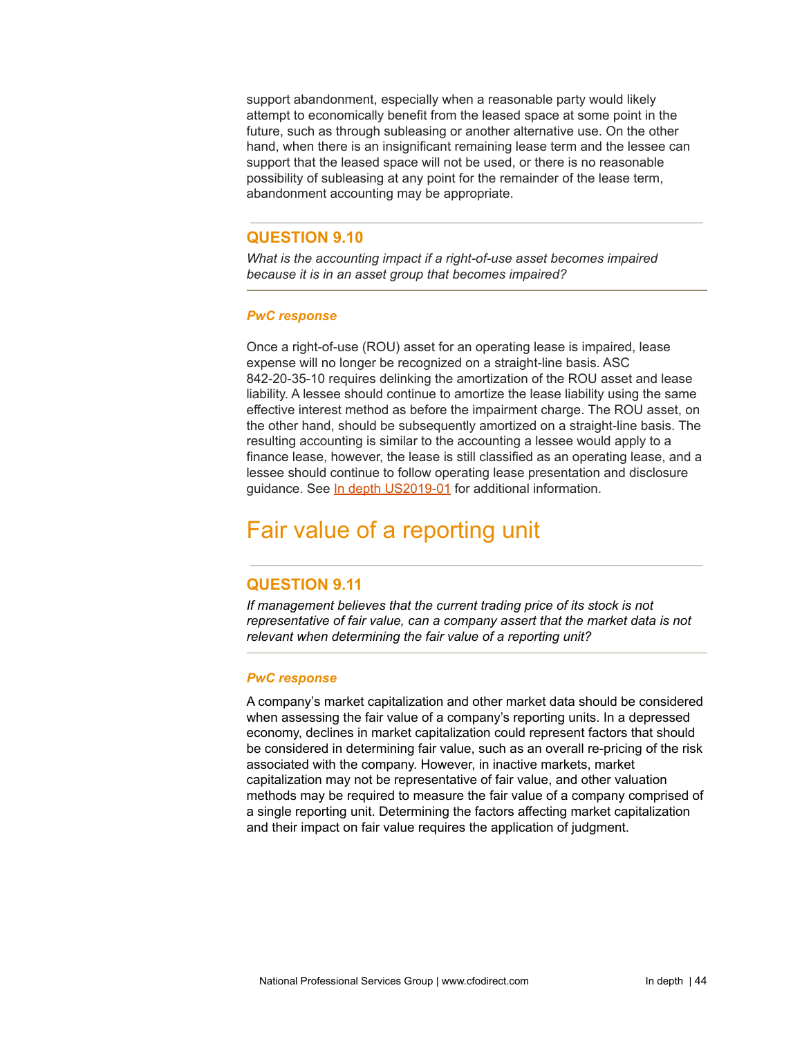support abandonment, especially when a reasonable party would likely attempt to economically benefit from the leased space at some point in the future, such as through subleasing or another alternative use. On the other hand, when there is an insignificant remaining lease term and the lessee can support that the leased space will not be used, or there is no reasonable possibility of subleasing at any point for the remainder of the lease term, abandonment accounting may be appropriate.

### QUESTION 9.10

*What is the accounting impact if a right-of-use asset becomes impaired because it is in an asset group that becomes impaired?*

***PwC response***

Once a right-of-use (ROU) asset for an operating lease is impaired, lease expense will no longer be recognized on a straight-line basis. ASC 842-20-35-10 requires delinking the amortization of the ROU asset and lease liability. A lessee should continue to amortize the lease liability using the same effective interest method as before the impairment charge. The ROU asset, on the other hand, should be subsequently amortized on a straight-line basis. The resulting accounting is similar to the accounting a lessee would apply to a finance lease, however, the lease is still classified as an operating lease, and a lessee should continue to follow operating lease presentation and disclosure guidance. See In depth US2019-01 for additional information.

## Fair value of a reporting unit

### QUESTION 9.11

*If management believes that the current trading price of its stock is not representative of fair value, can a company assert that the market data is not relevant when determining the fair value of a reporting unit?*

***PwC response***

A company's market capitalization and other market data should be considered when assessing the fair value of a company's reporting units. In a depressed economy, declines in market capitalization could represent factors that should be considered in determining fair value, such as an overall re-pricing of the risk associated with the company. However, in inactive markets, market capitalization may not be representative of fair value, and other valuation methods may be required to measure the fair value of a company comprised of a single reporting unit. Determining the factors affecting market capitalization and their impact on fair value requires the application of judgment.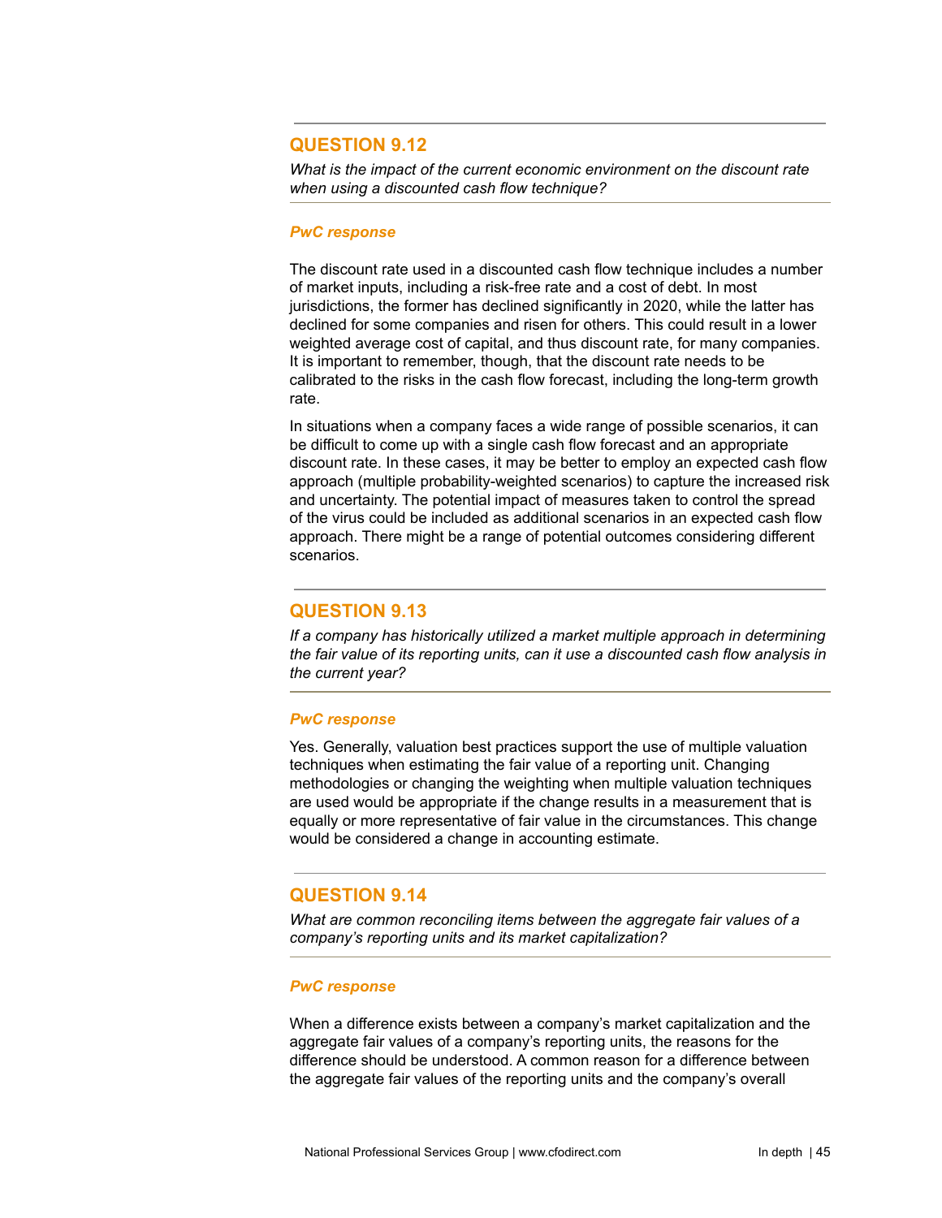## QUESTION 9.12

*What is the impact of the current economic environment on the discount rate when using a discounted cash flow technique?*

### *PwC response*

The discount rate used in a discounted cash flow technique includes a number of market inputs, including a risk-free rate and a cost of debt. In most jurisdictions, the former has declined significantly in 2020, while the latter has declined for some companies and risen for others. This could result in a lower weighted average cost of capital, and thus discount rate, for many companies. It is important to remember, though, that the discount rate needs to be calibrated to the risks in the cash flow forecast, including the long-term growth rate.

In situations when a company faces a wide range of possible scenarios, it can be difficult to come up with a single cash flow forecast and an appropriate discount rate. In these cases, it may be better to employ an expected cash flow approach (multiple probability-weighted scenarios) to capture the increased risk and uncertainty. The potential impact of measures taken to control the spread of the virus could be included as additional scenarios in an expected cash flow approach. There might be a range of potential outcomes considering different scenarios.

## QUESTION 9.13

*If a company has historically utilized a market multiple approach in determining the fair value of its reporting units, can it use a discounted cash flow analysis in the current year?*

### *PwC response*

Yes. Generally, valuation best practices support the use of multiple valuation techniques when estimating the fair value of a reporting unit. Changing methodologies or changing the weighting when multiple valuation techniques are used would be appropriate if the change results in a measurement that is equally or more representative of fair value in the circumstances. This change would be considered a change in accounting estimate.

## QUESTION 9.14

*What are common reconciling items between the aggregate fair values of a company's reporting units and its market capitalization?*

### *PwC response*

When a difference exists between a company's market capitalization and the aggregate fair values of a company's reporting units, the reasons for the difference should be understood. A common reason for a difference between the aggregate fair values of the reporting units and the company's overall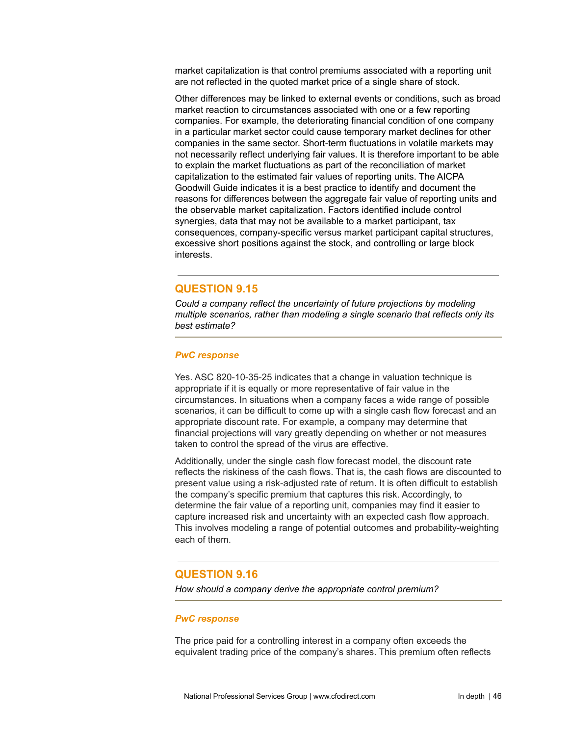market capitalization is that control premiums associated with a reporting unit are not reflected in the quoted market price of a single share of stock.

Other differences may be linked to external events or conditions, such as broad market reaction to circumstances associated with one or a few reporting companies. For example, the deteriorating financial condition of one company in a particular market sector could cause temporary market declines for other companies in the same sector. Short-term fluctuations in volatile markets may not necessarily reflect underlying fair values. It is therefore important to be able to explain the market fluctuations as part of the reconciliation of market capitalization to the estimated fair values of reporting units. The AICPA Goodwill Guide indicates it is a best practice to identify and document the reasons for differences between the aggregate fair value of reporting units and the observable market capitalization. Factors identified include control synergies, data that may not be available to a market participant, tax consequences, company-specific versus market participant capital structures, excessive short positions against the stock, and controlling or large block interests.

## QUESTION 9.15

*Could a company reflect the uncertainty of future projections by modeling multiple scenarios, rather than modeling a single scenario that reflects only its best estimate?*

### *PwC response*

Yes. ASC 820-10-35-25 indicates that a change in valuation technique is appropriate if it is equally or more representative of fair value in the circumstances. In situations when a company faces a wide range of possible scenarios, it can be difficult to come up with a single cash flow forecast and an appropriate discount rate. For example, a company may determine that financial projections will vary greatly depending on whether or not measures taken to control the spread of the virus are effective.

Additionally, under the single cash flow forecast model, the discount rate reflects the riskiness of the cash flows. That is, the cash flows are discounted to present value using a risk-adjusted rate of return. It is often difficult to establish the company's specific premium that captures this risk. Accordingly, to determine the fair value of a reporting unit, companies may find it easier to capture increased risk and uncertainty with an expected cash flow approach. This involves modeling a range of potential outcomes and probability-weighting each of them.

## QUESTION 9.16

*How should a company derive the appropriate control premium?*

### *PwC response*

The price paid for a controlling interest in a company often exceeds the equivalent trading price of the company's shares. This premium often reflects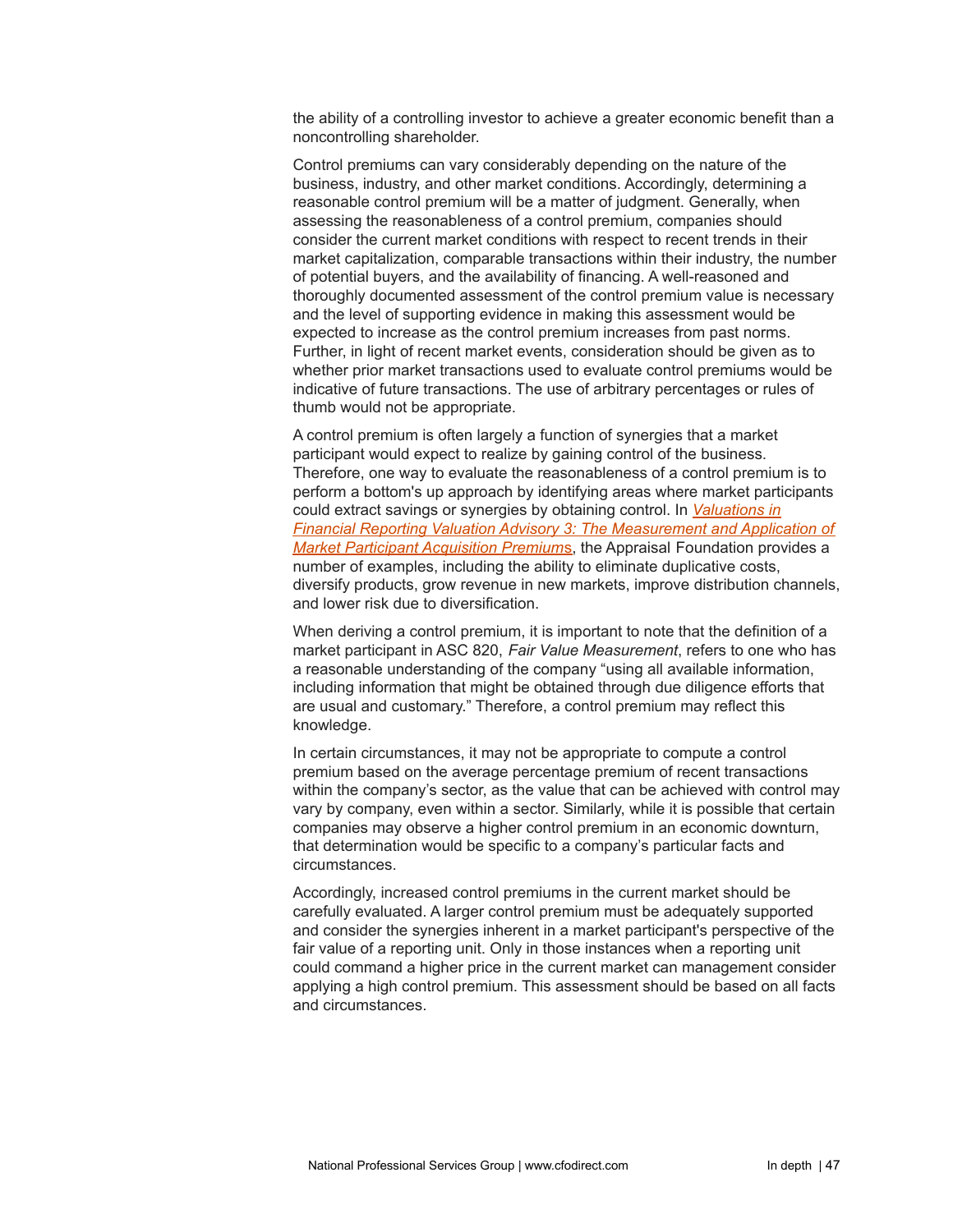the ability of a controlling investor to achieve a greater economic benefit than a noncontrolling shareholder.

Control premiums can vary considerably depending on the nature of the business, industry, and other market conditions. Accordingly, determining a reasonable control premium will be a matter of judgment. Generally, when assessing the reasonableness of a control premium, companies should consider the current market conditions with respect to recent trends in their market capitalization, comparable transactions within their industry, the number of potential buyers, and the availability of financing. A well-reasoned and thoroughly documented assessment of the control premium value is necessary and the level of supporting evidence in making this assessment would be expected to increase as the control premium increases from past norms. Further, in light of recent market events, consideration should be given as to whether prior market transactions used to evaluate control premiums would be indicative of future transactions. The use of arbitrary percentages or rules of thumb would not be appropriate.

A control premium is often largely a function of synergies that a market participant would expect to realize by gaining control of the business. Therefore, one way to evaluate the reasonableness of a control premium is to perform a bottom's up approach by identifying areas where market participants could extract savings or synergies by obtaining control. In *Valuations in Financial Reporting Valuation Advisory 3: The Measurement and Application of Market Participant Acquisition Premiums*, the Appraisal Foundation provides a number of examples, including the ability to eliminate duplicative costs, diversify products, grow revenue in new markets, improve distribution channels, and lower risk due to diversification.

When deriving a control premium, it is important to note that the definition of a market participant in ASC 820, *Fair Value Measurement*, refers to one who has a reasonable understanding of the company "using all available information, including information that might be obtained through due diligence efforts that are usual and customary." Therefore, a control premium may reflect this knowledge.

In certain circumstances, it may not be appropriate to compute a control premium based on the average percentage premium of recent transactions within the company's sector, as the value that can be achieved with control may vary by company, even within a sector. Similarly, while it is possible that certain companies may observe a higher control premium in an economic downturn, that determination would be specific to a company's particular facts and circumstances.

Accordingly, increased control premiums in the current market should be carefully evaluated. A larger control premium must be adequately supported and consider the synergies inherent in a market participant's perspective of the fair value of a reporting unit. Only in those instances when a reporting unit could command a higher price in the current market can management consider applying a high control premium. This assessment should be based on all facts and circumstances.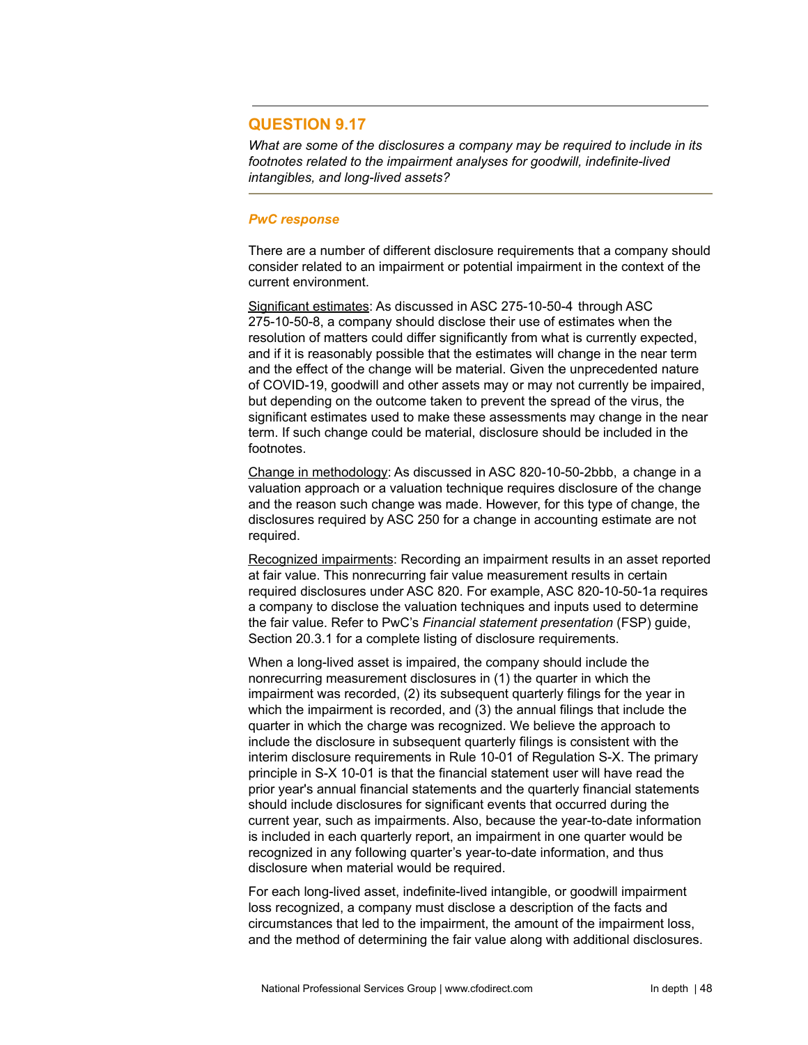## QUESTION 9.17

*What are some of the disclosures a company may be required to include in its footnotes related to the impairment analyses for goodwill, indefinite-lived intangibles, and long-lived assets?*

### *PwC response*

There are a number of different disclosure requirements that a company should consider related to an impairment or potential impairment in the context of the current environment.

Significant estimates: As discussed in ASC 275-10-50-4 through ASC 275-10-50-8, a company should disclose their use of estimates when the resolution of matters could differ significantly from what is currently expected, and if it is reasonably possible that the estimates will change in the near term and the effect of the change will be material. Given the unprecedented nature of COVID-19, goodwill and other assets may or may not currently be impaired, but depending on the outcome taken to prevent the spread of the virus, the significant estimates used to make these assessments may change in the near term. If such change could be material, disclosure should be included in the footnotes.

Change in methodology: As discussed in ASC 820-10-50-2bbb, a change in a valuation approach or a valuation technique requires disclosure of the change and the reason such change was made. However, for this type of change, the disclosures required by ASC 250 for a change in accounting estimate are not required.

Recognized impairments: Recording an impairment results in an asset reported at fair value. This nonrecurring fair value measurement results in certain required disclosures under ASC 820. For example, ASC 820-10-50-1a requires a company to disclose the valuation techniques and inputs used to determine the fair value. Refer to PwC's *Financial statement presentation* (FSP) guide, Section 20.3.1 for a complete listing of disclosure requirements.

When a long-lived asset is impaired, the company should include the nonrecurring measurement disclosures in (1) the quarter in which the impairment was recorded, (2) its subsequent quarterly filings for the year in which the impairment is recorded, and (3) the annual filings that include the quarter in which the charge was recognized. We believe the approach to include the disclosure in subsequent quarterly filings is consistent with the interim disclosure requirements in Rule 10-01 of Regulation S-X. The primary principle in S-X 10-01 is that the financial statement user will have read the prior year's annual financial statements and the quarterly financial statements should include disclosures for significant events that occurred during the current year, such as impairments. Also, because the year-to-date information is included in each quarterly report, an impairment in one quarter would be recognized in any following quarter's year-to-date information, and thus disclosure when material would be required.

For each long-lived asset, indefinite-lived intangible, or goodwill impairment loss recognized, a company must disclose a description of the facts and circumstances that led to the impairment, the amount of the impairment loss, and the method of determining the fair value along with additional disclosures.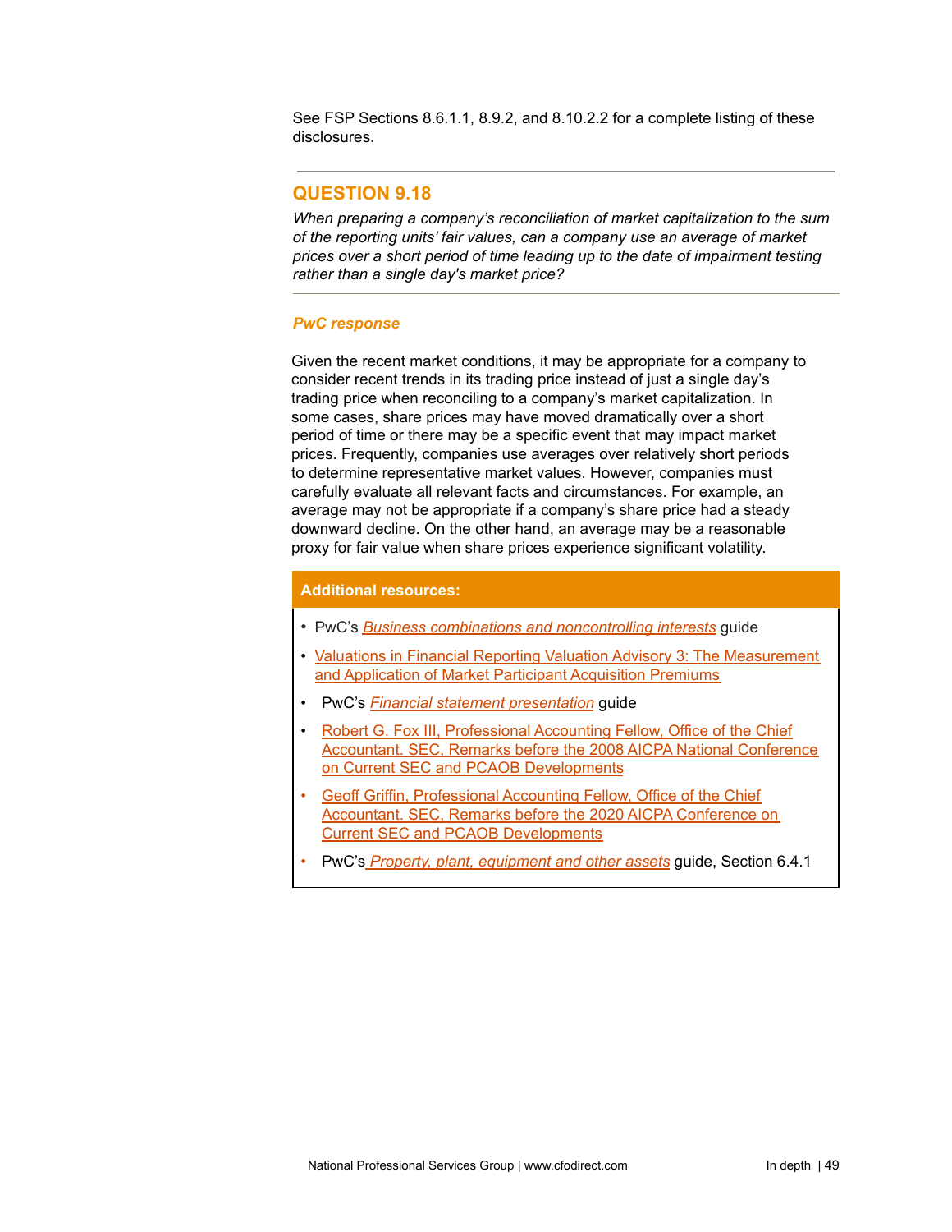See FSP Sections 8.6.1.1, 8.9.2, and 8.10.2.2 for a complete listing of these disclosures.

---

## QUESTION 9.18

*When preparing a company's reconciliation of market capitalization to the sum of the reporting units' fair values, can a company use an average of market prices over a short period of time leading up to the date of impairment testing rather than a single day's market price?*

---

### *PwC response*

Given the recent market conditions, it may be appropriate for a company to consider recent trends in its trading price instead of just a single day's trading price when reconciling to a company's market capitalization. In some cases, share prices may have moved dramatically over a short period of time or there may be a specific event that may impact market prices. Frequently, companies use averages over relatively short periods to determine representative market values. However, companies must carefully evaluate all relevant facts and circumstances. For example, an average may not be appropriate if a company's share price had a steady downward decline. On the other hand, an average may be a reasonable proxy for fair value when share prices experience significant volatility.

**Additional resources:**

- PwC's *Business combinations and noncontrolling interests* guide
- Valuations in Financial Reporting Valuation Advisory 3: The Measurement and Application of Market Participant Acquisition Premiums
- PwC's *Financial statement presentation* guide
- Robert G. Fox III, Professional Accounting Fellow, Office of the Chief Accountant. SEC, Remarks before the 2008 AICPA National Conference on Current SEC and PCAOB Developments
- Geoff Griffin, Professional Accounting Fellow, Office of the Chief Accountant. SEC, Remarks before the 2020 AICPA Conference on Current SEC and PCAOB Developments
- PwC's *Property, plant, equipment and other assets* guide, Section 6.4.1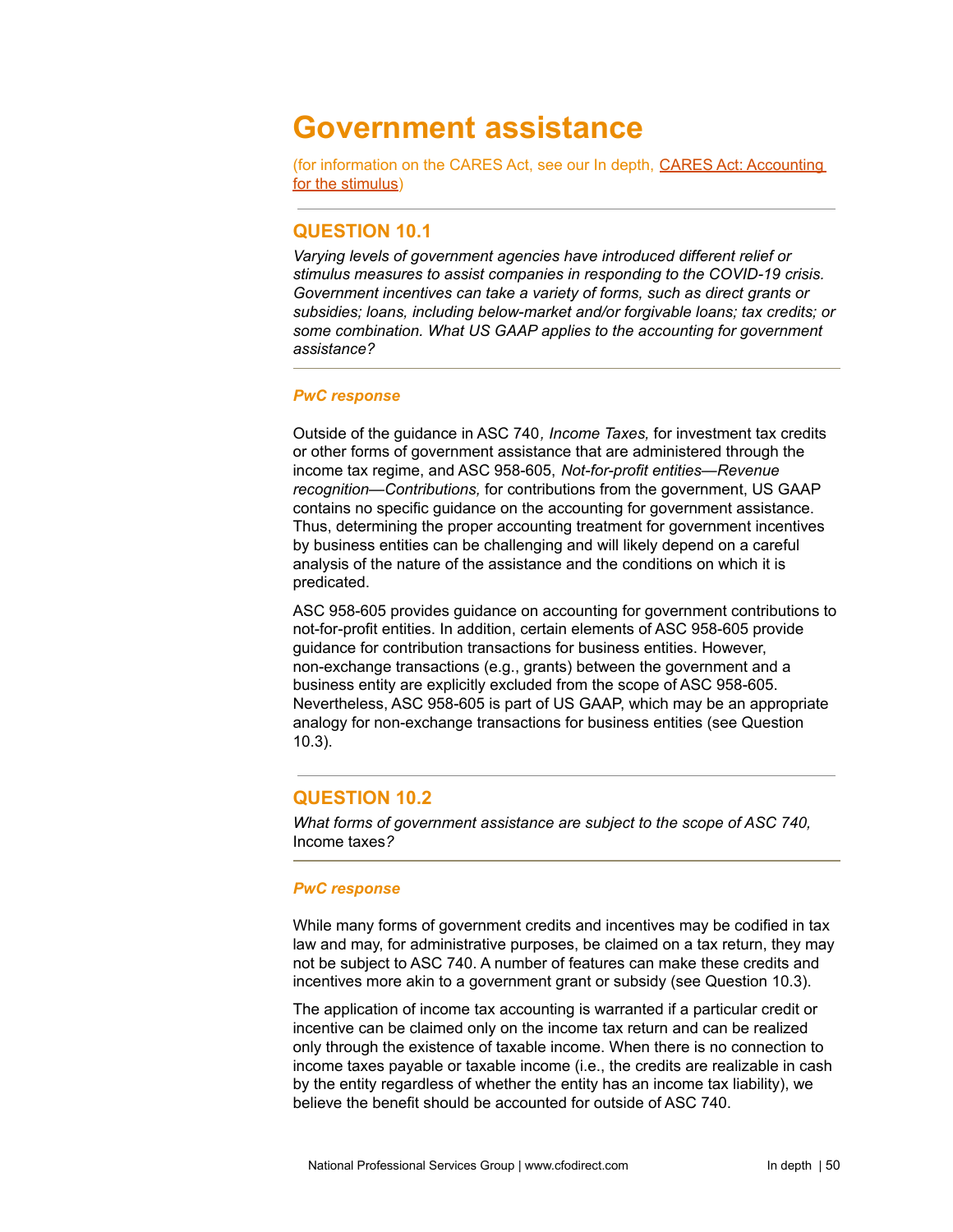# Government assistance

(for information on the CARES Act, see our In depth, CARES Act: Accounting for the stimulus)

## QUESTION 10.1

*Varying levels of government agencies have introduced different relief or stimulus measures to assist companies in responding to the COVID-19 crisis. Government incentives can take a variety of forms, such as direct grants or subsidies; loans, including below-market and/or forgivable loans; tax credits; or some combination. What US GAAP applies to the accounting for government assistance?*

***PwC response***

Outside of the guidance in ASC 740*, Income Taxes,* for investment tax credits or other forms of government assistance that are administered through the income tax regime, and ASC 958-605, *Not-for-profit entities—Revenue recognition—Contributions,* for contributions from the government, US GAAP contains no specific guidance on the accounting for government assistance. Thus, determining the proper accounting treatment for government incentives by business entities can be challenging and will likely depend on a careful analysis of the nature of the assistance and the conditions on which it is predicated.

ASC 958-605 provides guidance on accounting for government contributions to not-for-profit entities. In addition, certain elements of ASC 958-605 provide guidance for contribution transactions for business entities. However, non-exchange transactions (e.g., grants) between the government and a business entity are explicitly excluded from the scope of ASC 958-605. Nevertheless, ASC 958-605 is part of US GAAP, which may be an appropriate analogy for non-exchange transactions for business entities (see Question 10.3).

## QUESTION 10.2

*What forms of government assistance are subject to the scope of ASC 740,* Income taxes*?*

***PwC response***

While many forms of government credits and incentives may be codified in tax law and may, for administrative purposes, be claimed on a tax return, they may not be subject to ASC 740. A number of features can make these credits and incentives more akin to a government grant or subsidy (see Question 10.3).

The application of income tax accounting is warranted if a particular credit or incentive can be claimed only on the income tax return and can be realized only through the existence of taxable income. When there is no connection to income taxes payable or taxable income (i.e., the credits are realizable in cash by the entity regardless of whether the entity has an income tax liability), we believe the benefit should be accounted for outside of ASC 740.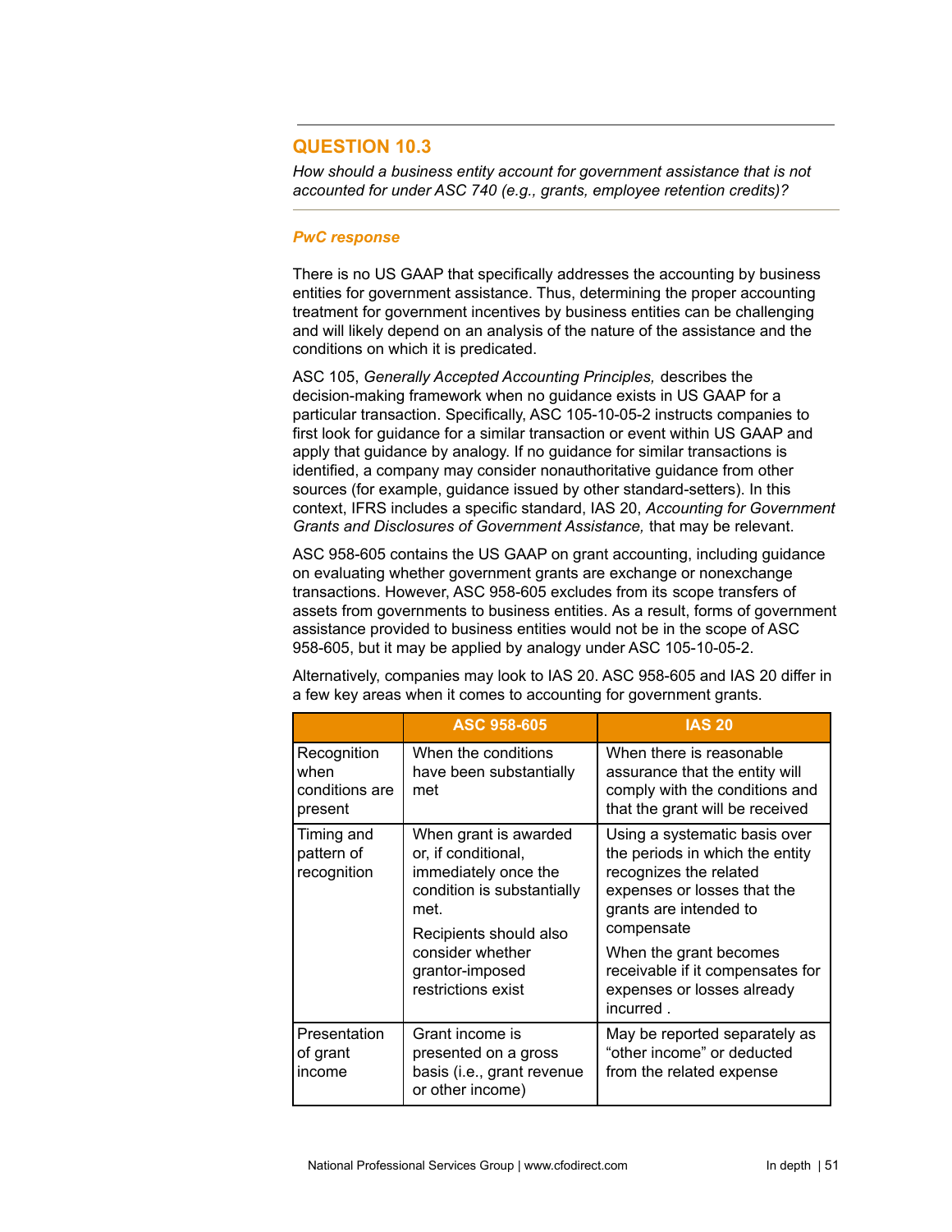## QUESTION 10.3

*How should a business entity account for government assistance that is not accounted for under ASC 740 (e.g., grants, employee retention credits)?*

### *PwC response*

There is no US GAAP that specifically addresses the accounting by business entities for government assistance. Thus, determining the proper accounting treatment for government incentives by business entities can be challenging and will likely depend on an analysis of the nature of the assistance and the conditions on which it is predicated.

ASC 105, *Generally Accepted Accounting Principles,* describes the decision-making framework when no guidance exists in US GAAP for a particular transaction. Specifically, ASC 105-10-05-2 instructs companies to first look for guidance for a similar transaction or event within US GAAP and apply that guidance by analogy. If no guidance for similar transactions is identified, a company may consider nonauthoritative guidance from other sources (for example, guidance issued by other standard-setters). In this context, IFRS includes a specific standard, IAS 20, *Accounting for Government Grants and Disclosures of Government Assistance,* that may be relevant.

ASC 958-605 contains the US GAAP on grant accounting, including guidance on evaluating whether government grants are exchange or nonexchange transactions. However, ASC 958-605 excludes from its scope transfers of assets from governments to business entities. As a result, forms of government assistance provided to business entities would not be in the scope of ASC 958-605, but it may be applied by analogy under ASC 105-10-05-2.

Alternatively, companies may look to IAS 20. ASC 958-605 and IAS 20 differ in a few key areas when it comes to accounting for government grants.

| | ASC 958-605 | IAS 20 |
|---|---|---|
| Recognition when conditions are present | When the conditions have been substantially met | When there is reasonable assurance that the entity will comply with the conditions and that the grant will be received |
| Timing and pattern of recognition | When grant is awarded or, if conditional, immediately once the condition is substantially met.<br><br>Recipients should also consider whether grantor-imposed restrictions exist | Using a systematic basis over the periods in which the entity recognizes the related expenses or losses that the grants are intended to compensate<br><br>When the grant becomes receivable if it compensates for expenses or losses already incurred . |
| Presentation of grant income | Grant income is presented on a gross basis (i.e., grant revenue or other income) | May be reported separately as "other income" or deducted from the related expense |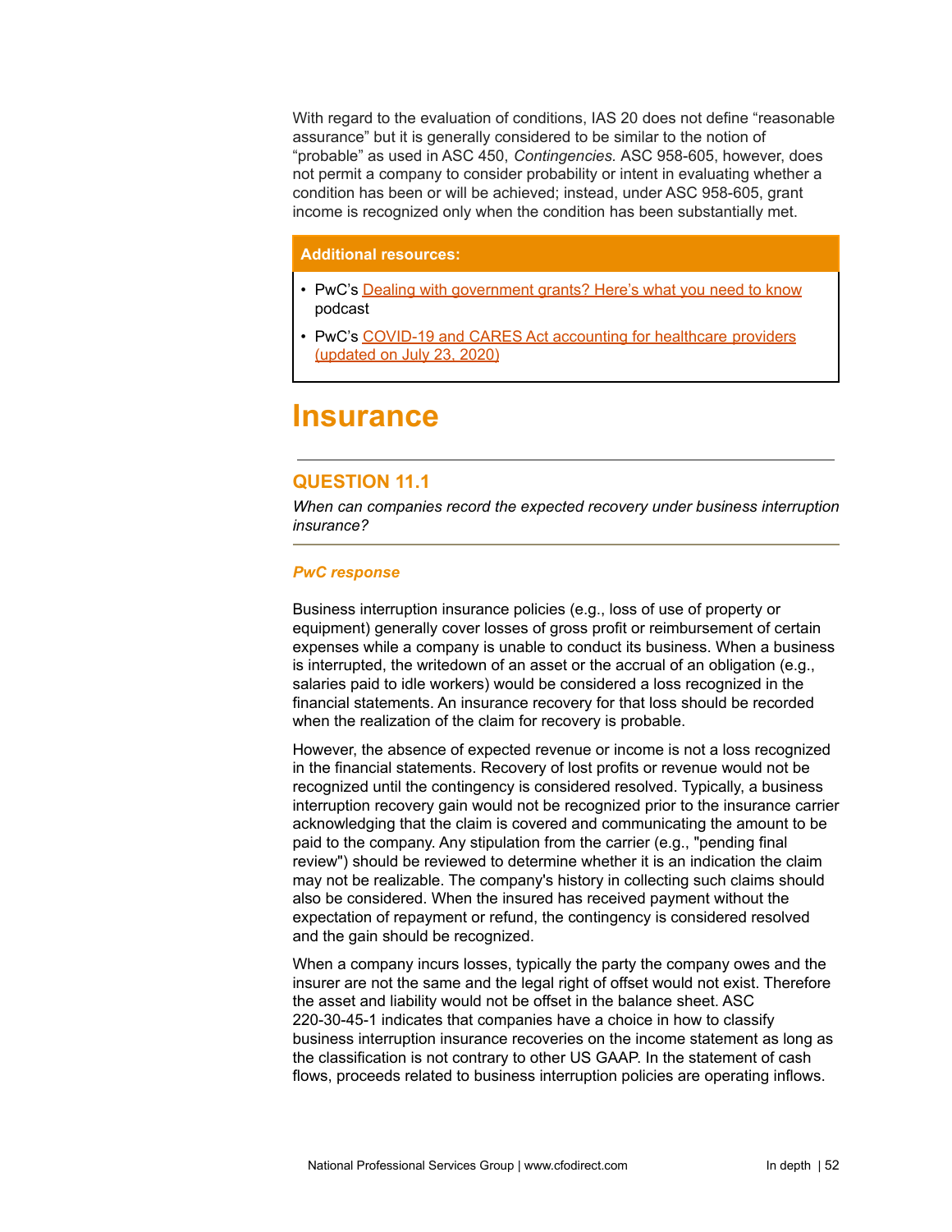With regard to the evaluation of conditions, IAS 20 does not define "reasonable assurance" but it is generally considered to be similar to the notion of "probable" as used in ASC 450, *Contingencies.* ASC 958-605, however, does not permit a company to consider probability or intent in evaluating whether a condition has been or will be achieved; instead, under ASC 958-605, grant income is recognized only when the condition has been substantially met.

**Additional resources:**

- PwC's Dealing with government grants? Here's what you need to know podcast
- PwC's COVID-19 and CARES Act accounting for healthcare providers (updated on July 23, 2020)

# Insurance

## QUESTION 11.1

*When can companies record the expected recovery under business interruption insurance?*

### *PwC response*

Business interruption insurance policies (e.g., loss of use of property or equipment) generally cover losses of gross profit or reimbursement of certain expenses while a company is unable to conduct its business. When a business is interrupted, the writedown of an asset or the accrual of an obligation (e.g., salaries paid to idle workers) would be considered a loss recognized in the financial statements. An insurance recovery for that loss should be recorded when the realization of the claim for recovery is probable.

However, the absence of expected revenue or income is not a loss recognized in the financial statements. Recovery of lost profits or revenue would not be recognized until the contingency is considered resolved. Typically, a business interruption recovery gain would not be recognized prior to the insurance carrier acknowledging that the claim is covered and communicating the amount to be paid to the company. Any stipulation from the carrier (e.g., "pending final review") should be reviewed to determine whether it is an indication the claim may not be realizable. The company's history in collecting such claims should also be considered. When the insured has received payment without the expectation of repayment or refund, the contingency is considered resolved and the gain should be recognized.

When a company incurs losses, typically the party the company owes and the insurer are not the same and the legal right of offset would not exist. Therefore the asset and liability would not be offset in the balance sheet. ASC 220-30-45-1 indicates that companies have a choice in how to classify business interruption insurance recoveries on the income statement as long as the classification is not contrary to other US GAAP. In the statement of cash flows, proceeds related to business interruption policies are operating inflows.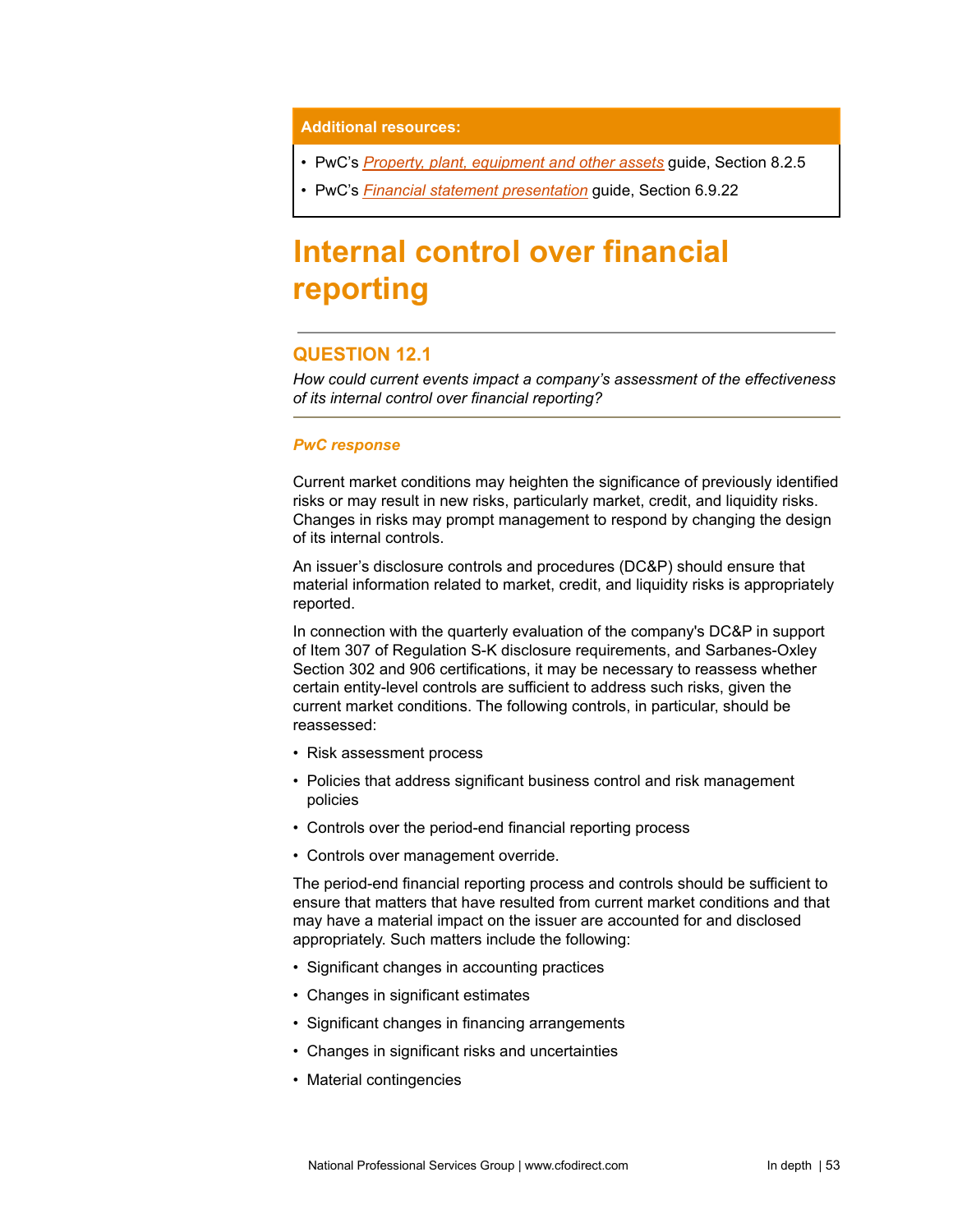**Additional resources:**

- PwC's *Property, plant, equipment and other assets* guide, Section 8.2.5
- PwC's *Financial statement presentation* guide, Section 6.9.22

# Internal control over financial reporting

## QUESTION 12.1

*How could current events impact a company's assessment of the effectiveness of its internal control over financial reporting?*

### *PwC response*

Current market conditions may heighten the significance of previously identified risks or may result in new risks, particularly market, credit, and liquidity risks. Changes in risks may prompt management to respond by changing the design of its internal controls.

An issuer's disclosure controls and procedures (DC&P) should ensure that material information related to market, credit, and liquidity risks is appropriately reported.

In connection with the quarterly evaluation of the company's DC&P in support of Item 307 of Regulation S-K disclosure requirements, and Sarbanes-Oxley Section 302 and 906 certifications, it may be necessary to reassess whether certain entity-level controls are sufficient to address such risks, given the current market conditions. The following controls, in particular, should be reassessed:

- Risk assessment process
- Policies that address significant business control and risk management policies
- Controls over the period-end financial reporting process
- Controls over management override.

The period-end financial reporting process and controls should be sufficient to ensure that matters that have resulted from current market conditions and that may have a material impact on the issuer are accounted for and disclosed appropriately. Such matters include the following:

- Significant changes in accounting practices
- Changes in significant estimates
- Significant changes in financing arrangements
- Changes in significant risks and uncertainties
- Material contingencies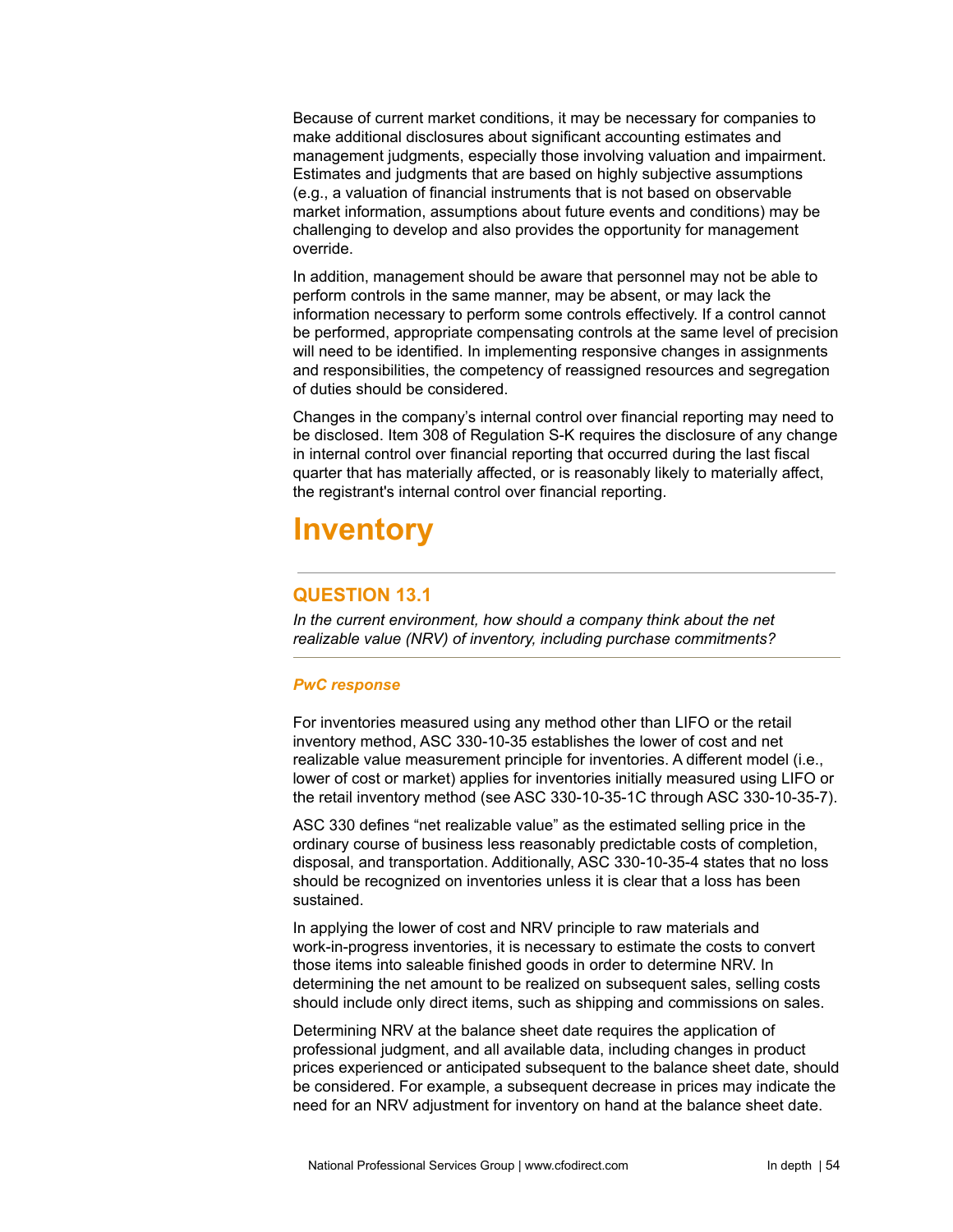Because of current market conditions, it may be necessary for companies to make additional disclosures about significant accounting estimates and management judgments, especially those involving valuation and impairment. Estimates and judgments that are based on highly subjective assumptions (e.g., a valuation of financial instruments that is not based on observable market information, assumptions about future events and conditions) may be challenging to develop and also provides the opportunity for management override.

In addition, management should be aware that personnel may not be able to perform controls in the same manner, may be absent, or may lack the information necessary to perform some controls effectively. If a control cannot be performed, appropriate compensating controls at the same level of precision will need to be identified. In implementing responsive changes in assignments and responsibilities, the competency of reassigned resources and segregation of duties should be considered.

Changes in the company's internal control over financial reporting may need to be disclosed. Item 308 of Regulation S-K requires the disclosure of any change in internal control over financial reporting that occurred during the last fiscal quarter that has materially affected, or is reasonably likely to materially affect, the registrant's internal control over financial reporting.

# Inventory

## QUESTION 13.1

*In the current environment, how should a company think about the net realizable value (NRV) of inventory, including purchase commitments?*

### *PwC response*

For inventories measured using any method other than LIFO or the retail inventory method, ASC 330-10-35 establishes the lower of cost and net realizable value measurement principle for inventories. A different model (i.e., lower of cost or market) applies for inventories initially measured using LIFO or the retail inventory method (see ASC 330-10-35-1C through ASC 330-10-35-7).

ASC 330 defines "net realizable value" as the estimated selling price in the ordinary course of business less reasonably predictable costs of completion, disposal, and transportation. Additionally, ASC 330-10-35-4 states that no loss should be recognized on inventories unless it is clear that a loss has been sustained.

In applying the lower of cost and NRV principle to raw materials and work-in-progress inventories, it is necessary to estimate the costs to convert those items into saleable finished goods in order to determine NRV. In determining the net amount to be realized on subsequent sales, selling costs should include only direct items, such as shipping and commissions on sales.

Determining NRV at the balance sheet date requires the application of professional judgment, and all available data, including changes in product prices experienced or anticipated subsequent to the balance sheet date, should be considered. For example, a subsequent decrease in prices may indicate the need for an NRV adjustment for inventory on hand at the balance sheet date.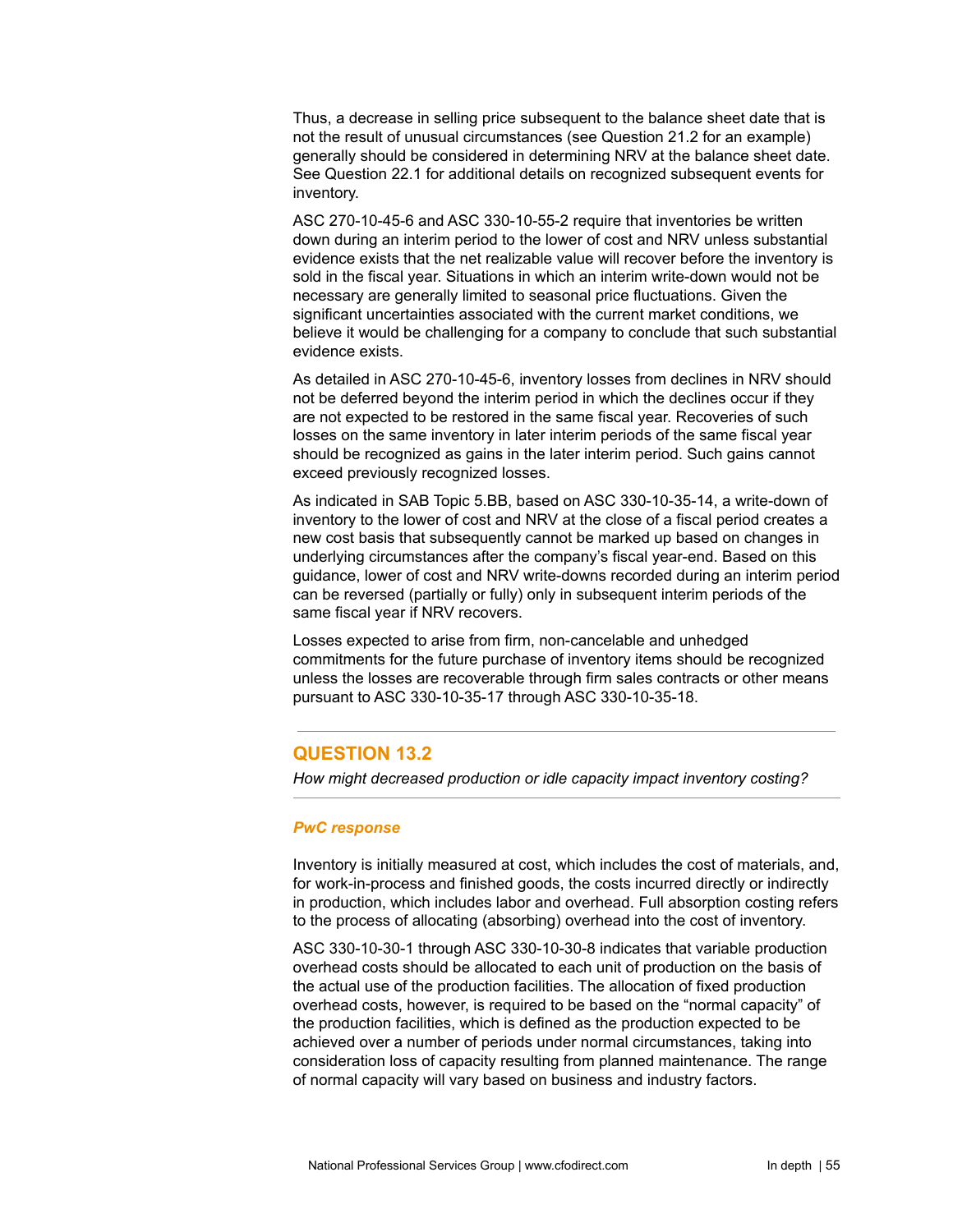Thus, a decrease in selling price subsequent to the balance sheet date that is not the result of unusual circumstances (see Question 21.2 for an example) generally should be considered in determining NRV at the balance sheet date. See Question 22.1 for additional details on recognized subsequent events for inventory.

ASC 270-10-45-6 and ASC 330-10-55-2 require that inventories be written down during an interim period to the lower of cost and NRV unless substantial evidence exists that the net realizable value will recover before the inventory is sold in the fiscal year. Situations in which an interim write-down would not be necessary are generally limited to seasonal price fluctuations. Given the significant uncertainties associated with the current market conditions, we believe it would be challenging for a company to conclude that such substantial evidence exists.

As detailed in ASC 270-10-45-6, inventory losses from declines in NRV should not be deferred beyond the interim period in which the declines occur if they are not expected to be restored in the same fiscal year. Recoveries of such losses on the same inventory in later interim periods of the same fiscal year should be recognized as gains in the later interim period. Such gains cannot exceed previously recognized losses.

As indicated in SAB Topic 5.BB, based on ASC 330-10-35-14, a write-down of inventory to the lower of cost and NRV at the close of a fiscal period creates a new cost basis that subsequently cannot be marked up based on changes in underlying circumstances after the company's fiscal year-end. Based on this guidance, lower of cost and NRV write-downs recorded during an interim period can be reversed (partially or fully) only in subsequent interim periods of the same fiscal year if NRV recovers.

Losses expected to arise from firm, non-cancelable and unhedged commitments for the future purchase of inventory items should be recognized unless the losses are recoverable through firm sales contracts or other means pursuant to ASC 330-10-35-17 through ASC 330-10-35-18.

## QUESTION 13.2

*How might decreased production or idle capacity impact inventory costing?*

***PwC response***

Inventory is initially measured at cost, which includes the cost of materials, and, for work-in-process and finished goods, the costs incurred directly or indirectly in production, which includes labor and overhead. Full absorption costing refers to the process of allocating (absorbing) overhead into the cost of inventory.

ASC 330-10-30-1 through ASC 330-10-30-8 indicates that variable production overhead costs should be allocated to each unit of production on the basis of the actual use of the production facilities. The allocation of fixed production overhead costs, however, is required to be based on the "normal capacity" of the production facilities, which is defined as the production expected to be achieved over a number of periods under normal circumstances, taking into consideration loss of capacity resulting from planned maintenance. The range of normal capacity will vary based on business and industry factors.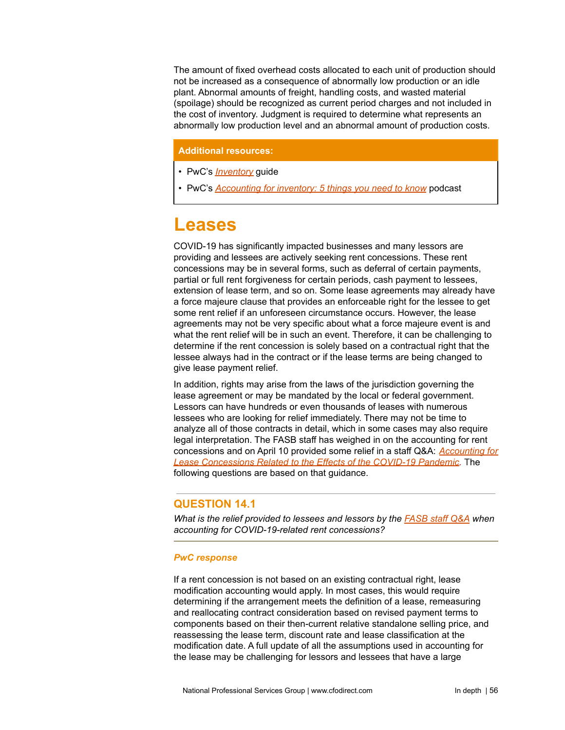The amount of fixed overhead costs allocated to each unit of production should not be increased as a consequence of abnormally low production or an idle plant. Abnormal amounts of freight, handling costs, and wasted material (spoilage) should be recognized as current period charges and not included in the cost of inventory. Judgment is required to determine what represents an abnormally low production level and an abnormal amount of production costs.

**Additional resources:**

- PwC's *Inventory* guide
- PwC's *Accounting for inventory: 5 things you need to know* podcast

# Leases

COVID-19 has significantly impacted businesses and many lessors are providing and lessees are actively seeking rent concessions. These rent concessions may be in several forms, such as deferral of certain payments, partial or full rent forgiveness for certain periods, cash payment to lessees, extension of lease term, and so on. Some lease agreements may already have a force majeure clause that provides an enforceable right for the lessee to get some rent relief if an unforeseen circumstance occurs. However, the lease agreements may not be very specific about what a force majeure event is and what the rent relief will be in such an event. Therefore, it can be challenging to determine if the rent concession is solely based on a contractual right that the lessee always had in the contract or if the lease terms are being changed to give lease payment relief.

In addition, rights may arise from the laws of the jurisdiction governing the lease agreement or may be mandated by the local or federal government. Lessors can have hundreds or even thousands of leases with numerous lessees who are looking for relief immediately. There may not be time to analyze all of those contracts in detail, which in some cases may also require legal interpretation. The FASB staff has weighed in on the accounting for rent concessions and on April 10 provided some relief in a staff Q&A: *Accounting for Lease Concessions Related to the Effects of the COVID-19 Pandemic*. The following questions are based on that guidance.

## QUESTION 14.1

*What is the relief provided to lessees and lessors by the FASB staff Q&A when accounting for COVID-19-related rent concessions?*

***PwC response***

If a rent concession is not based on an existing contractual right, lease modification accounting would apply. In most cases, this would require determining if the arrangement meets the definition of a lease, remeasuring and reallocating contract consideration based on revised payment terms to components based on their then-current relative standalone selling price, and reassessing the lease term, discount rate and lease classification at the modification date. A full update of all the assumptions used in accounting for the lease may be challenging for lessors and lessees that have a large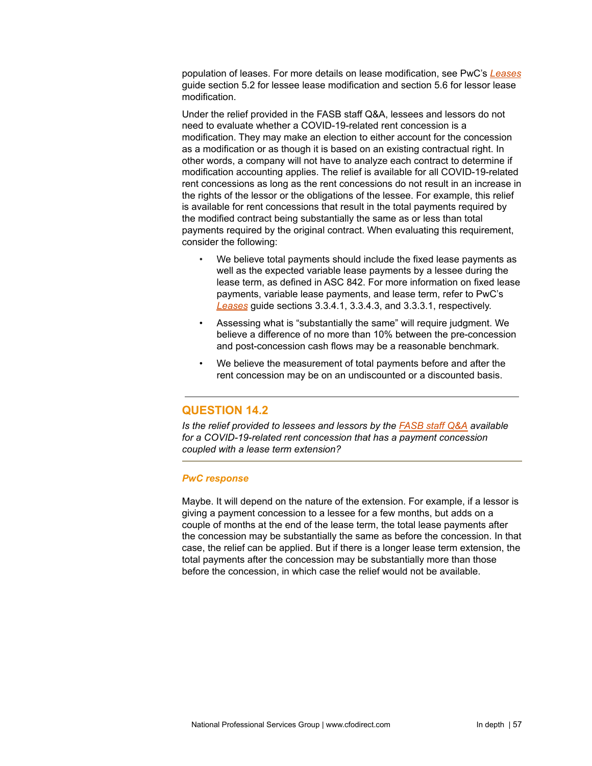population of leases. For more details on lease modification, see PwC's *Leases* guide section 5.2 for lessee lease modification and section 5.6 for lessor lease modification.

Under the relief provided in the FASB staff Q&A, lessees and lessors do not need to evaluate whether a COVID-19-related rent concession is a modification. They may make an election to either account for the concession as a modification or as though it is based on an existing contractual right. In other words, a company will not have to analyze each contract to determine if modification accounting applies. The relief is available for all COVID-19-related rent concessions as long as the rent concessions do not result in an increase in the rights of the lessor or the obligations of the lessee. For example, this relief is available for rent concessions that result in the total payments required by the modified contract being substantially the same as or less than total payments required by the original contract. When evaluating this requirement, consider the following:

- We believe total payments should include the fixed lease payments as well as the expected variable lease payments by a lessee during the lease term, as defined in ASC 842. For more information on fixed lease payments, variable lease payments, and lease term, refer to PwC's *Leases* guide sections 3.3.4.1, 3.3.4.3, and 3.3.3.1, respectively.
- Assessing what is "substantially the same" will require judgment. We believe a difference of no more than 10% between the pre-concession and post-concession cash flows may be a reasonable benchmark.
- We believe the measurement of total payments before and after the rent concession may be on an undiscounted or a discounted basis.

---

## QUESTION 14.2

*Is the relief provided to lessees and lessors by the FASB staff Q&A available for a COVID-19-related rent concession that has a payment concession coupled with a lease term extension?*

---

***PwC response***

Maybe. It will depend on the nature of the extension. For example, if a lessor is giving a payment concession to a lessee for a few months, but adds on a couple of months at the end of the lease term, the total lease payments after the concession may be substantially the same as before the concession. In that case, the relief can be applied. But if there is a longer lease term extension, the total payments after the concession may be substantially more than those before the concession, in which case the relief would not be available.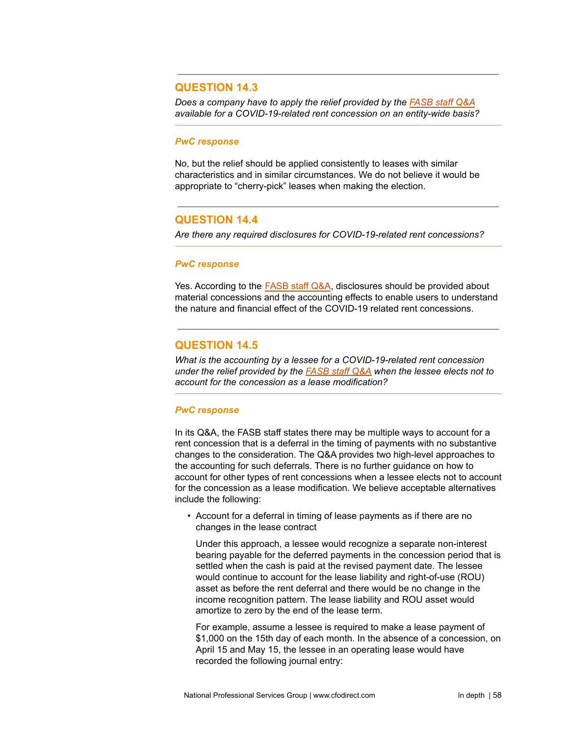## QUESTION 14.3

*Does a company have to apply the relief provided by the FASB staff Q&A available for a COVID-19-related rent concession on an entity-wide basis?*

### *PwC response*

No, but the relief should be applied consistently to leases with similar characteristics and in similar circumstances. We do not believe it would be appropriate to "cherry-pick" leases when making the election.

## QUESTION 14.4

*Are there any required disclosures for COVID-19-related rent concessions?*

### *PwC response*

Yes. According to the FASB staff Q&A, disclosures should be provided about material concessions and the accounting effects to enable users to understand the nature and financial effect of the COVID-19 related rent concessions.

## QUESTION 14.5

*What is the accounting by a lessee for a COVID-19-related rent concession under the relief provided by the FASB staff Q&A when the lessee elects not to account for the concession as a lease modification?*

### *PwC response*

In its Q&A, the FASB staff states there may be multiple ways to account for a rent concession that is a deferral in the timing of payments with no substantive changes to the consideration. The Q&A provides two high-level approaches to the accounting for such deferrals. There is no further guidance on how to account for other types of rent concessions when a lessee elects not to account for the concession as a lease modification. We believe acceptable alternatives include the following:

- Account for a deferral in timing of lease payments as if there are no changes in the lease contract

  Under this approach, a lessee would recognize a separate non-interest bearing payable for the deferred payments in the concession period that is settled when the cash is paid at the revised payment date. The lessee would continue to account for the lease liability and right-of-use (ROU) asset as before the rent deferral and there would be no change in the income recognition pattern. The lease liability and ROU asset would amortize to zero by the end of the lease term.

  For example, assume a lessee is required to make a lease payment of $1,000 on the 15th day of each month. In the absence of a concession, on April 15 and May 15, the lessee in an operating lease would have recorded the following journal entry: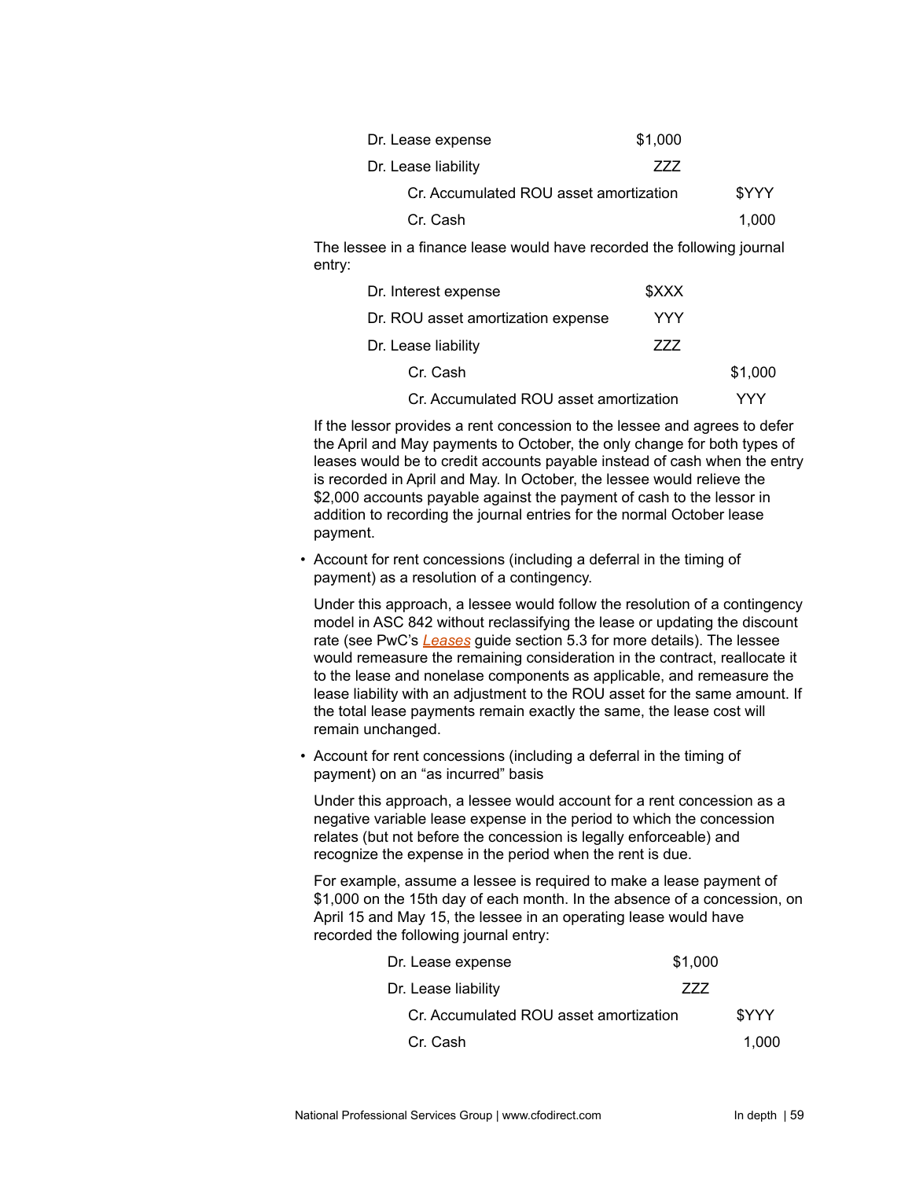| | | |
|---|---|---|
| Dr. Lease expense | $1,000 | |
| Dr. Lease liability | ZZZ | |
| Cr. Accumulated ROU asset amortization | | $YYY |
| Cr. Cash | | 1,000 |

The lessee in a finance lease would have recorded the following journal entry:

| | | |
|---|---|---|
| Dr. Interest expense | $XXX | |
| Dr. ROU asset amortization expense | YYY | |
| Dr. Lease liability | ZZZ | |
| Cr. Cash | | $1,000 |
| Cr. Accumulated ROU asset amortization | | YYY |

If the lessor provides a rent concession to the lessee and agrees to defer the April and May payments to October, the only change for both types of leases would be to credit accounts payable instead of cash when the entry is recorded in April and May. In October, the lessee would relieve the $2,000 accounts payable against the payment of cash to the lessor in addition to recording the journal entries for the normal October lease payment.

- Account for rent concessions (including a deferral in the timing of payment) as a resolution of a contingency.

  Under this approach, a lessee would follow the resolution of a contingency model in ASC 842 without reclassifying the lease or updating the discount rate (see PwC's *Leases* guide section 5.3 for more details). The lessee would remeasure the remaining consideration in the contract, reallocate it to the lease and nonelase components as applicable, and remeasure the lease liability with an adjustment to the ROU asset for the same amount. If the total lease payments remain exactly the same, the lease cost will remain unchanged.

- Account for rent concessions (including a deferral in the timing of payment) on an "as incurred" basis

  Under this approach, a lessee would account for a rent concession as a negative variable lease expense in the period to which the concession relates (but not before the concession is legally enforceable) and recognize the expense in the period when the rent is due.

  For example, assume a lessee is required to make a lease payment of $1,000 on the 15th day of each month. In the absence of a concession, on April 15 and May 15, the lessee in an operating lease would have recorded the following journal entry:

| | | |
|---|---|---|
| Dr. Lease expense | $1,000 | |
| Dr. Lease liability | ZZZ | |
| Cr. Accumulated ROU asset amortization | | $YYY |
| Cr. Cash | | 1,000 |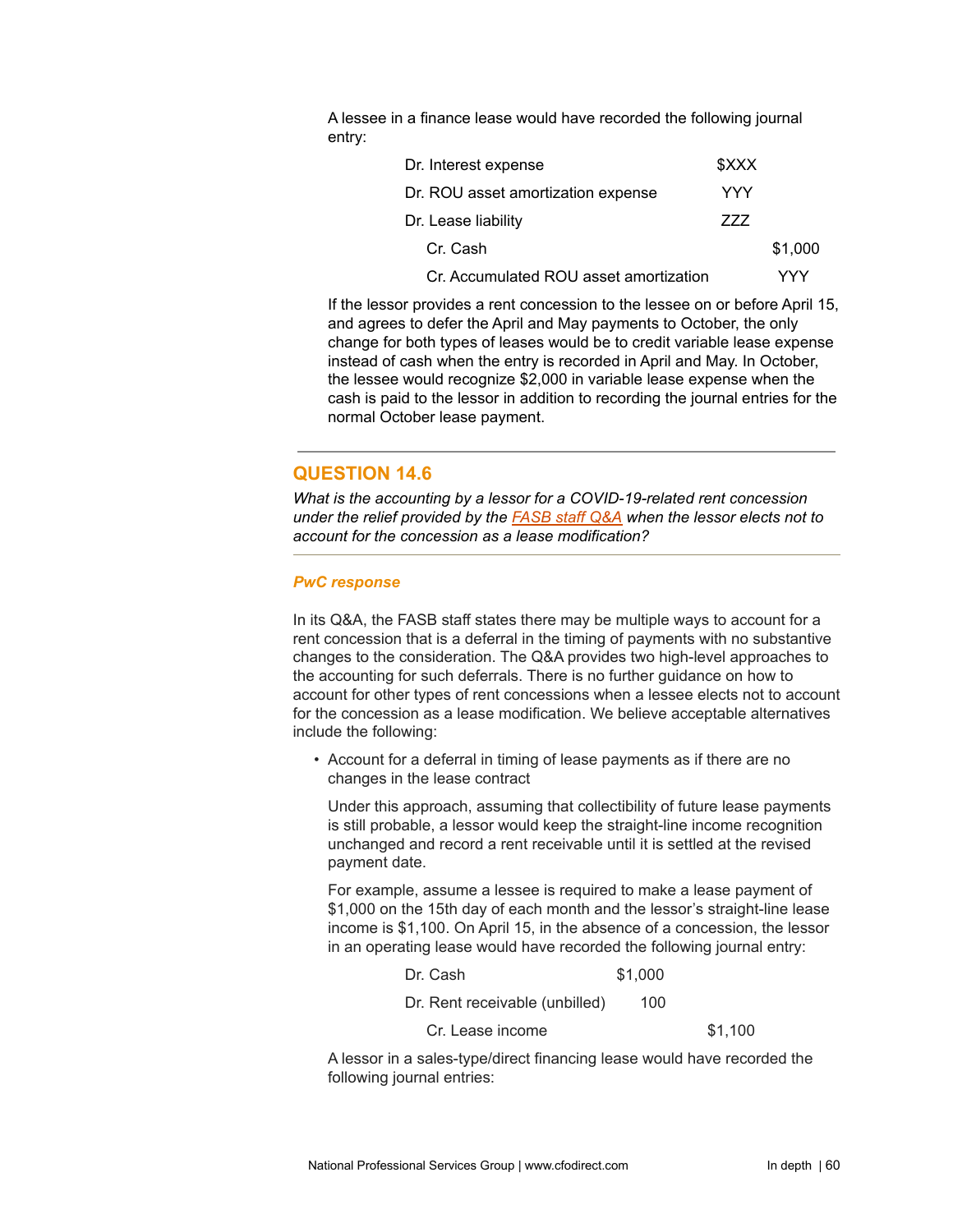A lessee in a finance lease would have recorded the following journal entry:

| | | |
|---|---|---|
| Dr. Interest expense | $XXX | |
| Dr. ROU asset amortization expense | YYY | |
| Dr. Lease liability | ZZZ | |
| Cr. Cash | | $1,000 |
| Cr. Accumulated ROU asset amortization | | YYY |

If the lessor provides a rent concession to the lessee on or before April 15, and agrees to defer the April and May payments to October, the only change for both types of leases would be to credit variable lease expense instead of cash when the entry is recorded in April and May. In October, the lessee would recognize $2,000 in variable lease expense when the cash is paid to the lessor in addition to recording the journal entries for the normal October lease payment.

---

## QUESTION 14.6

*What is the accounting by a lessor for a COVID-19-related rent concession under the relief provided by the FASB staff Q&A when the lessor elects not to account for the concession as a lease modification?*

---

### *PwC response*

In its Q&A, the FASB staff states there may be multiple ways to account for a rent concession that is a deferral in the timing of payments with no substantive changes to the consideration. The Q&A provides two high-level approaches to the accounting for such deferrals. There is no further guidance on how to account for other types of rent concessions when a lessee elects not to account for the concession as a lease modification. We believe acceptable alternatives include the following:

- Account for a deferral in timing of lease payments as if there are no changes in the lease contract

  Under this approach, assuming that collectibility of future lease payments is still probable, a lessor would keep the straight-line income recognition unchanged and record a rent receivable until it is settled at the revised payment date.

  For example, assume a lessee is required to make a lease payment of $1,000 on the 15th day of each month and the lessor's straight-line lease income is $1,100. On April 15, in the absence of a concession, the lessor in an operating lease would have recorded the following journal entry:

| | | |
|---|---|---|
| Dr. Cash | $1,000 | |
| Dr. Rent receivable (unbilled) | 100 | |
| Cr. Lease income | | $1,100 |

  A lessor in a sales-type/direct financing lease would have recorded the following journal entries: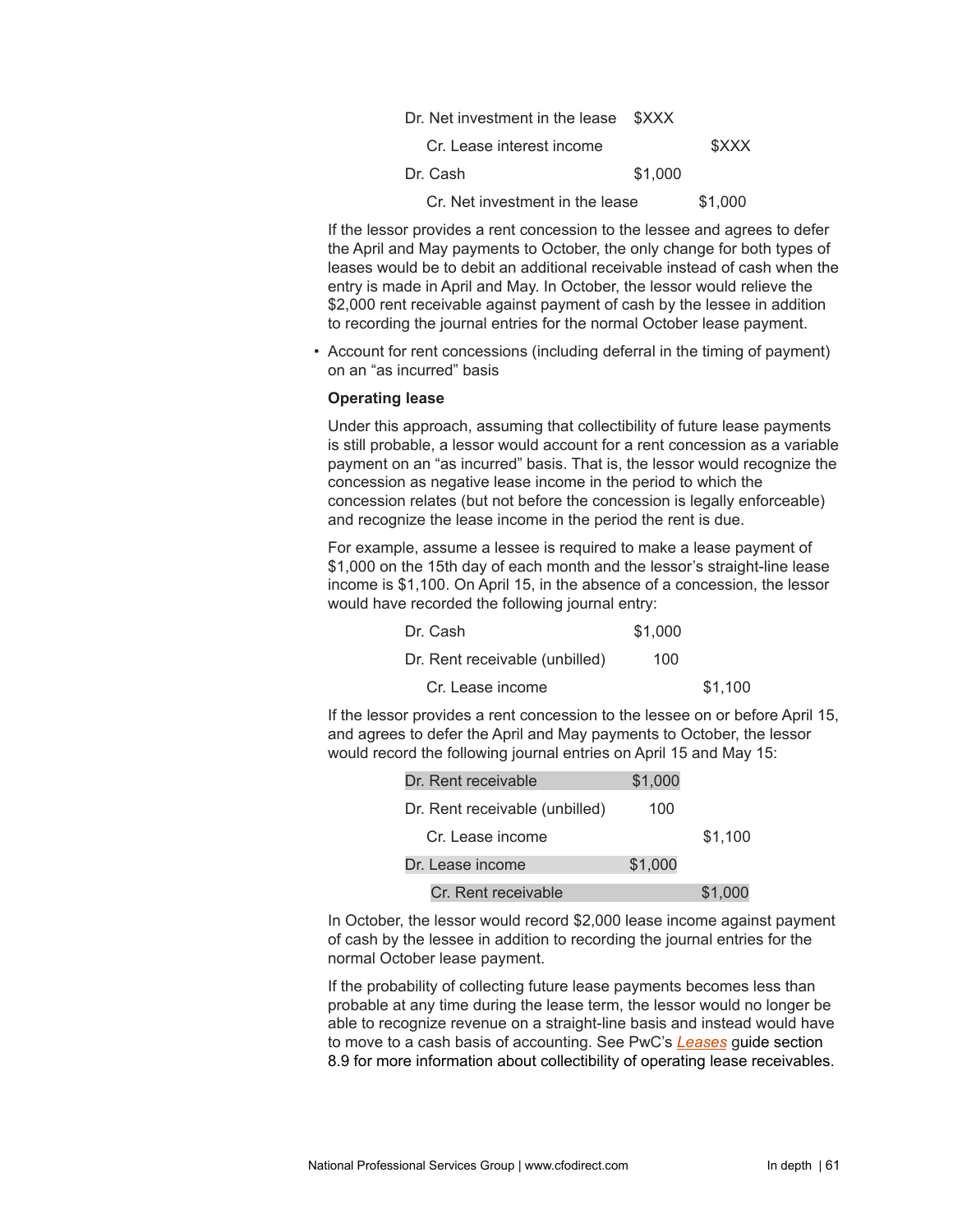| | | |
|---|---|---|
| Dr. Net investment in the lease | $XXX | |
| Cr. Lease interest income | | $XXX |
| Dr. Cash | $1,000 | |
| Cr. Net investment in the lease | | $1,000 |

If the lessor provides a rent concession to the lessee and agrees to defer the April and May payments to October, the only change for both types of leases would be to debit an additional receivable instead of cash when the entry is made in April and May. In October, the lessor would relieve the $2,000 rent receivable against payment of cash by the lessee in addition to recording the journal entries for the normal October lease payment.

- Account for rent concessions (including deferral in the timing of payment) on an "as incurred" basis

**Operating lease**

Under this approach, assuming that collectibility of future lease payments is still probable, a lessor would account for a rent concession as a variable payment on an "as incurred" basis. That is, the lessor would recognize the concession as negative lease income in the period to which the concession relates (but not before the concession is legally enforceable) and recognize the lease income in the period the rent is due.

For example, assume a lessee is required to make a lease payment of $1,000 on the 15th day of each month and the lessor's straight-line lease income is $1,100. On April 15, in the absence of a concession, the lessor would have recorded the following journal entry:

| | | |
|---|---|---|
| Dr. Cash | $1,000 | |
| Dr. Rent receivable (unbilled) | 100 | |
| Cr. Lease income | | $1,100 |

If the lessor provides a rent concession to the lessee on or before April 15, and agrees to defer the April and May payments to October, the lessor would record the following journal entries on April 15 and May 15:

| | | |
|---|---|---|
| Dr. Rent receivable | $1,000 | |
| Dr. Rent receivable (unbilled) | 100 | |
| Cr. Lease income | | $1,100 |
| Dr. Lease income | $1,000 | |
| Cr. Rent receivable | | $1,000 |

In October, the lessor would record $2,000 lease income against payment of cash by the lessee in addition to recording the journal entries for the normal October lease payment.

If the probability of collecting future lease payments becomes less than probable at any time during the lease term, the lessor would no longer be able to recognize revenue on a straight-line basis and instead would have to move to a cash basis of accounting. See PwC's *Leases* guide section 8.9 for more information about collectibility of operating lease receivables.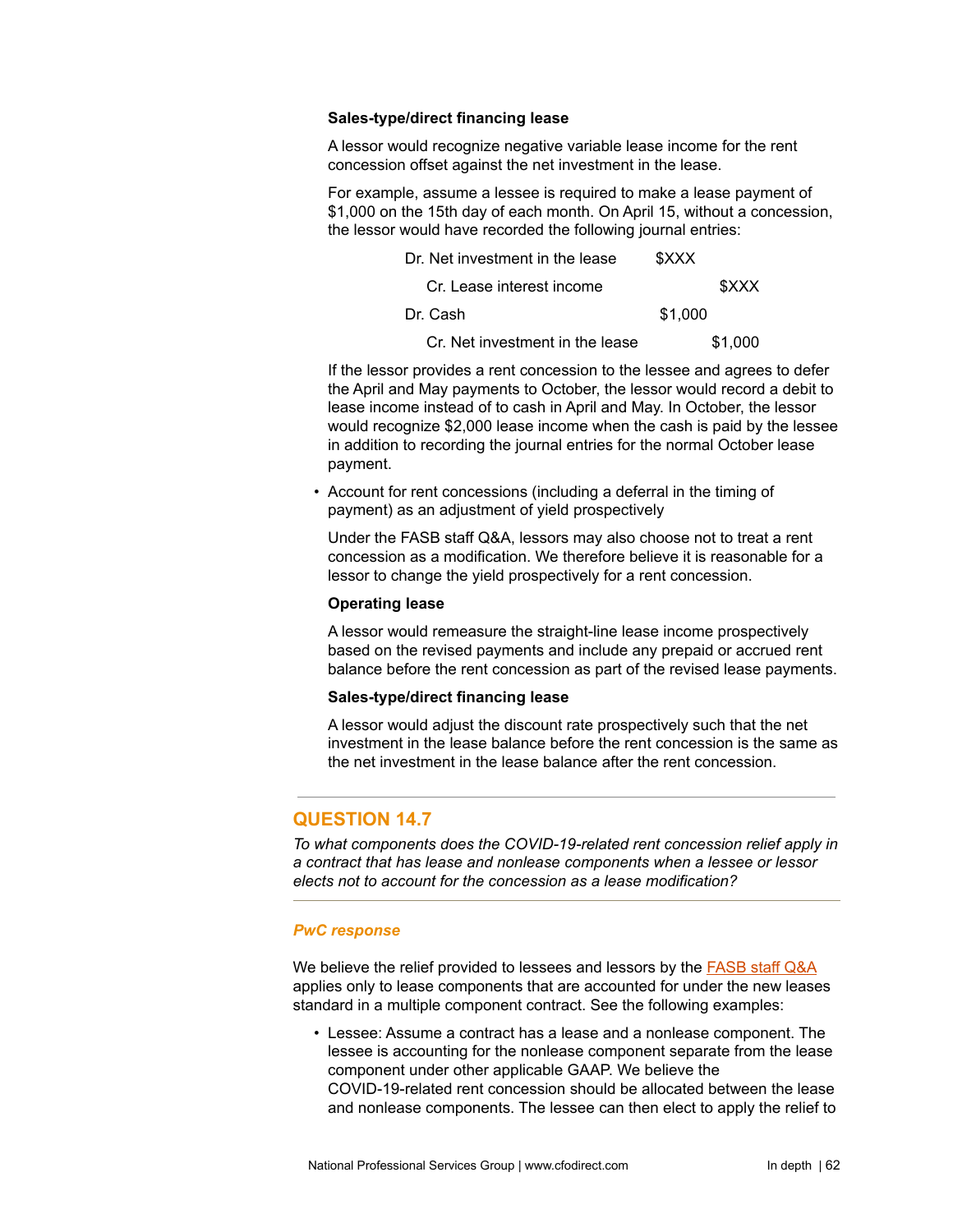**Sales-type/direct financing lease**

A lessor would recognize negative variable lease income for the rent concession offset against the net investment in the lease.

For example, assume a lessee is required to make a lease payment of $1,000 on the 15th day of each month. On April 15, without a concession, the lessor would have recorded the following journal entries:

| | | |
|---|---|---|
| Dr. Net investment in the lease | $XXX | |
| Cr. Lease interest income | | $XXX |
| Dr. Cash | $1,000 | |
| Cr. Net investment in the lease | | $1,000 |

If the lessor provides a rent concession to the lessee and agrees to defer the April and May payments to October, the lessor would record a debit to lease income instead of to cash in April and May. In October, the lessor would recognize $2,000 lease income when the cash is paid by the lessee in addition to recording the journal entries for the normal October lease payment.

- Account for rent concessions (including a deferral in the timing of payment) as an adjustment of yield prospectively

  Under the FASB staff Q&A, lessors may also choose not to treat a rent concession as a modification. We therefore believe it is reasonable for a lessor to change the yield prospectively for a rent concession.

  **Operating lease**

  A lessor would remeasure the straight-line lease income prospectively based on the revised payments and include any prepaid or accrued rent balance before the rent concession as part of the revised lease payments.

  **Sales-type/direct financing lease**

  A lessor would adjust the discount rate prospectively such that the net investment in the lease balance before the rent concession is the same as the net investment in the lease balance after the rent concession.

## QUESTION 14.7

*To what components does the COVID-19-related rent concession relief apply in a contract that has lease and nonlease components when a lessee or lessor elects not to account for the concession as a lease modification?*

### *PwC response*

We believe the relief provided to lessees and lessors by the FASB staff Q&A applies only to lease components that are accounted for under the new leases standard in a multiple component contract. See the following examples:

- Lessee: Assume a contract has a lease and a nonlease component. The lessee is accounting for the nonlease component separate from the lease component under other applicable GAAP. We believe the COVID-19-related rent concession should be allocated between the lease and nonlease components. The lessee can then elect to apply the relief to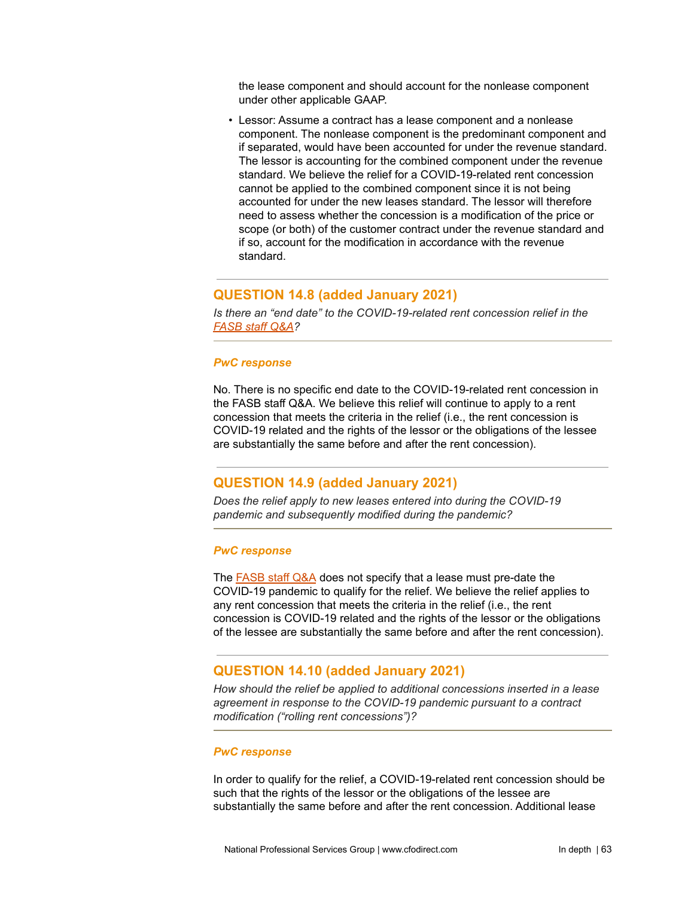the lease component and should account for the nonlease component under other applicable GAAP.

- Lessor: Assume a contract has a lease component and a nonlease component. The nonlease component is the predominant component and if separated, would have been accounted for under the revenue standard. The lessor is accounting for the combined component under the revenue standard. We believe the relief for a COVID-19-related rent concession cannot be applied to the combined component since it is not being accounted for under the new leases standard. The lessor will therefore need to assess whether the concession is a modification of the price or scope (or both) of the customer contract under the revenue standard and if so, account for the modification in accordance with the revenue standard.

## QUESTION 14.8 (added January 2021)

*Is there an "end date" to the COVID-19-related rent concession relief in the FASB staff Q&A?*

***PwC response***

No. There is no specific end date to the COVID-19-related rent concession in the FASB staff Q&A. We believe this relief will continue to apply to a rent concession that meets the criteria in the relief (i.e., the rent concession is COVID-19 related and the rights of the lessor or the obligations of the lessee are substantially the same before and after the rent concession).

## QUESTION 14.9 (added January 2021)

*Does the relief apply to new leases entered into during the COVID-19 pandemic and subsequently modified during the pandemic?*

***PwC response***

The FASB staff Q&A does not specify that a lease must pre-date the COVID-19 pandemic to qualify for the relief. We believe the relief applies to any rent concession that meets the criteria in the relief (i.e., the rent concession is COVID-19 related and the rights of the lessor or the obligations of the lessee are substantially the same before and after the rent concession).

## QUESTION 14.10 (added January 2021)

*How should the relief be applied to additional concessions inserted in a lease agreement in response to the COVID-19 pandemic pursuant to a contract modification ("rolling rent concessions")?*

***PwC response***

In order to qualify for the relief, a COVID-19-related rent concession should be such that the rights of the lessor or the obligations of the lessee are substantially the same before and after the rent concession. Additional lease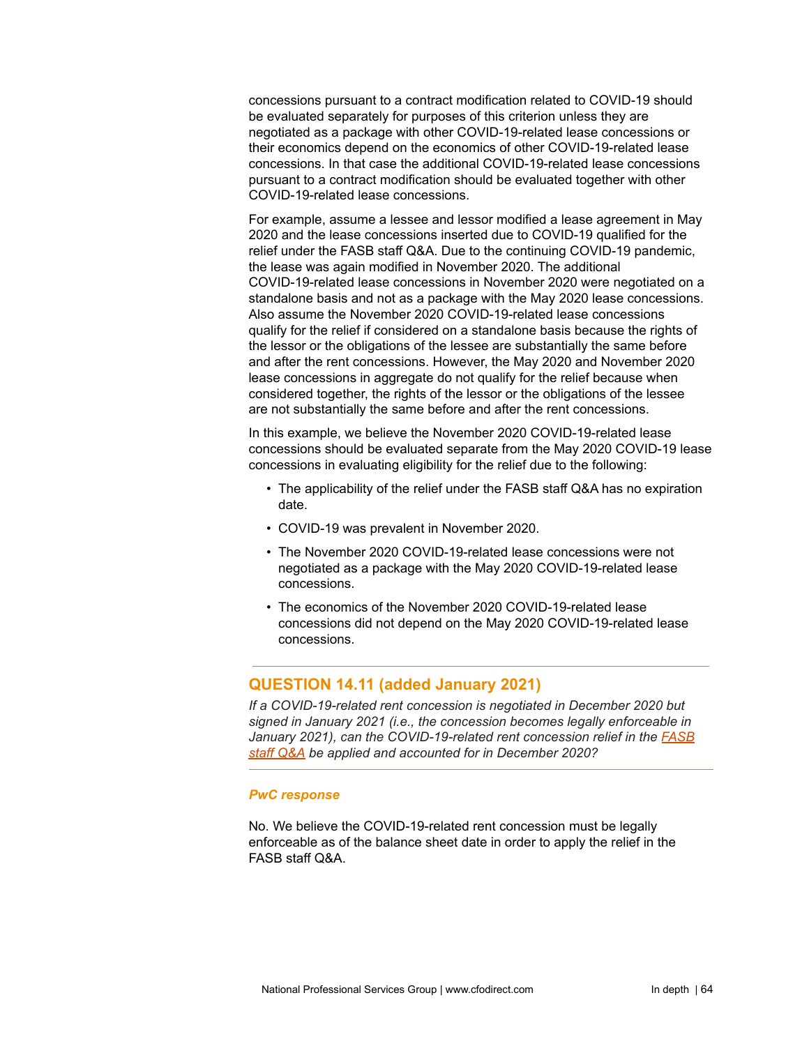concessions pursuant to a contract modification related to COVID-19 should be evaluated separately for purposes of this criterion unless they are negotiated as a package with other COVID-19-related lease concessions or their economics depend on the economics of other COVID-19-related lease concessions. In that case the additional COVID-19-related lease concessions pursuant to a contract modification should be evaluated together with other COVID-19-related lease concessions.

For example, assume a lessee and lessor modified a lease agreement in May 2020 and the lease concessions inserted due to COVID-19 qualified for the relief under the FASB staff Q&A. Due to the continuing COVID-19 pandemic, the lease was again modified in November 2020. The additional COVID-19-related lease concessions in November 2020 were negotiated on a standalone basis and not as a package with the May 2020 lease concessions. Also assume the November 2020 COVID-19-related lease concessions qualify for the relief if considered on a standalone basis because the rights of the lessor or the obligations of the lessee are substantially the same before and after the rent concessions. However, the May 2020 and November 2020 lease concessions in aggregate do not qualify for the relief because when considered together, the rights of the lessor or the obligations of the lessee are not substantially the same before and after the rent concessions.

In this example, we believe the November 2020 COVID-19-related lease concessions should be evaluated separate from the May 2020 COVID-19 lease concessions in evaluating eligibility for the relief due to the following:

- The applicability of the relief under the FASB staff Q&A has no expiration date.
- COVID-19 was prevalent in November 2020.
- The November 2020 COVID-19-related lease concessions were not negotiated as a package with the May 2020 COVID-19-related lease concessions.
- The economics of the November 2020 COVID-19-related lease concessions did not depend on the May 2020 COVID-19-related lease concessions.

---

## QUESTION 14.11 (added January 2021)

*If a COVID-19-related rent concession is negotiated in December 2020 but signed in January 2021 (i.e., the concession becomes legally enforceable in January 2021), can the COVID-19-related rent concession relief in the FASB staff Q&A be applied and accounted for in December 2020?*

---

***PwC response***

No. We believe the COVID-19-related rent concession must be legally enforceable as of the balance sheet date in order to apply the relief in the FASB staff Q&A.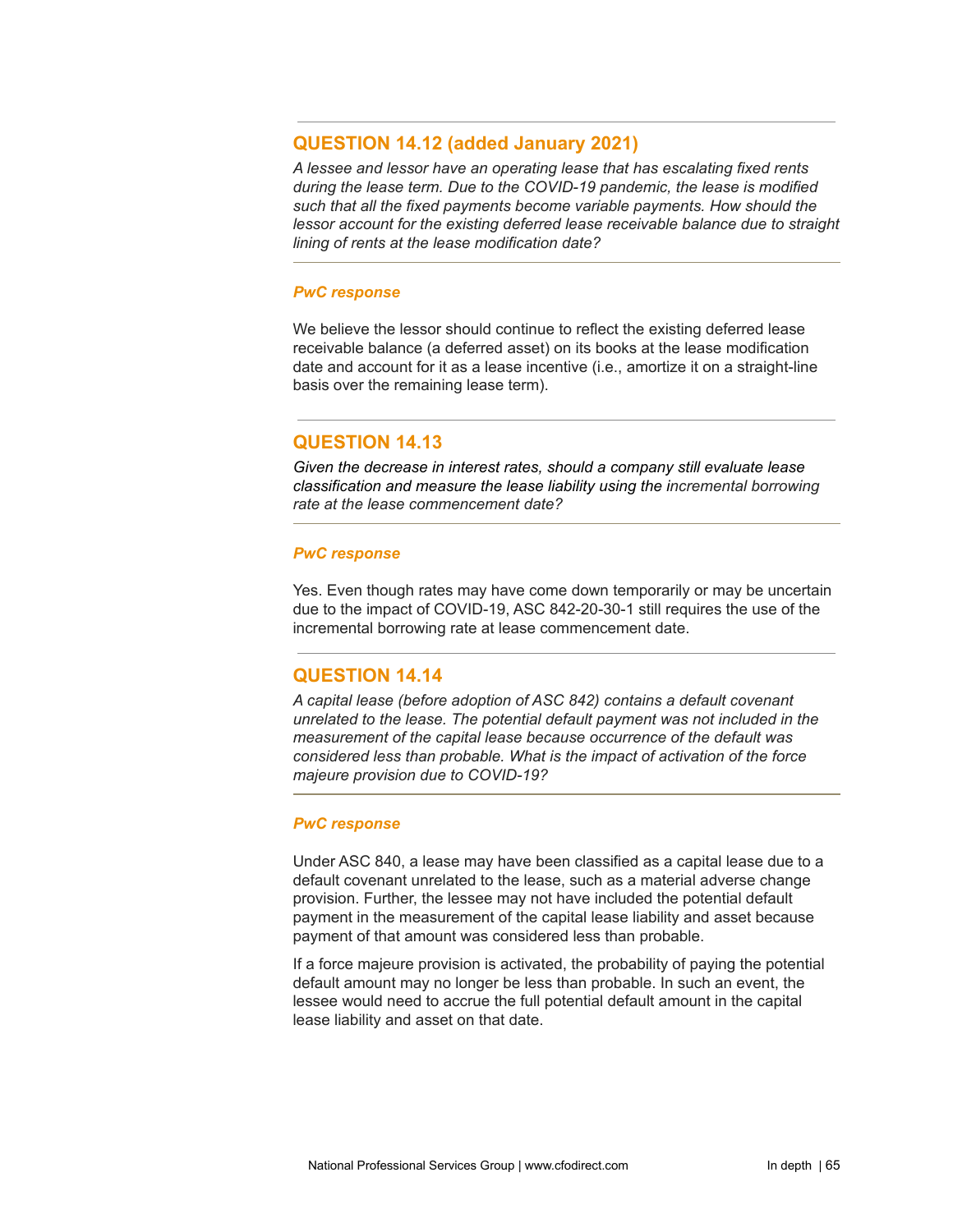## QUESTION 14.12 (added January 2021)

*A lessee and lessor have an operating lease that has escalating fixed rents during the lease term. Due to the COVID-19 pandemic, the lease is modified such that all the fixed payments become variable payments. How should the lessor account for the existing deferred lease receivable balance due to straight lining of rents at the lease modification date?*

***PwC response***

We believe the lessor should continue to reflect the existing deferred lease receivable balance (a deferred asset) on its books at the lease modification date and account for it as a lease incentive (i.e., amortize it on a straight-line basis over the remaining lease term).

## QUESTION 14.13

*Given the decrease in interest rates, should a company still evaluate lease classification and measure the lease liability using the incremental borrowing rate at the lease commencement date?*

***PwC response***

Yes. Even though rates may have come down temporarily or may be uncertain due to the impact of COVID-19, ASC 842-20-30-1 still requires the use of the incremental borrowing rate at lease commencement date.

## QUESTION 14.14

*A capital lease (before adoption of ASC 842) contains a default covenant unrelated to the lease. The potential default payment was not included in the measurement of the capital lease because occurrence of the default was considered less than probable. What is the impact of activation of the force majeure provision due to COVID-19?*

***PwC response***

Under ASC 840, a lease may have been classified as a capital lease due to a default covenant unrelated to the lease, such as a material adverse change provision. Further, the lessee may not have included the potential default payment in the measurement of the capital lease liability and asset because payment of that amount was considered less than probable.

If a force majeure provision is activated, the probability of paying the potential default amount may no longer be less than probable. In such an event, the lessee would need to accrue the full potential default amount in the capital lease liability and asset on that date.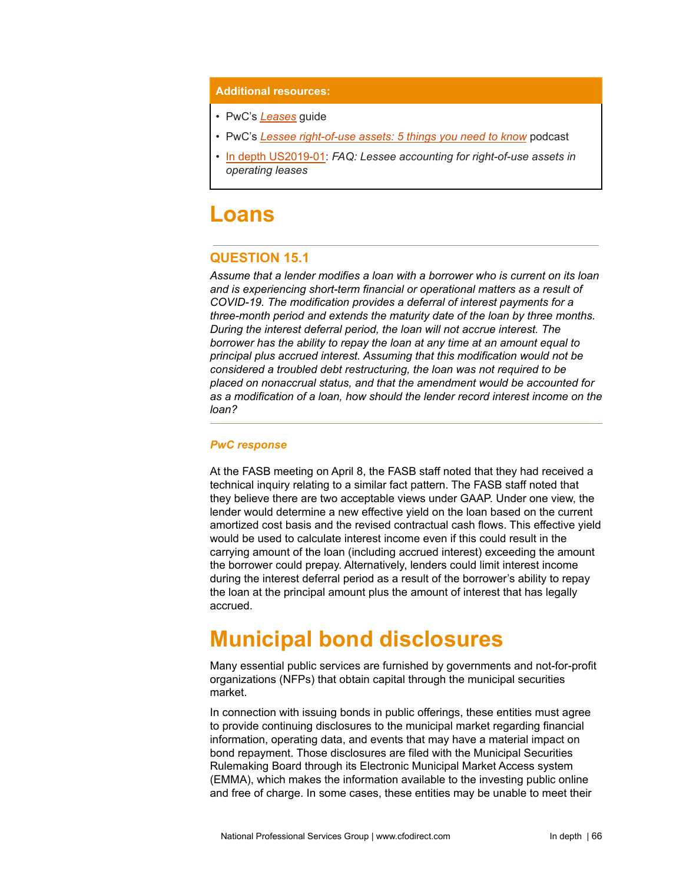**Additional resources:**

- PwC's *Leases* guide
- PwC's *Lessee right-of-use assets: 5 things you need to know* podcast
- In depth US2019-01: *FAQ: Lessee accounting for right-of-use assets in operating leases*

# Loans

### QUESTION 15.1

*Assume that a lender modifies a loan with a borrower who is current on its loan and is experiencing short-term financial or operational matters as a result of COVID-19. The modification provides a deferral of interest payments for a three-month period and extends the maturity date of the loan by three months. During the interest deferral period, the loan will not accrue interest. The borrower has the ability to repay the loan at any time at an amount equal to principal plus accrued interest. Assuming that this modification would not be considered a troubled debt restructuring, the loan was not required to be placed on nonaccrual status, and that the amendment would be accounted for as a modification of a loan, how should the lender record interest income on the loan?*

***PwC response***

At the FASB meeting on April 8, the FASB staff noted that they had received a technical inquiry relating to a similar fact pattern. The FASB staff noted that they believe there are two acceptable views under GAAP. Under one view, the lender would determine a new effective yield on the loan based on the current amortized cost basis and the revised contractual cash flows. This effective yield would be used to calculate interest income even if this could result in the carrying amount of the loan (including accrued interest) exceeding the amount the borrower could prepay. Alternatively, lenders could limit interest income during the interest deferral period as a result of the borrower's ability to repay the loan at the principal amount plus the amount of interest that has legally accrued.

# Municipal bond disclosures

Many essential public services are furnished by governments and not-for-profit organizations (NFPs) that obtain capital through the municipal securities market.

In connection with issuing bonds in public offerings, these entities must agree to provide continuing disclosures to the municipal market regarding financial information, operating data, and events that may have a material impact on bond repayment. Those disclosures are filed with the Municipal Securities Rulemaking Board through its Electronic Municipal Market Access system (EMMA), which makes the information available to the investing public online and free of charge. In some cases, these entities may be unable to meet their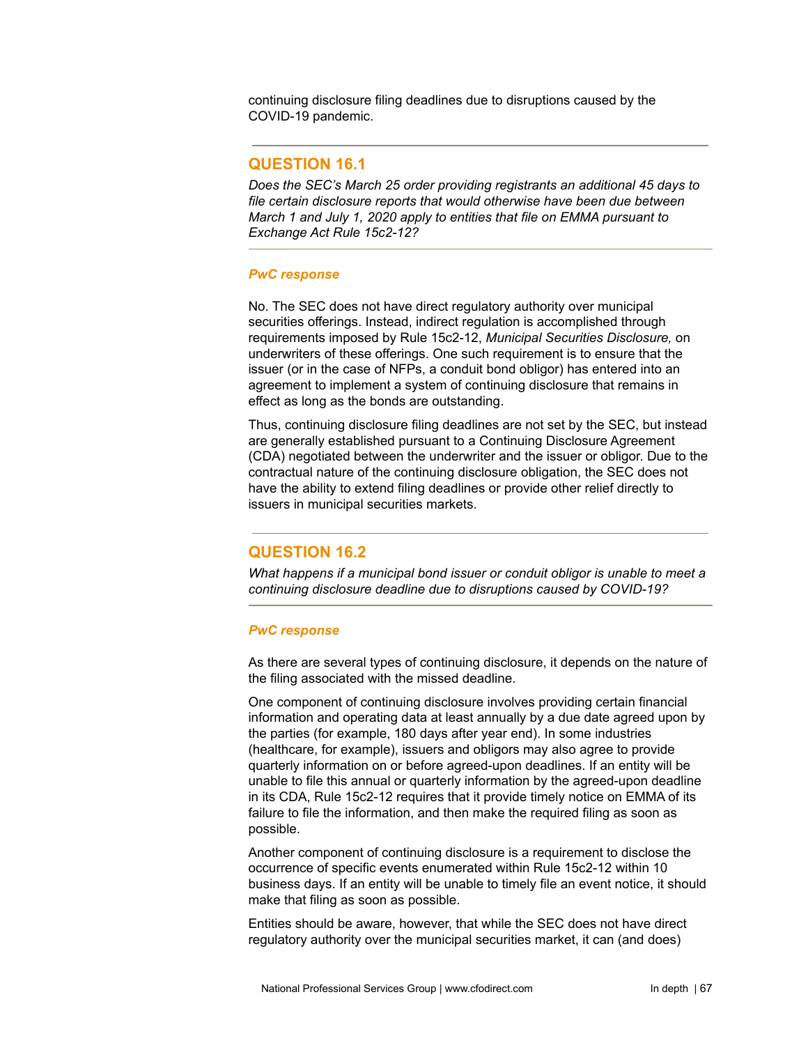continuing disclosure filing deadlines due to disruptions caused by the COVID-19 pandemic.

## QUESTION 16.1

*Does the SEC's March 25 order providing registrants an additional 45 days to file certain disclosure reports that would otherwise have been due between March 1 and July 1, 2020 apply to entities that file on EMMA pursuant to Exchange Act Rule 15c2-12?*

### *PwC response*

No. The SEC does not have direct regulatory authority over municipal securities offerings. Instead, indirect regulation is accomplished through requirements imposed by Rule 15c2-12, *Municipal Securities Disclosure,* on underwriters of these offerings. One such requirement is to ensure that the issuer (or in the case of NFPs, a conduit bond obligor) has entered into an agreement to implement a system of continuing disclosure that remains in effect as long as the bonds are outstanding.

Thus, continuing disclosure filing deadlines are not set by the SEC, but instead are generally established pursuant to a Continuing Disclosure Agreement (CDA) negotiated between the underwriter and the issuer or obligor. Due to the contractual nature of the continuing disclosure obligation, the SEC does not have the ability to extend filing deadlines or provide other relief directly to issuers in municipal securities markets.

## QUESTION 16.2

*What happens if a municipal bond issuer or conduit obligor is unable to meet a continuing disclosure deadline due to disruptions caused by COVID-19?*

### *PwC response*

As there are several types of continuing disclosure, it depends on the nature of the filing associated with the missed deadline.

One component of continuing disclosure involves providing certain financial information and operating data at least annually by a due date agreed upon by the parties (for example, 180 days after year end). In some industries (healthcare, for example), issuers and obligors may also agree to provide quarterly information on or before agreed-upon deadlines. If an entity will be unable to file this annual or quarterly information by the agreed-upon deadline in its CDA, Rule 15c2-12 requires that it provide timely notice on EMMA of its failure to file the information, and then make the required filing as soon as possible.

Another component of continuing disclosure is a requirement to disclose the occurrence of specific events enumerated within Rule 15c2-12 within 10 business days. If an entity will be unable to timely file an event notice, it should make that filing as soon as possible.

Entities should be aware, however, that while the SEC does not have direct regulatory authority over the municipal securities market, it can (and does)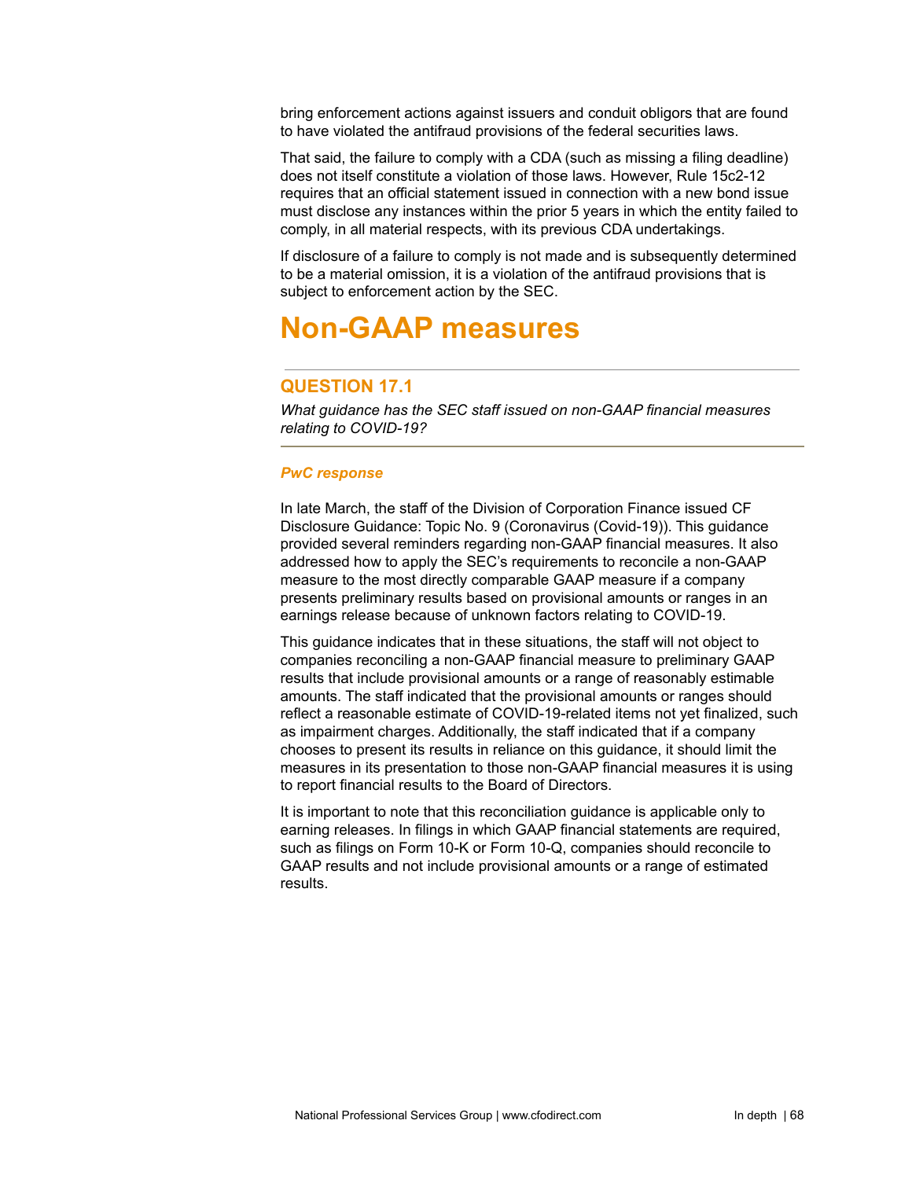bring enforcement actions against issuers and conduit obligors that are found to have violated the antifraud provisions of the federal securities laws.

That said, the failure to comply with a CDA (such as missing a filing deadline) does not itself constitute a violation of those laws. However, Rule 15c2-12 requires that an official statement issued in connection with a new bond issue must disclose any instances within the prior 5 years in which the entity failed to comply, in all material respects, with its previous CDA undertakings.

If disclosure of a failure to comply is not made and is subsequently determined to be a material omission, it is a violation of the antifraud provisions that is subject to enforcement action by the SEC.

# Non-GAAP measures

## QUESTION 17.1

*What guidance has the SEC staff issued on non-GAAP financial measures relating to COVID-19?*

***PwC response***

In late March, the staff of the Division of Corporation Finance issued CF Disclosure Guidance: Topic No. 9 (Coronavirus (Covid-19)). This guidance provided several reminders regarding non-GAAP financial measures. It also addressed how to apply the SEC's requirements to reconcile a non-GAAP measure to the most directly comparable GAAP measure if a company presents preliminary results based on provisional amounts or ranges in an earnings release because of unknown factors relating to COVID-19.

This guidance indicates that in these situations, the staff will not object to companies reconciling a non-GAAP financial measure to preliminary GAAP results that include provisional amounts or a range of reasonably estimable amounts. The staff indicated that the provisional amounts or ranges should reflect a reasonable estimate of COVID-19-related items not yet finalized, such as impairment charges. Additionally, the staff indicated that if a company chooses to present its results in reliance on this guidance, it should limit the measures in its presentation to those non-GAAP financial measures it is using to report financial results to the Board of Directors.

It is important to note that this reconciliation guidance is applicable only to earning releases. In filings in which GAAP financial statements are required, such as filings on Form 10-K or Form 10-Q, companies should reconcile to GAAP results and not include provisional amounts or a range of estimated results.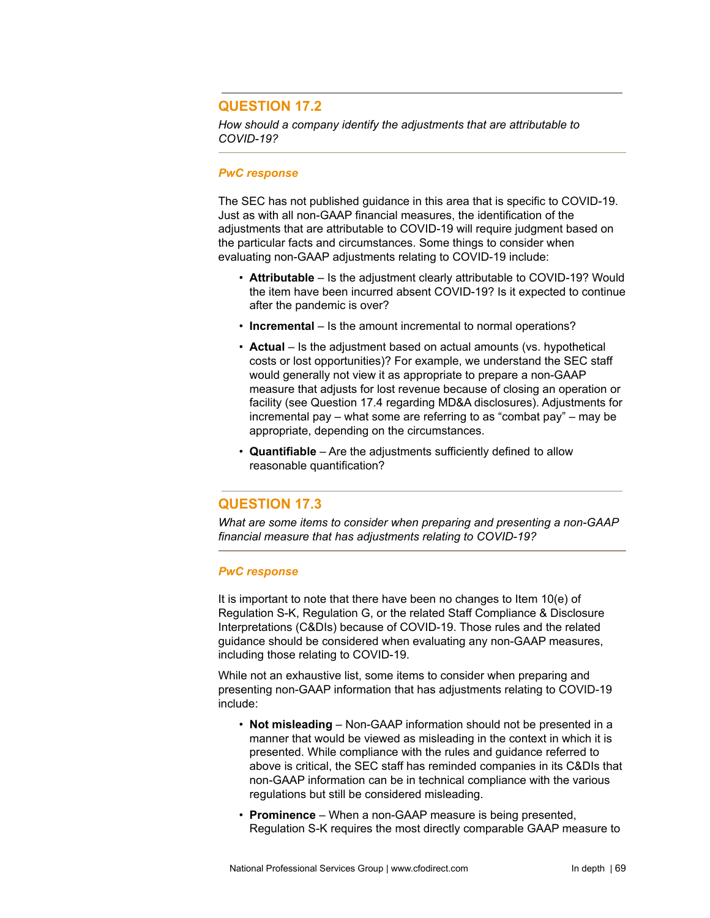## QUESTION 17.2

*How should a company identify the adjustments that are attributable to COVID-19?*

### *PwC response*

The SEC has not published guidance in this area that is specific to COVID-19. Just as with all non-GAAP financial measures, the identification of the adjustments that are attributable to COVID-19 will require judgment based on the particular facts and circumstances. Some things to consider when evaluating non-GAAP adjustments relating to COVID-19 include:

- **Attributable** – Is the adjustment clearly attributable to COVID-19? Would the item have been incurred absent COVID-19? Is it expected to continue after the pandemic is over?
- **Incremental** – Is the amount incremental to normal operations?
- **Actual** – Is the adjustment based on actual amounts (vs. hypothetical costs or lost opportunities)? For example, we understand the SEC staff would generally not view it as appropriate to prepare a non-GAAP measure that adjusts for lost revenue because of closing an operation or facility (see Question 17.4 regarding MD&A disclosures). Adjustments for incremental pay – what some are referring to as "combat pay" – may be appropriate, depending on the circumstances.
- **Quantifiable** – Are the adjustments sufficiently defined to allow reasonable quantification?

## QUESTION 17.3

*What are some items to consider when preparing and presenting a non-GAAP financial measure that has adjustments relating to COVID-19?*

### *PwC response*

It is important to note that there have been no changes to Item 10(e) of Regulation S-K, Regulation G, or the related Staff Compliance & Disclosure Interpretations (C&DIs) because of COVID-19. Those rules and the related guidance should be considered when evaluating any non-GAAP measures, including those relating to COVID-19.

While not an exhaustive list, some items to consider when preparing and presenting non-GAAP information that has adjustments relating to COVID-19 include:

- **Not misleading** – Non-GAAP information should not be presented in a manner that would be viewed as misleading in the context in which it is presented. While compliance with the rules and guidance referred to above is critical, the SEC staff has reminded companies in its C&DIs that non-GAAP information can be in technical compliance with the various regulations but still be considered misleading.
- **Prominence** – When a non-GAAP measure is being presented, Regulation S-K requires the most directly comparable GAAP measure to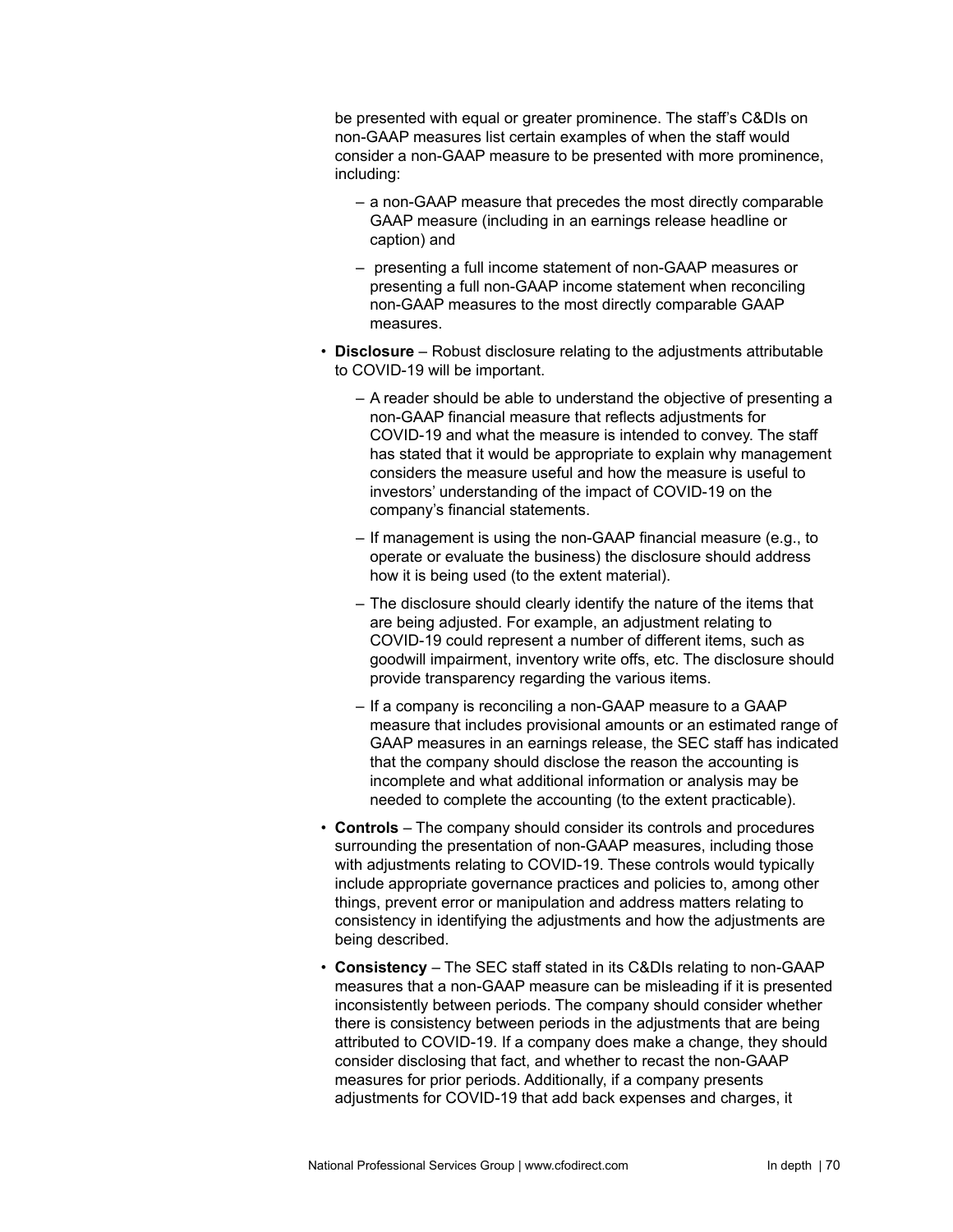be presented with equal or greater prominence. The staff's C&DIs on non-GAAP measures list certain examples of when the staff would consider a non-GAAP measure to be presented with more prominence, including:

- a non-GAAP measure that precedes the most directly comparable GAAP measure (including in an earnings release headline or caption) and
- presenting a full income statement of non-GAAP measures or presenting a full non-GAAP income statement when reconciling non-GAAP measures to the most directly comparable GAAP measures.

- **Disclosure** – Robust disclosure relating to the adjustments attributable to COVID-19 will be important.
  - A reader should be able to understand the objective of presenting a non-GAAP financial measure that reflects adjustments for COVID-19 and what the measure is intended to convey. The staff has stated that it would be appropriate to explain why management considers the measure useful and how the measure is useful to investors' understanding of the impact of COVID-19 on the company's financial statements.
  - If management is using the non-GAAP financial measure (e.g., to operate or evaluate the business) the disclosure should address how it is being used (to the extent material).
  - The disclosure should clearly identify the nature of the items that are being adjusted. For example, an adjustment relating to COVID-19 could represent a number of different items, such as goodwill impairment, inventory write offs, etc. The disclosure should provide transparency regarding the various items.
  - If a company is reconciling a non-GAAP measure to a GAAP measure that includes provisional amounts or an estimated range of GAAP measures in an earnings release, the SEC staff has indicated that the company should disclose the reason the accounting is incomplete and what additional information or analysis may be needed to complete the accounting (to the extent practicable).
- **Controls** – The company should consider its controls and procedures surrounding the presentation of non-GAAP measures, including those with adjustments relating to COVID-19. These controls would typically include appropriate governance practices and policies to, among other things, prevent error or manipulation and address matters relating to consistency in identifying the adjustments and how the adjustments are being described.
- **Consistency** – The SEC staff stated in its C&DIs relating to non-GAAP measures that a non-GAAP measure can be misleading if it is presented inconsistently between periods. The company should consider whether there is consistency between periods in the adjustments that are being attributed to COVID-19. If a company does make a change, they should consider disclosing that fact, and whether to recast the non-GAAP measures for prior periods. Additionally, if a company presents adjustments for COVID-19 that add back expenses and charges, it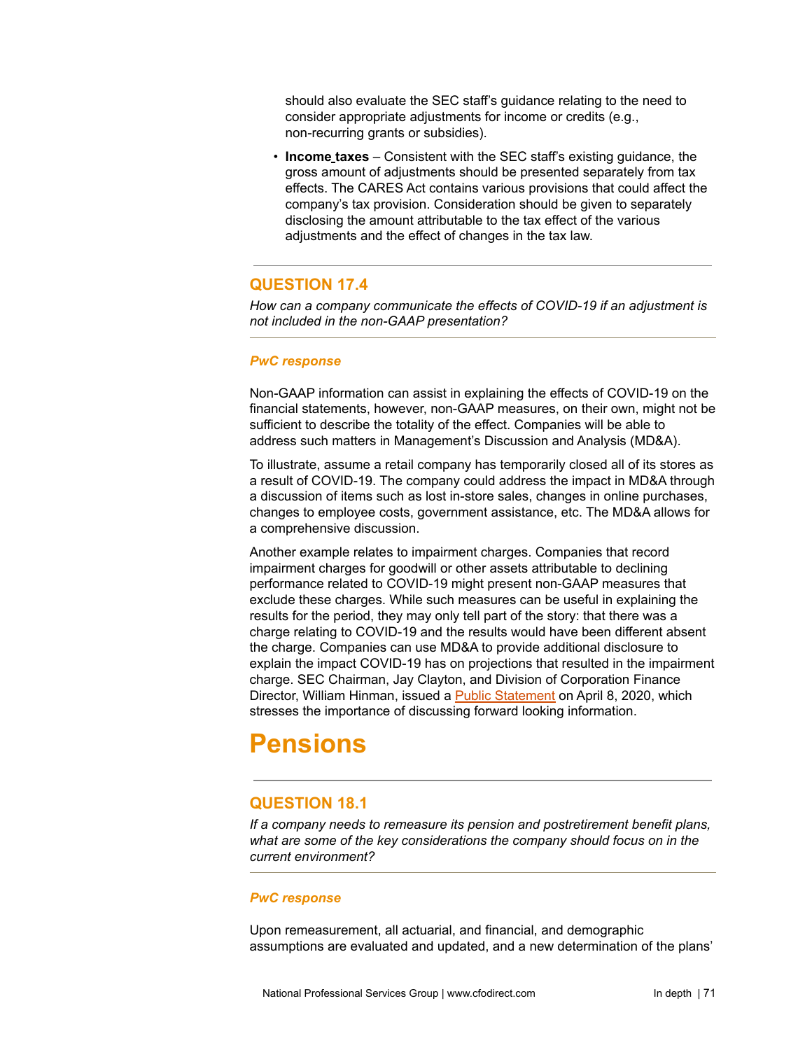should also evaluate the SEC staff's guidance relating to the need to consider appropriate adjustments for income or credits (e.g., non-recurring grants or subsidies).

- **Income taxes** – Consistent with the SEC staff's existing guidance, the gross amount of adjustments should be presented separately from tax effects. The CARES Act contains various provisions that could affect the company's tax provision. Consideration should be given to separately disclosing the amount attributable to the tax effect of the various adjustments and the effect of changes in the tax law.

### QUESTION 17.4

*How can a company communicate the effects of COVID-19 if an adjustment is not included in the non-GAAP presentation?*

#### *PwC response*

Non-GAAP information can assist in explaining the effects of COVID-19 on the financial statements, however, non-GAAP measures, on their own, might not be sufficient to describe the totality of the effect. Companies will be able to address such matters in Management's Discussion and Analysis (MD&A).

To illustrate, assume a retail company has temporarily closed all of its stores as a result of COVID-19. The company could address the impact in MD&A through a discussion of items such as lost in-store sales, changes in online purchases, changes to employee costs, government assistance, etc. The MD&A allows for a comprehensive discussion.

Another example relates to impairment charges. Companies that record impairment charges for goodwill or other assets attributable to declining performance related to COVID-19 might present non-GAAP measures that exclude these charges. While such measures can be useful in explaining the results for the period, they may only tell part of the story: that there was a charge relating to COVID-19 and the results would have been different absent the charge. Companies can use MD&A to provide additional disclosure to explain the impact COVID-19 has on projections that resulted in the impairment charge. SEC Chairman, Jay Clayton, and Division of Corporation Finance Director, William Hinman, issued a Public Statement on April 8, 2020, which stresses the importance of discussing forward looking information.

# Pensions

### QUESTION 18.1

*If a company needs to remeasure its pension and postretirement benefit plans, what are some of the key considerations the company should focus on in the current environment?*

#### *PwC response*

Upon remeasurement, all actuarial, and financial, and demographic assumptions are evaluated and updated, and a new determination of the plans'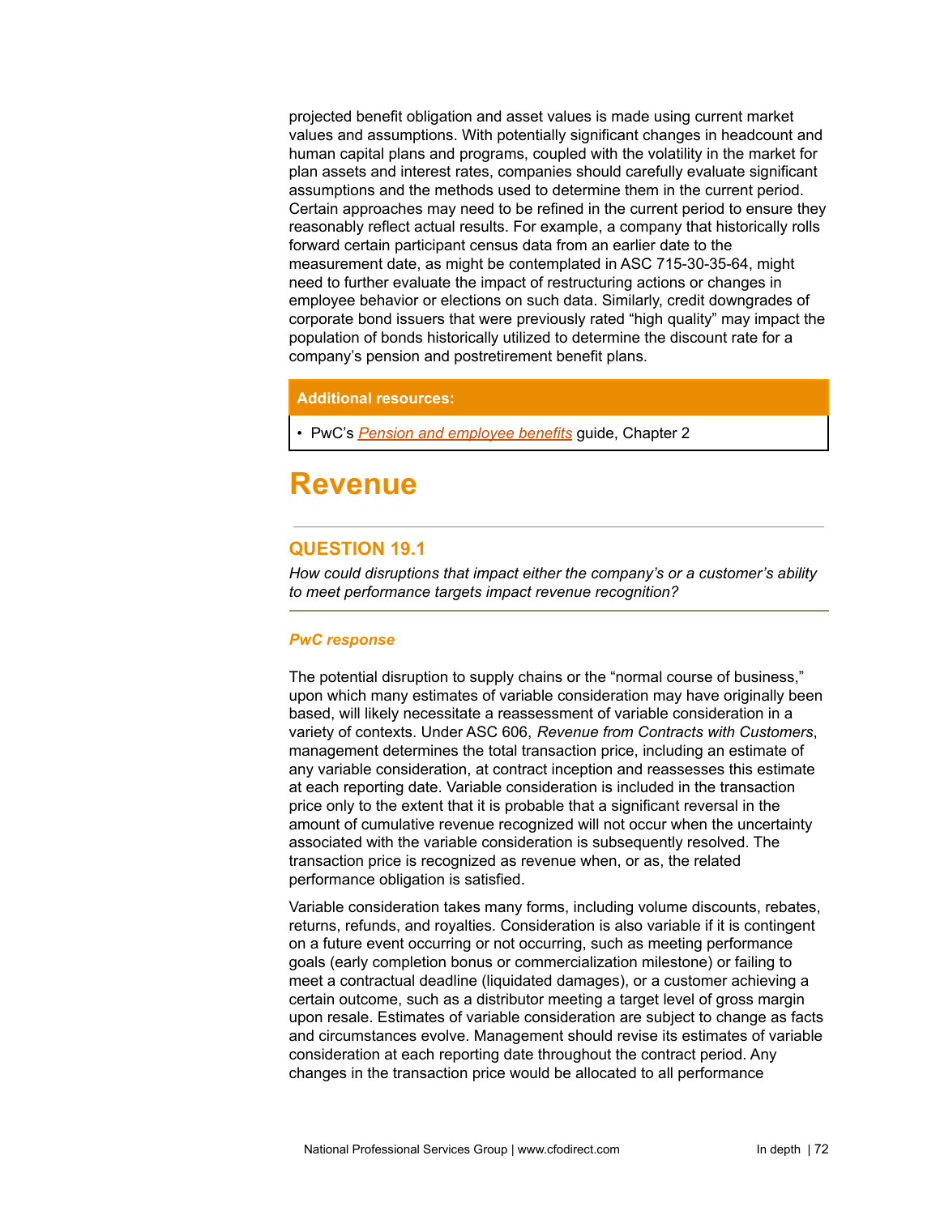projected benefit obligation and asset values is made using current market values and assumptions. With potentially significant changes in headcount and human capital plans and programs, coupled with the volatility in the market for plan assets and interest rates, companies should carefully evaluate significant assumptions and the methods used to determine them in the current period. Certain approaches may need to be refined in the current period to ensure they reasonably reflect actual results. For example, a company that historically rolls forward certain participant census data from an earlier date to the measurement date, as might be contemplated in ASC 715-30-35-64, might need to further evaluate the impact of restructuring actions or changes in employee behavior or elections on such data. Similarly, credit downgrades of corporate bond issuers that were previously rated "high quality" may impact the population of bonds historically utilized to determine the discount rate for a company's pension and postretirement benefit plans.

**Additional resources:**

- PwC's *Pension and employee benefits* guide, Chapter 2

# Revenue

## QUESTION 19.1

*How could disruptions that impact either the company's or a customer's ability to meet performance targets impact revenue recognition?*

### *PwC response*

The potential disruption to supply chains or the "normal course of business," upon which many estimates of variable consideration may have originally been based, will likely necessitate a reassessment of variable consideration in a variety of contexts. Under ASC 606, *Revenue from Contracts with Customers*, management determines the total transaction price, including an estimate of any variable consideration, at contract inception and reassesses this estimate at each reporting date. Variable consideration is included in the transaction price only to the extent that it is probable that a significant reversal in the amount of cumulative revenue recognized will not occur when the uncertainty associated with the variable consideration is subsequently resolved. The transaction price is recognized as revenue when, or as, the related performance obligation is satisfied.

Variable consideration takes many forms, including volume discounts, rebates, returns, refunds, and royalties. Consideration is also variable if it is contingent on a future event occurring or not occurring, such as meeting performance goals (early completion bonus or commercialization milestone) or failing to meet a contractual deadline (liquidated damages), or a customer achieving a certain outcome, such as a distributor meeting a target level of gross margin upon resale. Estimates of variable consideration are subject to change as facts and circumstances evolve. Management should revise its estimates of variable consideration at each reporting date throughout the contract period. Any changes in the transaction price would be allocated to all performance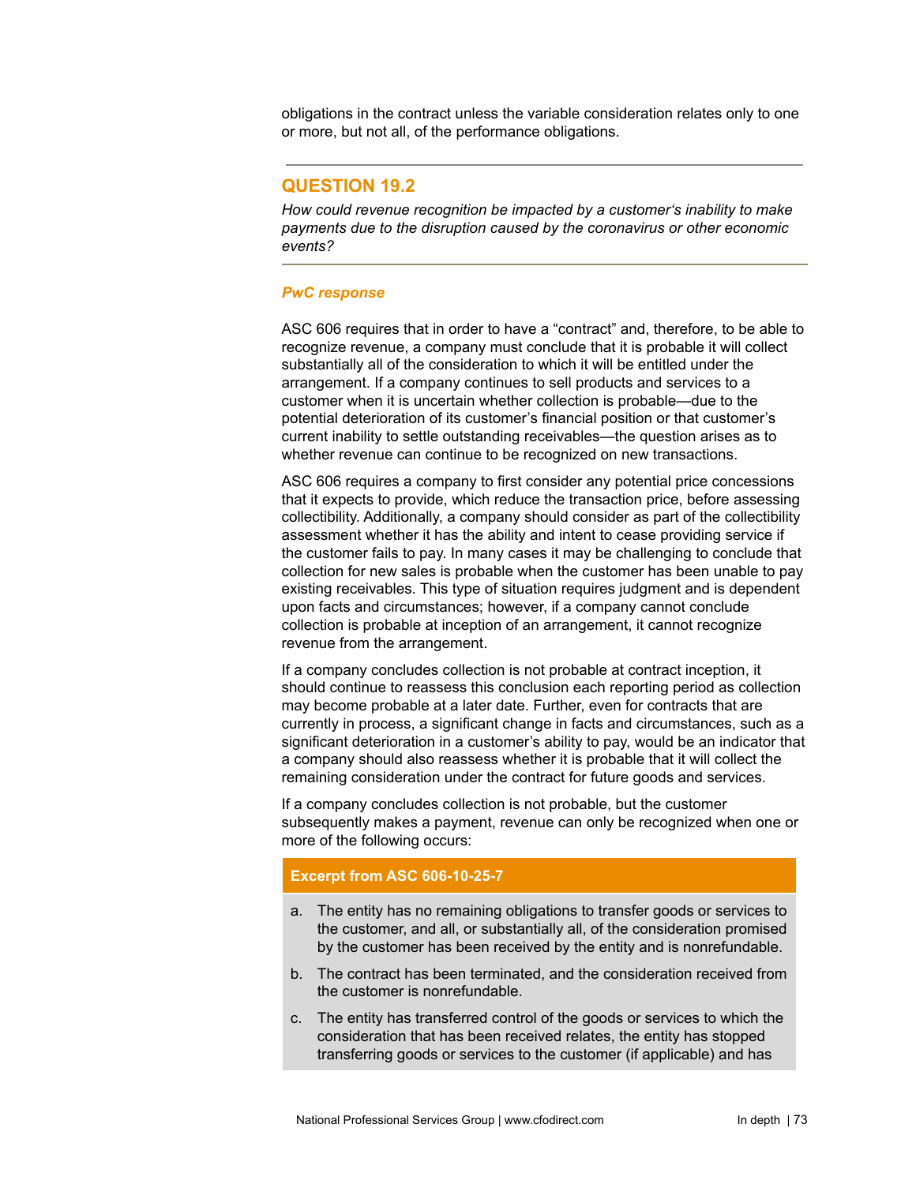obligations in the contract unless the variable consideration relates only to one or more, but not all, of the performance obligations.

---

## QUESTION 19.2

*How could revenue recognition be impacted by a customer's inability to make payments due to the disruption caused by the coronavirus or other economic events?*

---

### *PwC response*

ASC 606 requires that in order to have a "contract" and, therefore, to be able to recognize revenue, a company must conclude that it is probable it will collect substantially all of the consideration to which it will be entitled under the arrangement. If a company continues to sell products and services to a customer when it is uncertain whether collection is probable—due to the potential deterioration of its customer's financial position or that customer's current inability to settle outstanding receivables—the question arises as to whether revenue can continue to be recognized on new transactions.

ASC 606 requires a company to first consider any potential price concessions that it expects to provide, which reduce the transaction price, before assessing collectibility. Additionally, a company should consider as part of the collectibility assessment whether it has the ability and intent to cease providing service if the customer fails to pay. In many cases it may be challenging to conclude that collection for new sales is probable when the customer has been unable to pay existing receivables. This type of situation requires judgment and is dependent upon facts and circumstances; however, if a company cannot conclude collection is probable at inception of an arrangement, it cannot recognize revenue from the arrangement.

If a company concludes collection is not probable at contract inception, it should continue to reassess this conclusion each reporting period as collection may become probable at a later date. Further, even for contracts that are currently in process, a significant change in facts and circumstances, such as a significant deterioration in a customer's ability to pay, would be an indicator that a company should also reassess whether it is probable that it will collect the remaining consideration under the contract for future goods and services.

If a company concludes collection is not probable, but the customer subsequently makes a payment, revenue can only be recognized when one or more of the following occurs:

**Excerpt from ASC 606-10-25-7**

a. The entity has no remaining obligations to transfer goods or services to the customer, and all, or substantially all, of the consideration promised by the customer has been received by the entity and is nonrefundable.

b. The contract has been terminated, and the consideration received from the customer is nonrefundable.

c. The entity has transferred control of the goods or services to which the consideration that has been received relates, the entity has stopped transferring goods or services to the customer (if applicable) and has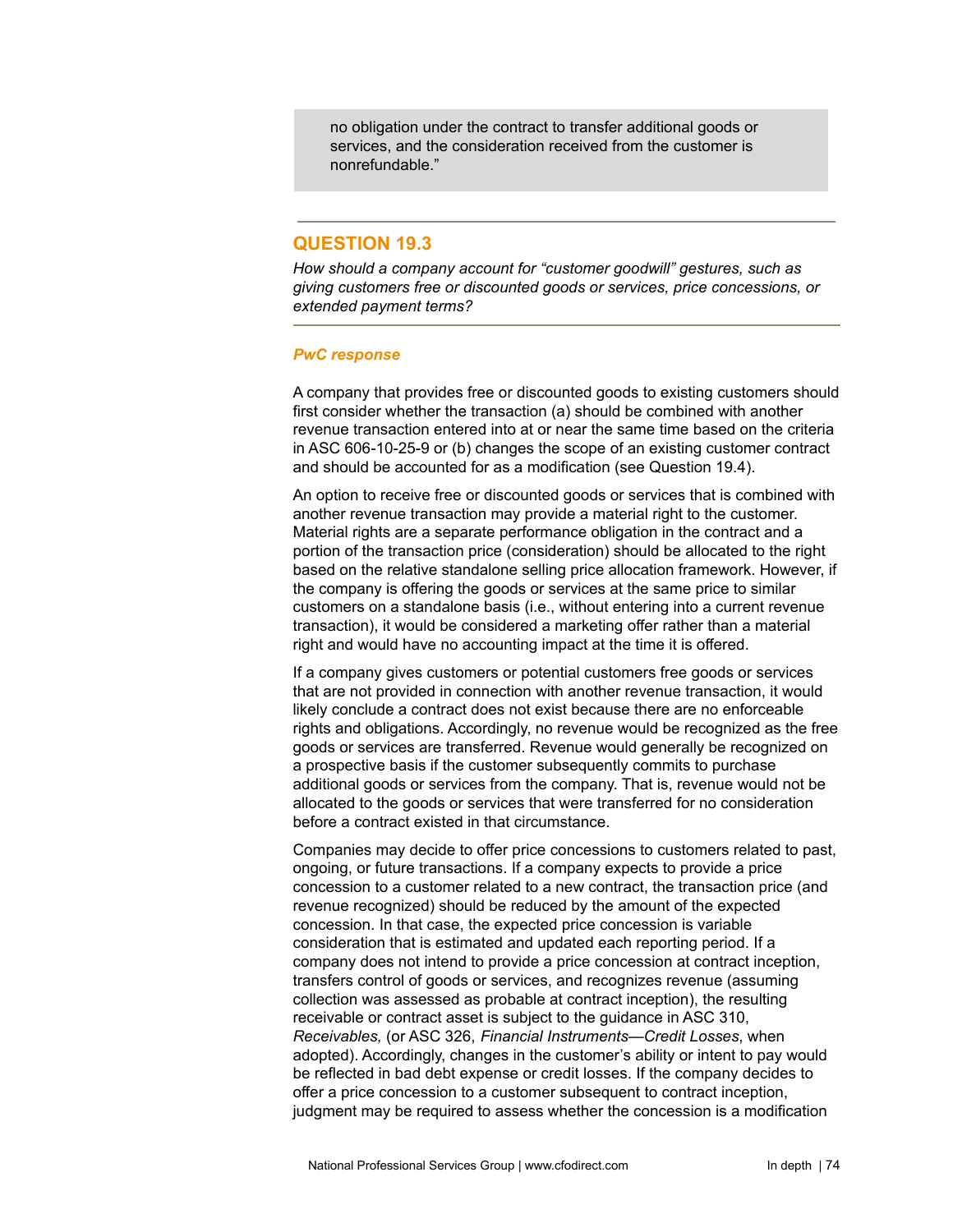> no obligation under the contract to transfer additional goods or services, and the consideration received from the customer is nonrefundable."

---

## QUESTION 19.3

*How should a company account for "customer goodwill" gestures, such as giving customers free or discounted goods or services, price concessions, or extended payment terms?*

---

***PwC response***

A company that provides free or discounted goods to existing customers should first consider whether the transaction (a) should be combined with another revenue transaction entered into at or near the same time based on the criteria in ASC 606-10-25-9 or (b) changes the scope of an existing customer contract and should be accounted for as a modification (see Question 19.4).

An option to receive free or discounted goods or services that is combined with another revenue transaction may provide a material right to the customer. Material rights are a separate performance obligation in the contract and a portion of the transaction price (consideration) should be allocated to the right based on the relative standalone selling price allocation framework. However, if the company is offering the goods or services at the same price to similar customers on a standalone basis (i.e., without entering into a current revenue transaction), it would be considered a marketing offer rather than a material right and would have no accounting impact at the time it is offered.

If a company gives customers or potential customers free goods or services that are not provided in connection with another revenue transaction, it would likely conclude a contract does not exist because there are no enforceable rights and obligations. Accordingly, no revenue would be recognized as the free goods or services are transferred. Revenue would generally be recognized on a prospective basis if the customer subsequently commits to purchase additional goods or services from the company. That is, revenue would not be allocated to the goods or services that were transferred for no consideration before a contract existed in that circumstance.

Companies may decide to offer price concessions to customers related to past, ongoing, or future transactions. If a company expects to provide a price concession to a customer related to a new contract, the transaction price (and revenue recognized) should be reduced by the amount of the expected concession. In that case, the expected price concession is variable consideration that is estimated and updated each reporting period. If a company does not intend to provide a price concession at contract inception, transfers control of goods or services, and recognizes revenue (assuming collection was assessed as probable at contract inception), the resulting receivable or contract asset is subject to the guidance in ASC 310, *Receivables,* (or ASC 326, *Financial Instruments—Credit Losses*, when adopted). Accordingly, changes in the customer's ability or intent to pay would be reflected in bad debt expense or credit losses. If the company decides to offer a price concession to a customer subsequent to contract inception, judgment may be required to assess whether the concession is a modification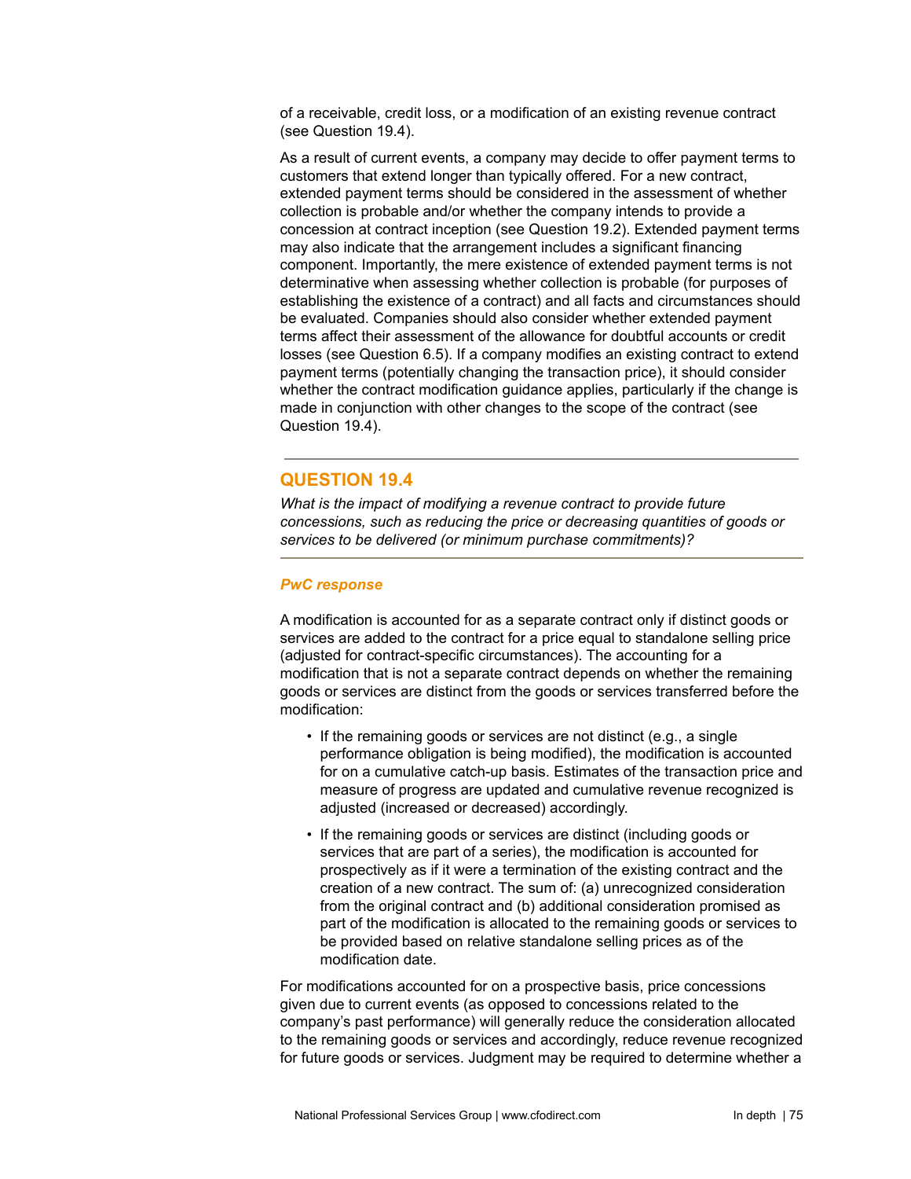of a receivable, credit loss, or a modification of an existing revenue contract (see Question 19.4).

As a result of current events, a company may decide to offer payment terms to customers that extend longer than typically offered. For a new contract, extended payment terms should be considered in the assessment of whether collection is probable and/or whether the company intends to provide a concession at contract inception (see Question 19.2). Extended payment terms may also indicate that the arrangement includes a significant financing component. Importantly, the mere existence of extended payment terms is not determinative when assessing whether collection is probable (for purposes of establishing the existence of a contract) and all facts and circumstances should be evaluated. Companies should also consider whether extended payment terms affect their assessment of the allowance for doubtful accounts or credit losses (see Question 6.5). If a company modifies an existing contract to extend payment terms (potentially changing the transaction price), it should consider whether the contract modification guidance applies, particularly if the change is made in conjunction with other changes to the scope of the contract (see Question 19.4).

## QUESTION 19.4

*What is the impact of modifying a revenue contract to provide future concessions, such as reducing the price or decreasing quantities of goods or services to be delivered (or minimum purchase commitments)?*

***PwC response***

A modification is accounted for as a separate contract only if distinct goods or services are added to the contract for a price equal to standalone selling price (adjusted for contract-specific circumstances). The accounting for a modification that is not a separate contract depends on whether the remaining goods or services are distinct from the goods or services transferred before the modification:

- If the remaining goods or services are not distinct (e.g., a single performance obligation is being modified), the modification is accounted for on a cumulative catch-up basis. Estimates of the transaction price and measure of progress are updated and cumulative revenue recognized is adjusted (increased or decreased) accordingly.
- If the remaining goods or services are distinct (including goods or services that are part of a series), the modification is accounted for prospectively as if it were a termination of the existing contract and the creation of a new contract. The sum of: (a) unrecognized consideration from the original contract and (b) additional consideration promised as part of the modification is allocated to the remaining goods or services to be provided based on relative standalone selling prices as of the modification date.

For modifications accounted for on a prospective basis, price concessions given due to current events (as opposed to concessions related to the company's past performance) will generally reduce the consideration allocated to the remaining goods or services and accordingly, reduce revenue recognized for future goods or services. Judgment may be required to determine whether a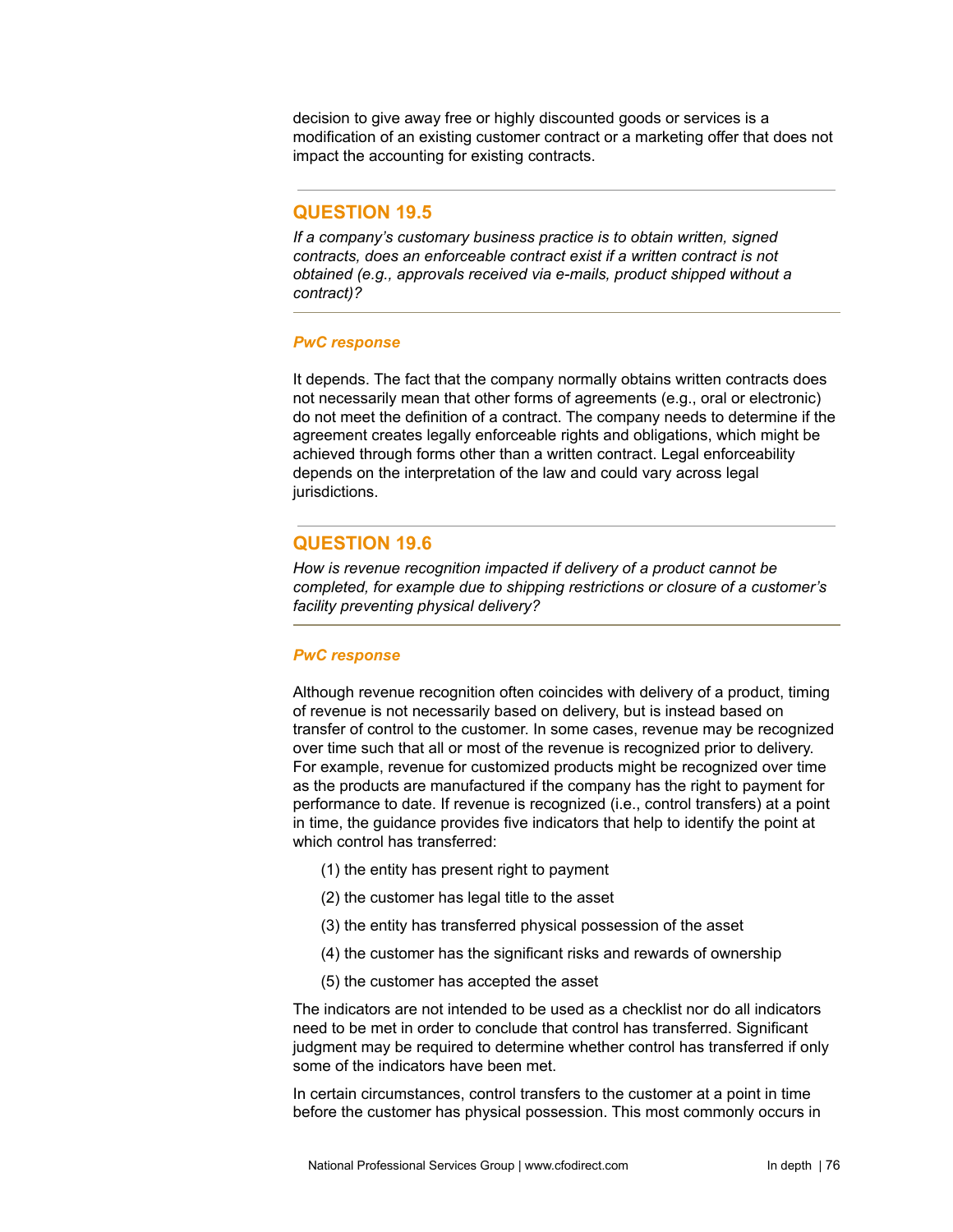decision to give away free or highly discounted goods or services is a modification of an existing customer contract or a marketing offer that does not impact the accounting for existing contracts.

## QUESTION 19.5

*If a company's customary business practice is to obtain written, signed contracts, does an enforceable contract exist if a written contract is not obtained (e.g., approvals received via e-mails, product shipped without a contract)?*

### *PwC response*

It depends. The fact that the company normally obtains written contracts does not necessarily mean that other forms of agreements (e.g., oral or electronic) do not meet the definition of a contract. The company needs to determine if the agreement creates legally enforceable rights and obligations, which might be achieved through forms other than a written contract. Legal enforceability depends on the interpretation of the law and could vary across legal jurisdictions.

## QUESTION 19.6

*How is revenue recognition impacted if delivery of a product cannot be completed, for example due to shipping restrictions or closure of a customer's facility preventing physical delivery?*

### *PwC response*

Although revenue recognition often coincides with delivery of a product, timing of revenue is not necessarily based on delivery, but is instead based on transfer of control to the customer. In some cases, revenue may be recognized over time such that all or most of the revenue is recognized prior to delivery. For example, revenue for customized products might be recognized over time as the products are manufactured if the company has the right to payment for performance to date. If revenue is recognized (i.e., control transfers) at a point in time, the guidance provides five indicators that help to identify the point at which control has transferred:

(1) the entity has present right to payment

(2) the customer has legal title to the asset

(3) the entity has transferred physical possession of the asset

(4) the customer has the significant risks and rewards of ownership

(5) the customer has accepted the asset

The indicators are not intended to be used as a checklist nor do all indicators need to be met in order to conclude that control has transferred. Significant judgment may be required to determine whether control has transferred if only some of the indicators have been met.

In certain circumstances, control transfers to the customer at a point in time before the customer has physical possession. This most commonly occurs in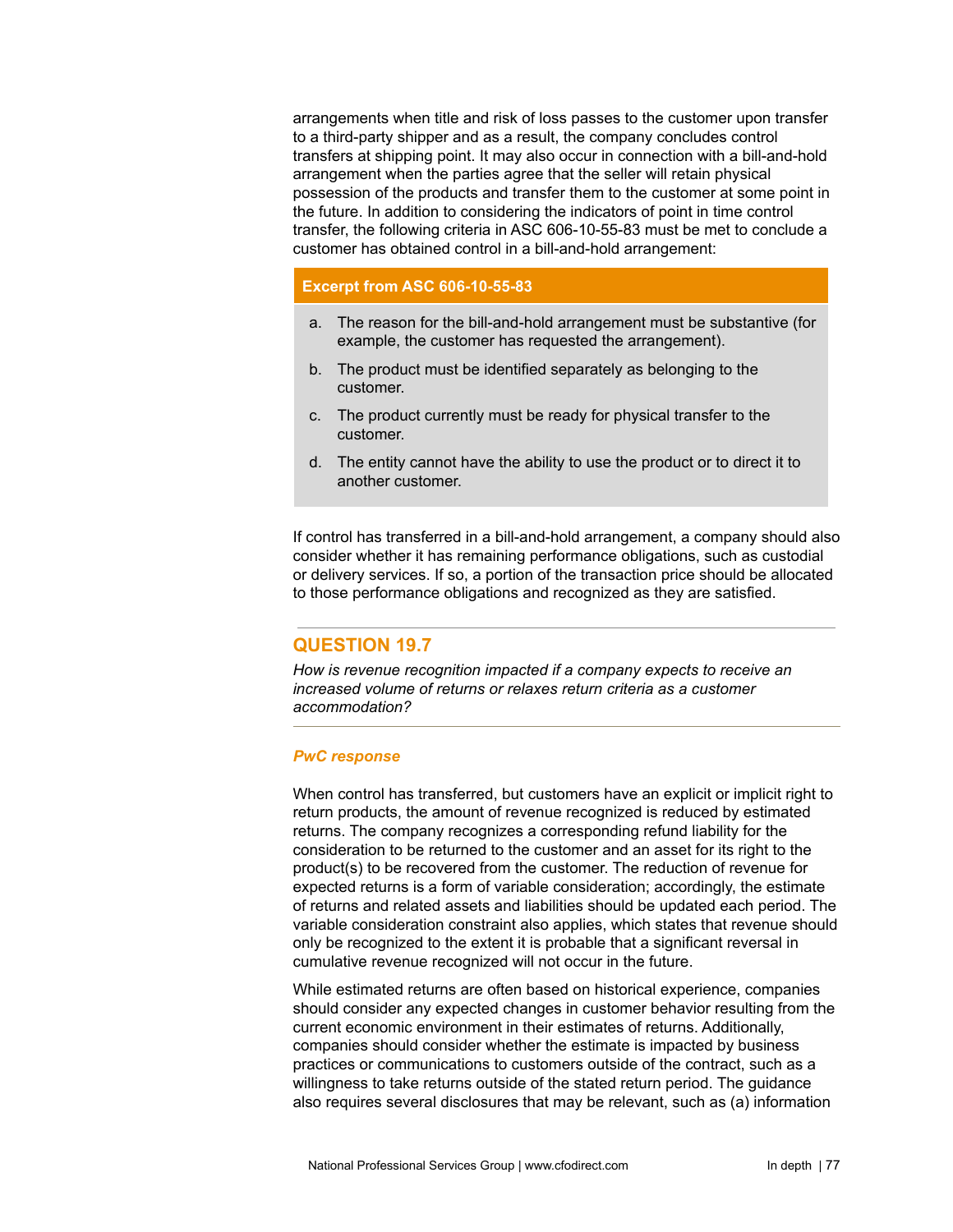arrangements when title and risk of loss passes to the customer upon transfer to a third-party shipper and as a result, the company concludes control transfers at shipping point. It may also occur in connection with a bill-and-hold arrangement when the parties agree that the seller will retain physical possession of the products and transfer them to the customer at some point in the future. In addition to considering the indicators of point in time control transfer, the following criteria in ASC 606-10-55-83 must be met to conclude a customer has obtained control in a bill-and-hold arrangement:

> **Excerpt from ASC 606-10-55-83**
>
> a. The reason for the bill-and-hold arrangement must be substantive (for example, the customer has requested the arrangement).
>
> b. The product must be identified separately as belonging to the customer.
>
> c. The product currently must be ready for physical transfer to the customer.
>
> d. The entity cannot have the ability to use the product or to direct it to another customer.

If control has transferred in a bill-and-hold arrangement, a company should also consider whether it has remaining performance obligations, such as custodial or delivery services. If so, a portion of the transaction price should be allocated to those performance obligations and recognized as they are satisfied.

## QUESTION 19.7

*How is revenue recognition impacted if a company expects to receive an increased volume of returns or relaxes return criteria as a customer accommodation?*

### *PwC response*

When control has transferred, but customers have an explicit or implicit right to return products, the amount of revenue recognized is reduced by estimated returns. The company recognizes a corresponding refund liability for the consideration to be returned to the customer and an asset for its right to the product(s) to be recovered from the customer. The reduction of revenue for expected returns is a form of variable consideration; accordingly, the estimate of returns and related assets and liabilities should be updated each period. The variable consideration constraint also applies, which states that revenue should only be recognized to the extent it is probable that a significant reversal in cumulative revenue recognized will not occur in the future.

While estimated returns are often based on historical experience, companies should consider any expected changes in customer behavior resulting from the current economic environment in their estimates of returns. Additionally, companies should consider whether the estimate is impacted by business practices or communications to customers outside of the contract, such as a willingness to take returns outside of the stated return period. The guidance also requires several disclosures that may be relevant, such as (a) information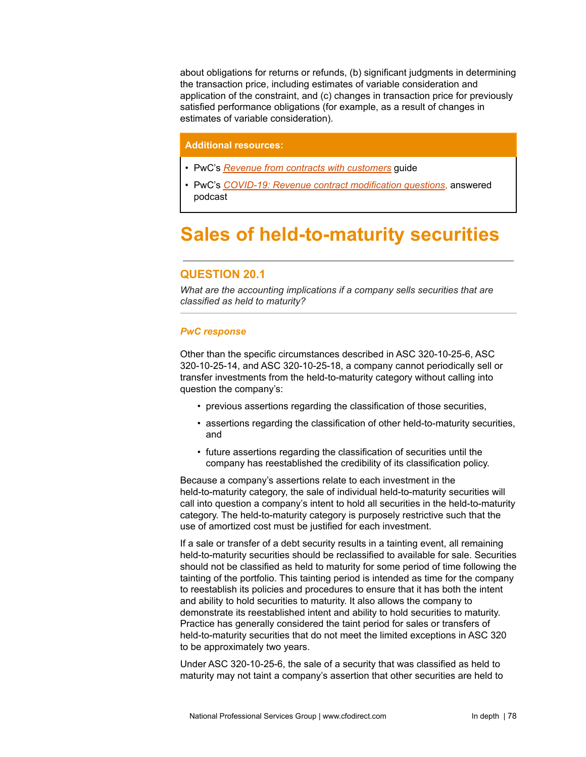about obligations for returns or refunds, (b) significant judgments in determining the transaction price, including estimates of variable consideration and application of the constraint, and (c) changes in transaction price for previously satisfied performance obligations (for example, as a result of changes in estimates of variable consideration).

**Additional resources:**

- PwC's *Revenue from contracts with customers* guide
- PwC's *COVID-19: Revenue contract modification questions,* answered podcast

# Sales of held-to-maturity securities

## QUESTION 20.1

*What are the accounting implications if a company sells securities that are classified as held to maturity?*

***PwC response***

Other than the specific circumstances described in ASC 320-10-25-6, ASC 320-10-25-14, and ASC 320-10-25-18, a company cannot periodically sell or transfer investments from the held-to-maturity category without calling into question the company's:

- previous assertions regarding the classification of those securities,
- assertions regarding the classification of other held-to-maturity securities, and
- future assertions regarding the classification of securities until the company has reestablished the credibility of its classification policy.

Because a company's assertions relate to each investment in the held-to-maturity category, the sale of individual held-to-maturity securities will call into question a company's intent to hold all securities in the held-to-maturity category. The held-to-maturity category is purposely restrictive such that the use of amortized cost must be justified for each investment.

If a sale or transfer of a debt security results in a tainting event, all remaining held-to-maturity securities should be reclassified to available for sale. Securities should not be classified as held to maturity for some period of time following the tainting of the portfolio. This tainting period is intended as time for the company to reestablish its policies and procedures to ensure that it has both the intent and ability to hold securities to maturity. It also allows the company to demonstrate its reestablished intent and ability to hold securities to maturity. Practice has generally considered the taint period for sales or transfers of held-to-maturity securities that do not meet the limited exceptions in ASC 320 to be approximately two years.

Under ASC 320-10-25-6, the sale of a security that was classified as held to maturity may not taint a company's assertion that other securities are held to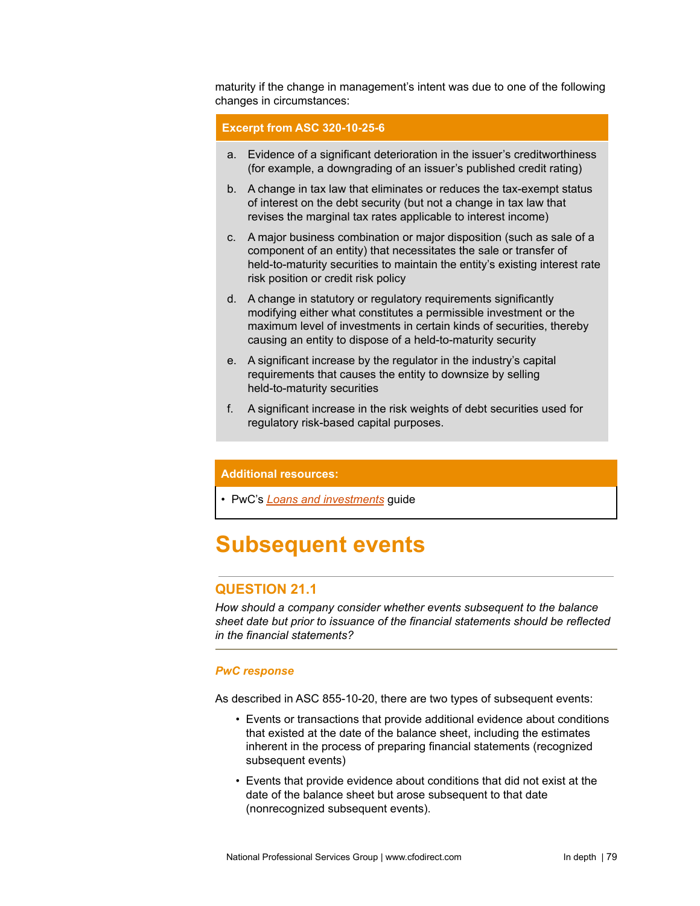maturity if the change in management's intent was due to one of the following changes in circumstances:

**Excerpt from ASC 320-10-25-6**

a. Evidence of a significant deterioration in the issuer's creditworthiness (for example, a downgrading of an issuer's published credit rating)

b. A change in tax law that eliminates or reduces the tax-exempt status of interest on the debt security (but not a change in tax law that revises the marginal tax rates applicable to interest income)

c. A major business combination or major disposition (such as sale of a component of an entity) that necessitates the sale or transfer of held-to-maturity securities to maintain the entity's existing interest rate risk position or credit risk policy

d. A change in statutory or regulatory requirements significantly modifying either what constitutes a permissible investment or the maximum level of investments in certain kinds of securities, thereby causing an entity to dispose of a held-to-maturity security

e. A significant increase by the regulator in the industry's capital requirements that causes the entity to downsize by selling held-to-maturity securities

f. A significant increase in the risk weights of debt securities used for regulatory risk-based capital purposes.

**Additional resources:**

- PwC's *Loans and investments* guide

# Subsequent events

## QUESTION 21.1

*How should a company consider whether events subsequent to the balance sheet date but prior to issuance of the financial statements should be reflected in the financial statements?*

### *PwC response*

As described in ASC 855-10-20, there are two types of subsequent events:

- Events or transactions that provide additional evidence about conditions that existed at the date of the balance sheet, including the estimates inherent in the process of preparing financial statements (recognized subsequent events)
- Events that provide evidence about conditions that did not exist at the date of the balance sheet but arose subsequent to that date (nonrecognized subsequent events).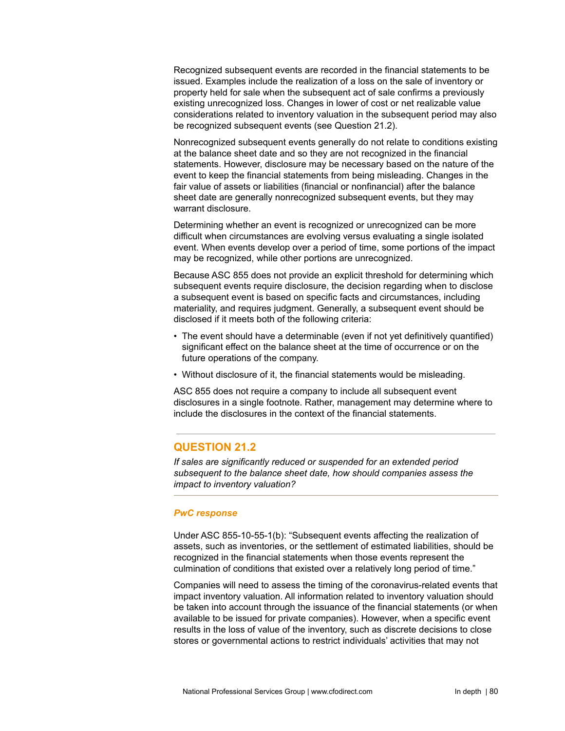Recognized subsequent events are recorded in the financial statements to be issued. Examples include the realization of a loss on the sale of inventory or property held for sale when the subsequent act of sale confirms a previously existing unrecognized loss. Changes in lower of cost or net realizable value considerations related to inventory valuation in the subsequent period may also be recognized subsequent events (see Question 21.2).

Nonrecognized subsequent events generally do not relate to conditions existing at the balance sheet date and so they are not recognized in the financial statements. However, disclosure may be necessary based on the nature of the event to keep the financial statements from being misleading. Changes in the fair value of assets or liabilities (financial or nonfinancial) after the balance sheet date are generally nonrecognized subsequent events, but they may warrant disclosure.

Determining whether an event is recognized or unrecognized can be more difficult when circumstances are evolving versus evaluating a single isolated event. When events develop over a period of time, some portions of the impact may be recognized, while other portions are unrecognized.

Because ASC 855 does not provide an explicit threshold for determining which subsequent events require disclosure, the decision regarding when to disclose a subsequent event is based on specific facts and circumstances, including materiality, and requires judgment. Generally, a subsequent event should be disclosed if it meets both of the following criteria:

- The event should have a determinable (even if not yet definitively quantified) significant effect on the balance sheet at the time of occurrence or on the future operations of the company.
- Without disclosure of it, the financial statements would be misleading.

ASC 855 does not require a company to include all subsequent event disclosures in a single footnote. Rather, management may determine where to include the disclosures in the context of the financial statements.

## QUESTION 21.2

*If sales are significantly reduced or suspended for an extended period subsequent to the balance sheet date, how should companies assess the impact to inventory valuation?*

***PwC response***

Under ASC 855-10-55-1(b): "Subsequent events affecting the realization of assets, such as inventories, or the settlement of estimated liabilities, should be recognized in the financial statements when those events represent the culmination of conditions that existed over a relatively long period of time."

Companies will need to assess the timing of the coronavirus-related events that impact inventory valuation. All information related to inventory valuation should be taken into account through the issuance of the financial statements (or when available to be issued for private companies). However, when a specific event results in the loss of value of the inventory, such as discrete decisions to close stores or governmental actions to restrict individuals' activities that may not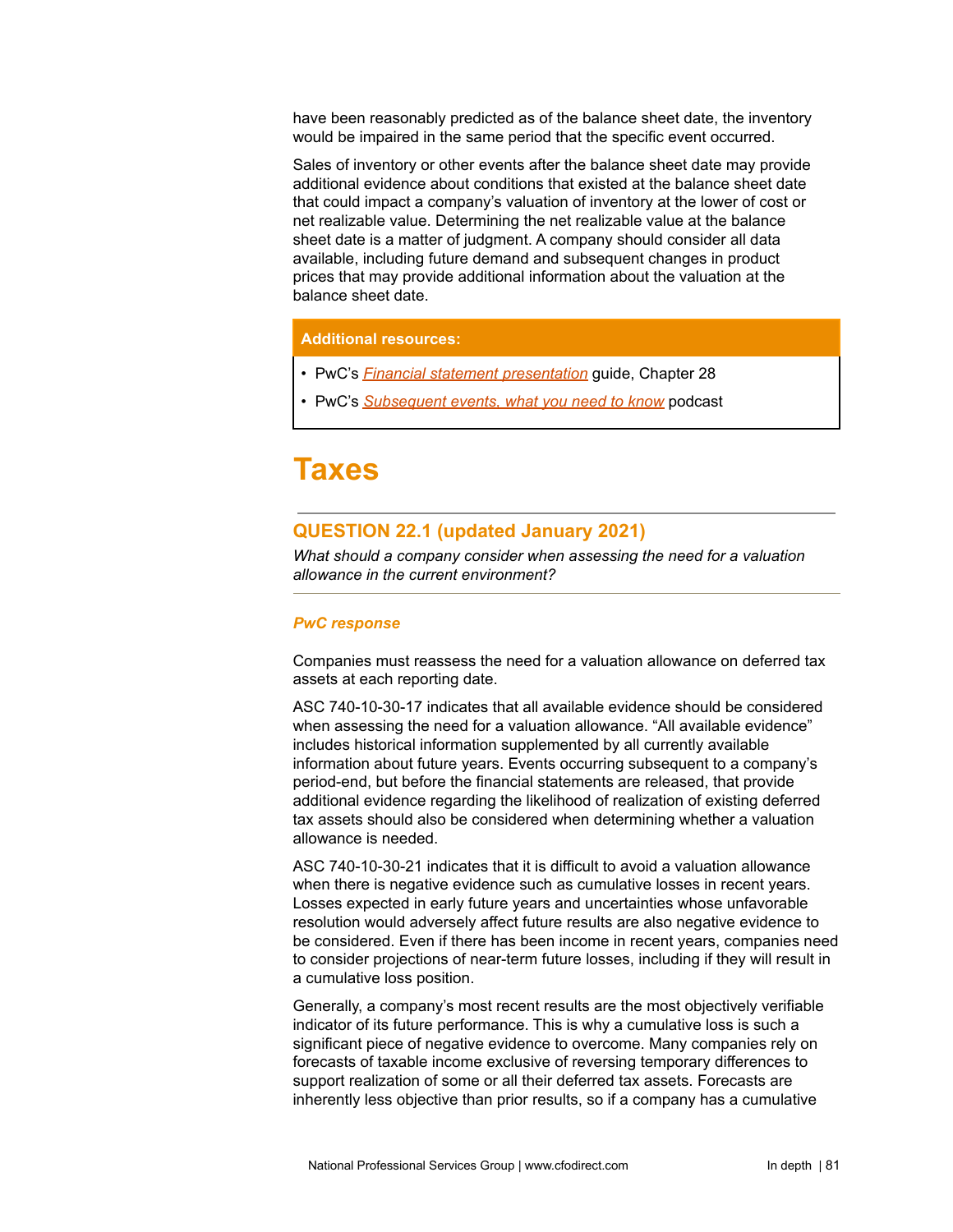have been reasonably predicted as of the balance sheet date, the inventory would be impaired in the same period that the specific event occurred.

Sales of inventory or other events after the balance sheet date may provide additional evidence about conditions that existed at the balance sheet date that could impact a company's valuation of inventory at the lower of cost or net realizable value. Determining the net realizable value at the balance sheet date is a matter of judgment. A company should consider all data available, including future demand and subsequent changes in product prices that may provide additional information about the valuation at the balance sheet date.

**Additional resources:**

- PwC's *Financial statement presentation* guide, Chapter 28
- PwC's *Subsequent events, what you need to know* podcast

# Taxes

## QUESTION 22.1 (updated January 2021)

*What should a company consider when assessing the need for a valuation allowance in the current environment?*

### *PwC response*

Companies must reassess the need for a valuation allowance on deferred tax assets at each reporting date.

ASC 740-10-30-17 indicates that all available evidence should be considered when assessing the need for a valuation allowance. "All available evidence" includes historical information supplemented by all currently available information about future years. Events occurring subsequent to a company's period-end, but before the financial statements are released, that provide additional evidence regarding the likelihood of realization of existing deferred tax assets should also be considered when determining whether a valuation allowance is needed.

ASC 740-10-30-21 indicates that it is difficult to avoid a valuation allowance when there is negative evidence such as cumulative losses in recent years. Losses expected in early future years and uncertainties whose unfavorable resolution would adversely affect future results are also negative evidence to be considered. Even if there has been income in recent years, companies need to consider projections of near-term future losses, including if they will result in a cumulative loss position.

Generally, a company's most recent results are the most objectively verifiable indicator of its future performance. This is why a cumulative loss is such a significant piece of negative evidence to overcome. Many companies rely on forecasts of taxable income exclusive of reversing temporary differences to support realization of some or all their deferred tax assets. Forecasts are inherently less objective than prior results, so if a company has a cumulative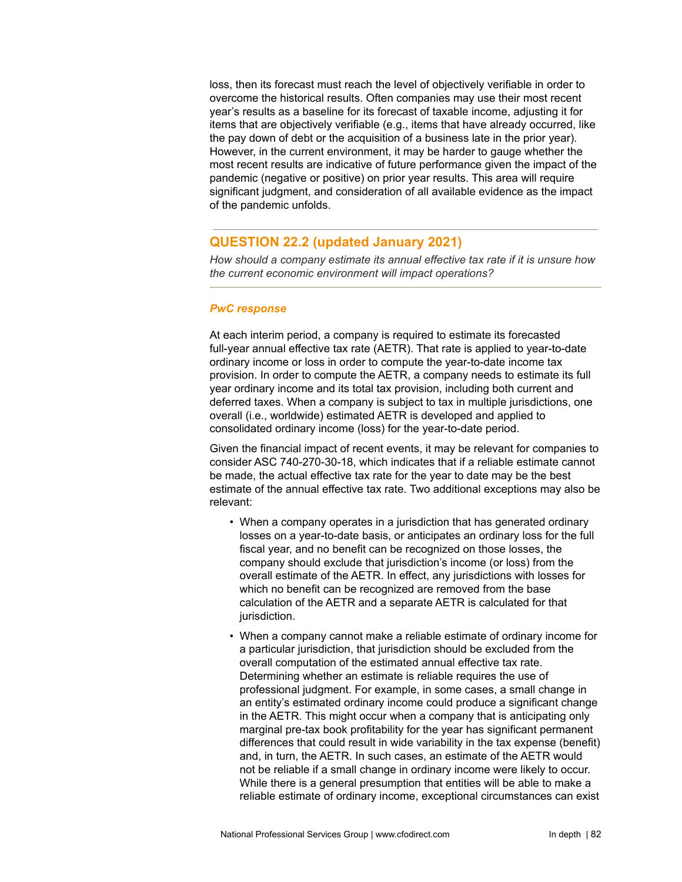loss, then its forecast must reach the level of objectively verifiable in order to overcome the historical results. Often companies may use their most recent year's results as a baseline for its forecast of taxable income, adjusting it for items that are objectively verifiable (e.g., items that have already occurred, like the pay down of debt or the acquisition of a business late in the prior year). However, in the current environment, it may be harder to gauge whether the most recent results are indicative of future performance given the impact of the pandemic (negative or positive) on prior year results. This area will require significant judgment, and consideration of all available evidence as the impact of the pandemic unfolds.

## QUESTION 22.2 (updated January 2021)

*How should a company estimate its annual effective tax rate if it is unsure how the current economic environment will impact operations?*

### *PwC response*

At each interim period, a company is required to estimate its forecasted full-year annual effective tax rate (AETR). That rate is applied to year-to-date ordinary income or loss in order to compute the year-to-date income tax provision. In order to compute the AETR, a company needs to estimate its full year ordinary income and its total tax provision, including both current and deferred taxes. When a company is subject to tax in multiple jurisdictions, one overall (i.e., worldwide) estimated AETR is developed and applied to consolidated ordinary income (loss) for the year-to-date period.

Given the financial impact of recent events, it may be relevant for companies to consider ASC 740-270-30-18, which indicates that if a reliable estimate cannot be made, the actual effective tax rate for the year to date may be the best estimate of the annual effective tax rate. Two additional exceptions may also be relevant:

- When a company operates in a jurisdiction that has generated ordinary losses on a year-to-date basis, or anticipates an ordinary loss for the full fiscal year, and no benefit can be recognized on those losses, the company should exclude that jurisdiction's income (or loss) from the overall estimate of the AETR. In effect, any jurisdictions with losses for which no benefit can be recognized are removed from the base calculation of the AETR and a separate AETR is calculated for that jurisdiction.
- When a company cannot make a reliable estimate of ordinary income for a particular jurisdiction, that jurisdiction should be excluded from the overall computation of the estimated annual effective tax rate. Determining whether an estimate is reliable requires the use of professional judgment. For example, in some cases, a small change in an entity's estimated ordinary income could produce a significant change in the AETR. This might occur when a company that is anticipating only marginal pre-tax book profitability for the year has significant permanent differences that could result in wide variability in the tax expense (benefit) and, in turn, the AETR. In such cases, an estimate of the AETR would not be reliable if a small change in ordinary income were likely to occur. While there is a general presumption that entities will be able to make a reliable estimate of ordinary income, exceptional circumstances can exist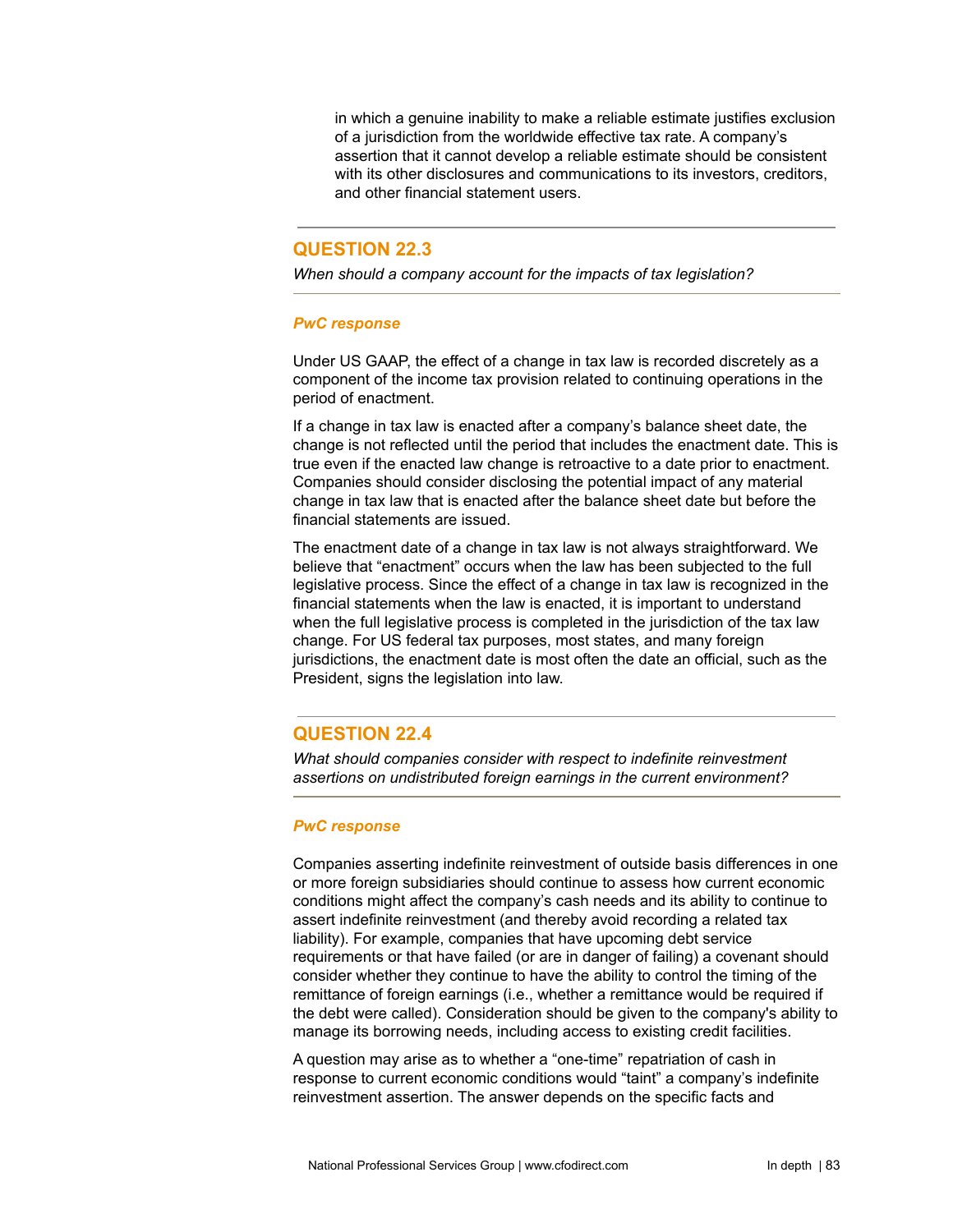in which a genuine inability to make a reliable estimate justifies exclusion of a jurisdiction from the worldwide effective tax rate. A company's assertion that it cannot develop a reliable estimate should be consistent with its other disclosures and communications to its investors, creditors, and other financial statement users.

## QUESTION 22.3

*When should a company account for the impacts of tax legislation?*

### *PwC response*

Under US GAAP, the effect of a change in tax law is recorded discretely as a component of the income tax provision related to continuing operations in the period of enactment.

If a change in tax law is enacted after a company's balance sheet date, the change is not reflected until the period that includes the enactment date. This is true even if the enacted law change is retroactive to a date prior to enactment. Companies should consider disclosing the potential impact of any material change in tax law that is enacted after the balance sheet date but before the financial statements are issued.

The enactment date of a change in tax law is not always straightforward. We believe that "enactment" occurs when the law has been subjected to the full legislative process. Since the effect of a change in tax law is recognized in the financial statements when the law is enacted, it is important to understand when the full legislative process is completed in the jurisdiction of the tax law change. For US federal tax purposes, most states, and many foreign jurisdictions, the enactment date is most often the date an official, such as the President, signs the legislation into law.

## QUESTION 22.4

*What should companies consider with respect to indefinite reinvestment assertions on undistributed foreign earnings in the current environment?*

### *PwC response*

Companies asserting indefinite reinvestment of outside basis differences in one or more foreign subsidiaries should continue to assess how current economic conditions might affect the company's cash needs and its ability to continue to assert indefinite reinvestment (and thereby avoid recording a related tax liability). For example, companies that have upcoming debt service requirements or that have failed (or are in danger of failing) a covenant should consider whether they continue to have the ability to control the timing of the remittance of foreign earnings (i.e., whether a remittance would be required if the debt were called). Consideration should be given to the company's ability to manage its borrowing needs, including access to existing credit facilities.

A question may arise as to whether a "one-time" repatriation of cash in response to current economic conditions would "taint" a company's indefinite reinvestment assertion. The answer depends on the specific facts and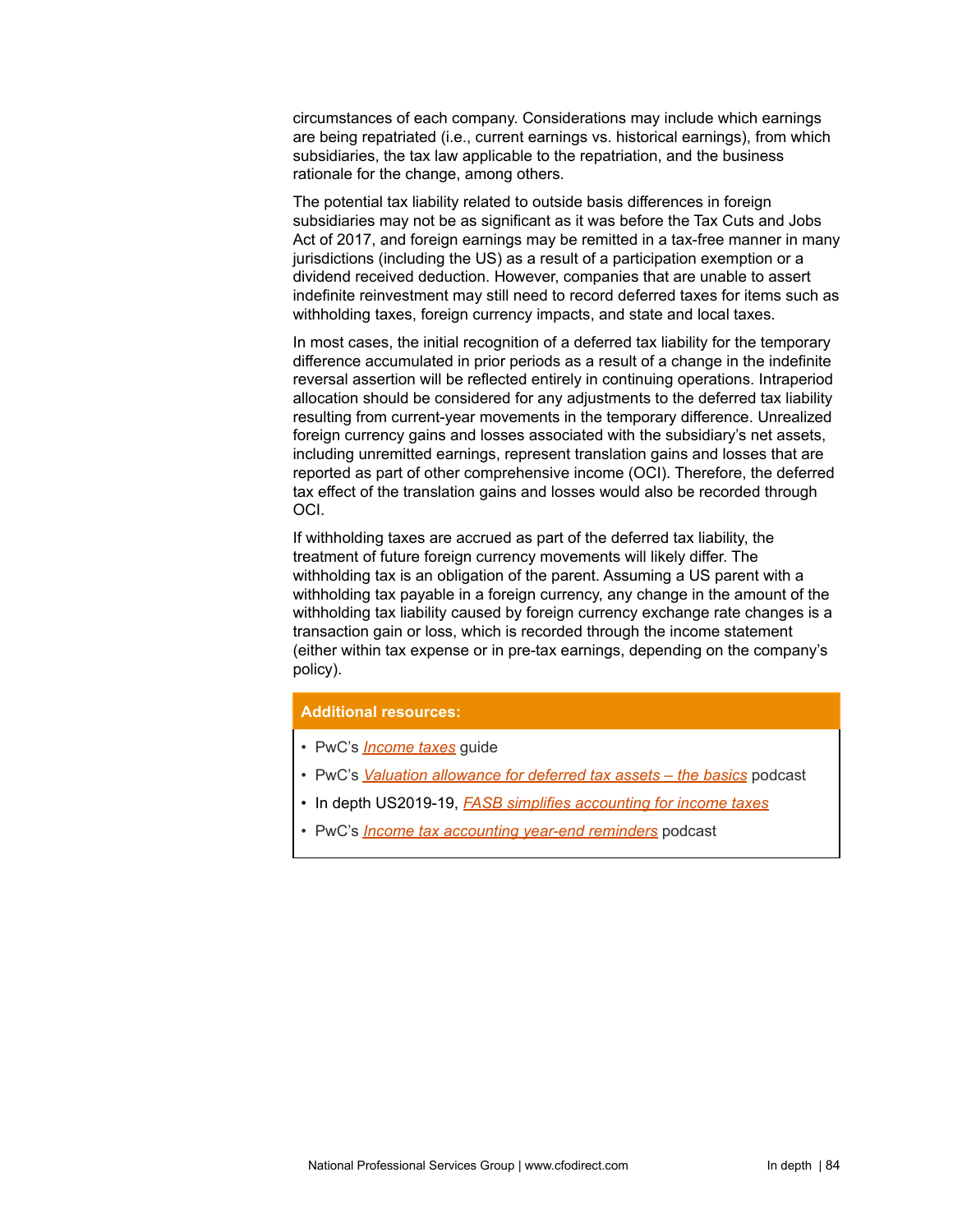circumstances of each company. Considerations may include which earnings are being repatriated (i.e., current earnings vs. historical earnings), from which subsidiaries, the tax law applicable to the repatriation, and the business rationale for the change, among others.

The potential tax liability related to outside basis differences in foreign subsidiaries may not be as significant as it was before the Tax Cuts and Jobs Act of 2017, and foreign earnings may be remitted in a tax-free manner in many jurisdictions (including the US) as a result of a participation exemption or a dividend received deduction. However, companies that are unable to assert indefinite reinvestment may still need to record deferred taxes for items such as withholding taxes, foreign currency impacts, and state and local taxes.

In most cases, the initial recognition of a deferred tax liability for the temporary difference accumulated in prior periods as a result of a change in the indefinite reversal assertion will be reflected entirely in continuing operations. Intraperiod allocation should be considered for any adjustments to the deferred tax liability resulting from current-year movements in the temporary difference. Unrealized foreign currency gains and losses associated with the subsidiary's net assets, including unremitted earnings, represent translation gains and losses that are reported as part of other comprehensive income (OCI). Therefore, the deferred tax effect of the translation gains and losses would also be recorded through OCI.

If withholding taxes are accrued as part of the deferred tax liability, the treatment of future foreign currency movements will likely differ. The withholding tax is an obligation of the parent. Assuming a US parent with a withholding tax payable in a foreign currency, any change in the amount of the withholding tax liability caused by foreign currency exchange rate changes is a transaction gain or loss, which is recorded through the income statement (either within tax expense or in pre-tax earnings, depending on the company's policy).

**Additional resources:**

- PwC's *Income taxes* guide
- PwC's *Valuation allowance for deferred tax assets – the basics* podcast
- In depth US2019-19, *FASB simplifies accounting for income taxes*
- PwC's *Income tax accounting year-end reminders* podcast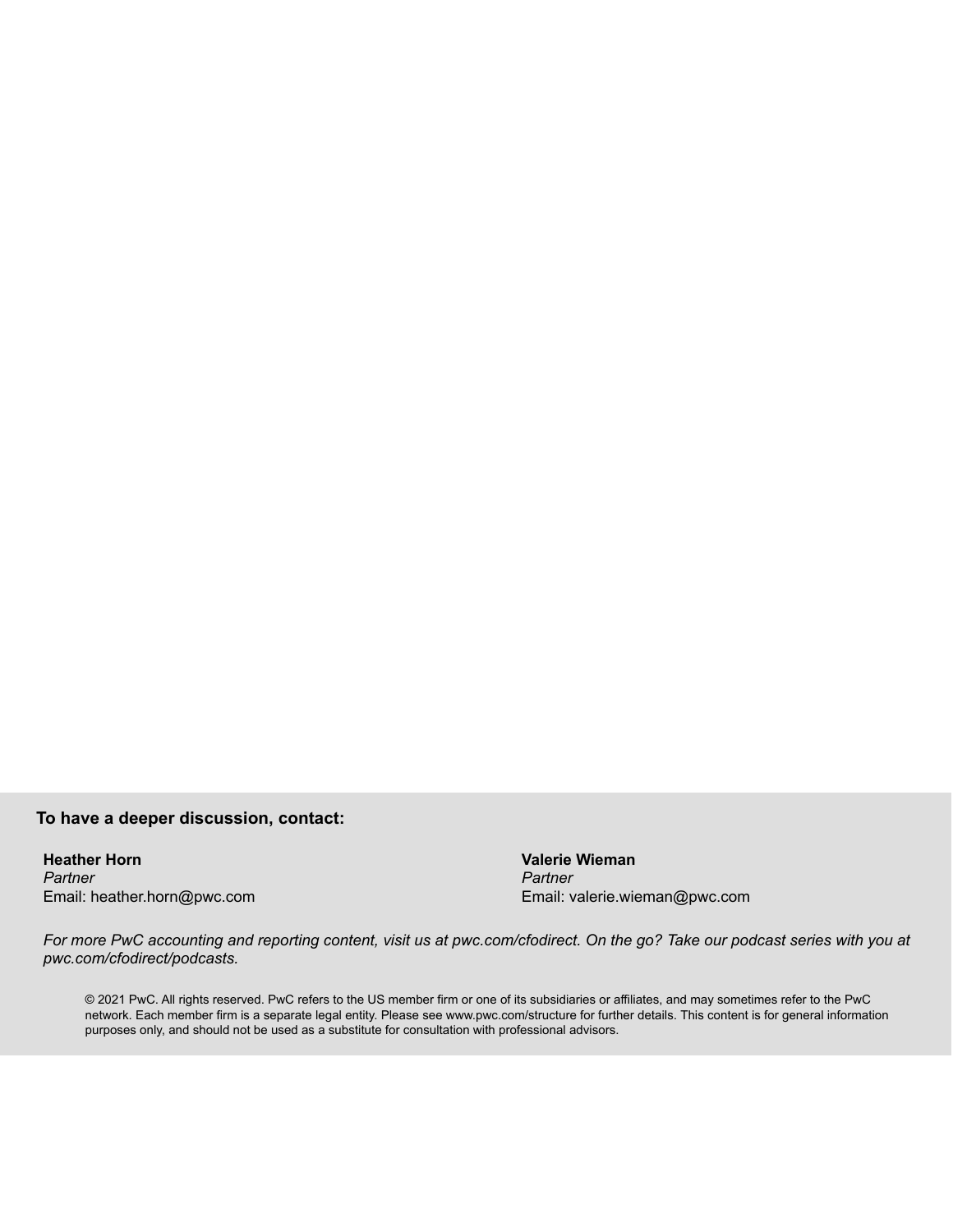**To have a deeper discussion, contact:**

**Heather Horn**
*Partner*
Email: heather.horn@pwc.com

**Valerie Wieman**
*Partner*
Email: valerie.wieman@pwc.com

*For more PwC accounting and reporting content, visit us at pwc.com/cfodirect. On the go? Take our podcast series with you at pwc.com/cfodirect/podcasts.*

© 2021 PwC. All rights reserved. PwC refers to the US member firm or one of its subsidiaries or affiliates, and may sometimes refer to the PwC network. Each member firm is a separate legal entity. Please see www.pwc.com/structure for further details. This content is for general information purposes only, and should not be used as a substitute for consultation with professional advisors.